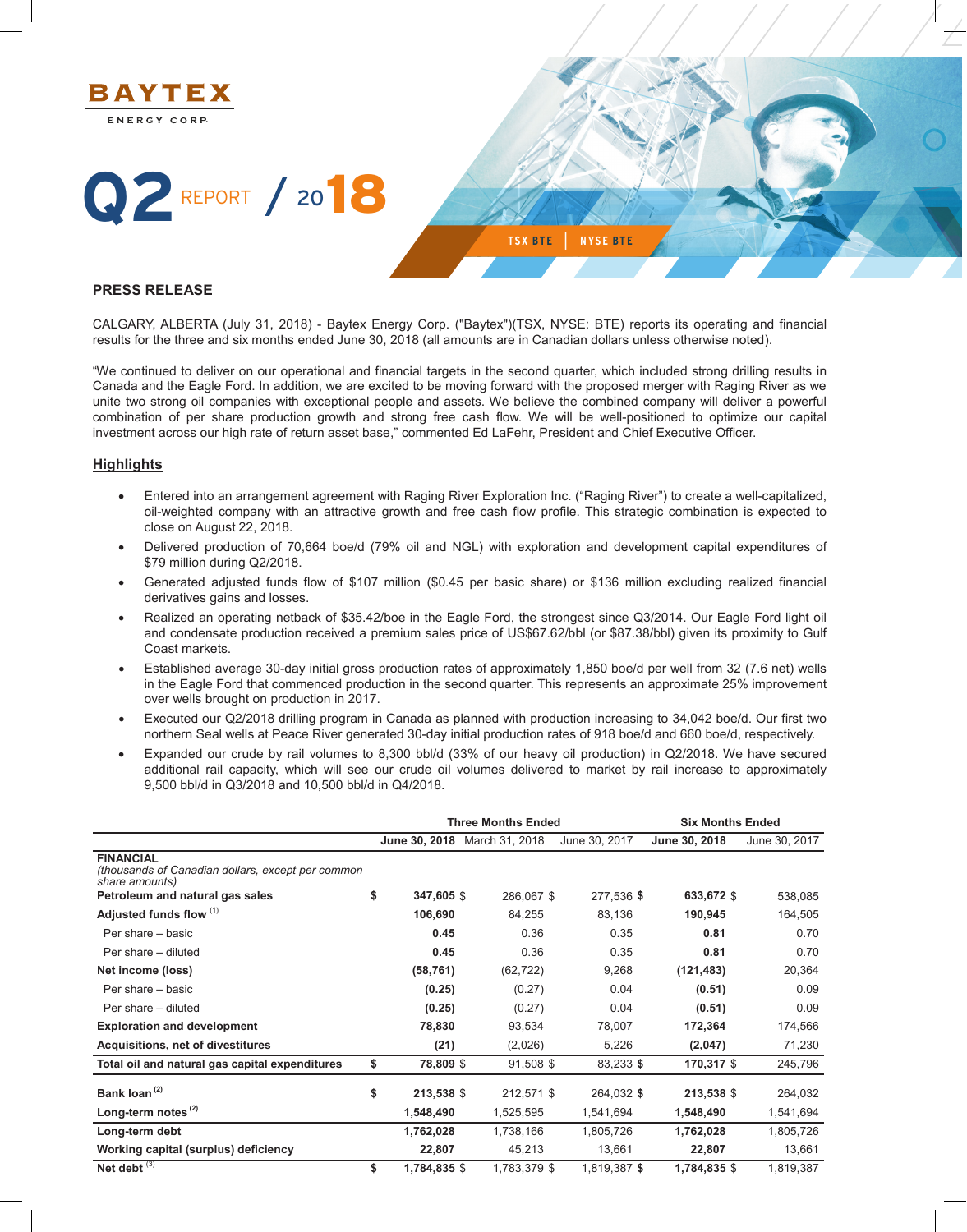BAYTEX
ENERGY CORP.

# Q2 REPORT / 2018

TSX BTE | NYSE BTE

## PRESS RELEASE

CALGARY, ALBERTA (July 31, 2018) - Baytex Energy Corp. ("Baytex")(TSX, NYSE: BTE) reports its operating and financial results for the three and six months ended June 30, 2018 (all amounts are in Canadian dollars unless otherwise noted).

"We continued to deliver on our operational and financial targets in the second quarter, which included strong drilling results in Canada and the Eagle Ford. In addition, we are excited to be moving forward with the proposed merger with Raging River as we unite two strong oil companies with exceptional people and assets. We believe the combined company will deliver a powerful combination of per share production growth and strong free cash flow. We will be well-positioned to optimize our capital investment across our high rate of return asset base," commented Ed LaFehr, President and Chief Executive Officer.

## Highlights

- Entered into an arrangement agreement with Raging River Exploration Inc. ("Raging River") to create a well-capitalized, oil-weighted company with an attractive growth and free cash flow profile. This strategic combination is expected to close on August 22, 2018.
- Delivered production of 70,664 boe/d (79% oil and NGL) with exploration and development capital expenditures of $79 million during Q2/2018.
- Generated adjusted funds flow of $107 million ($0.45 per basic share) or $136 million excluding realized financial derivatives gains and losses.
- Realized an operating netback of $35.42/boe in the Eagle Ford, the strongest since Q3/2014. Our Eagle Ford light oil and condensate production received a premium sales price of US$67.62/bbl (or $87.38/bbl) given its proximity to Gulf Coast markets.
- Established average 30-day initial gross production rates of approximately 1,850 boe/d per well from 32 (7.6 net) wells in the Eagle Ford that commenced production in the second quarter. This represents an approximate 25% improvement over wells brought on production in 2017.
- Executed our Q2/2018 drilling program in Canada as planned with production increasing to 34,042 boe/d. Our first two northern Seal wells at Peace River generated 30-day initial production rates of 918 boe/d and 660 boe/d, respectively.
- Expanded our crude by rail volumes to 8,300 bbl/d (33% of our heavy oil production) in Q2/2018. We have secured additional rail capacity, which will see our crude oil volumes delivered to market by rail increase to approximately 9,500 bbl/d in Q3/2018 and 10,500 bbl/d in Q4/2018.

| | | Three Months Ended | | | Six Months Ended | |
|---|---|---|---|---|---|---|
| | | **June 30, 2018** | March 31, 2018 | June 30, 2017 | **June 30, 2018** | June 30, 2017 |
| **FINANCIAL** *(thousands of Canadian dollars, except per common share amounts)* | | | | | | |
| **Petroleum and natural gas sales** | $ | **347,605** | $ 286,067 | $ 277,536 | **$ 633,672** | $ 538,085 |
| **Adjusted funds flow** [1] | | **106,690** | 84,255 | 83,136 | **190,945** | 164,505 |
| Per share – basic | | **0.45** | 0.36 | 0.35 | **0.81** | 0.70 |
| Per share – diluted | | **0.45** | 0.36 | 0.35 | **0.81** | 0.70 |
| **Net income (loss)** | | **(58,761)** | (62,722) | 9,268 | **(121,483)** | 20,364 |
| Per share – basic | | **(0.25)** | (0.27) | 0.04 | **(0.51)** | 0.09 |
| Per share – diluted | | **(0.25)** | (0.27) | 0.04 | **(0.51)** | 0.09 |
| **Exploration and development** | | **78,830** | 93,534 | 78,007 | **172,364** | 174,566 |
| **Acquisitions, net of divestitures** | | **(21)** | (2,026) | 5,226 | **(2,047)** | 71,230 |
| **Total oil and natural gas capital expenditures** | $ | **78,809** | $ 91,508 | $ 83,233 | **$ 170,317** | $ 245,796 |
| **Bank loan** [2] | $ | **213,538** | $ 212,571 | $ 264,032 | **$ 213,538** | $ 264,032 |
| **Long-term notes** [2] | | **1,548,490** | 1,525,595 | 1,541,694 | **1,548,490** | 1,541,694 |
| **Long-term debt** | | **1,762,028** | 1,738,166 | 1,805,726 | **1,762,028** | 1,805,726 |
| **Working capital (surplus) deficiency** | | **22,807** | 45,213 | 13,661 | **22,807** | 13,661 |
| **Net debt** [3] | $ | **1,784,835** | $ 1,783,379 | $ 1,819,387 | **$ 1,784,835** | $ 1,819,387 |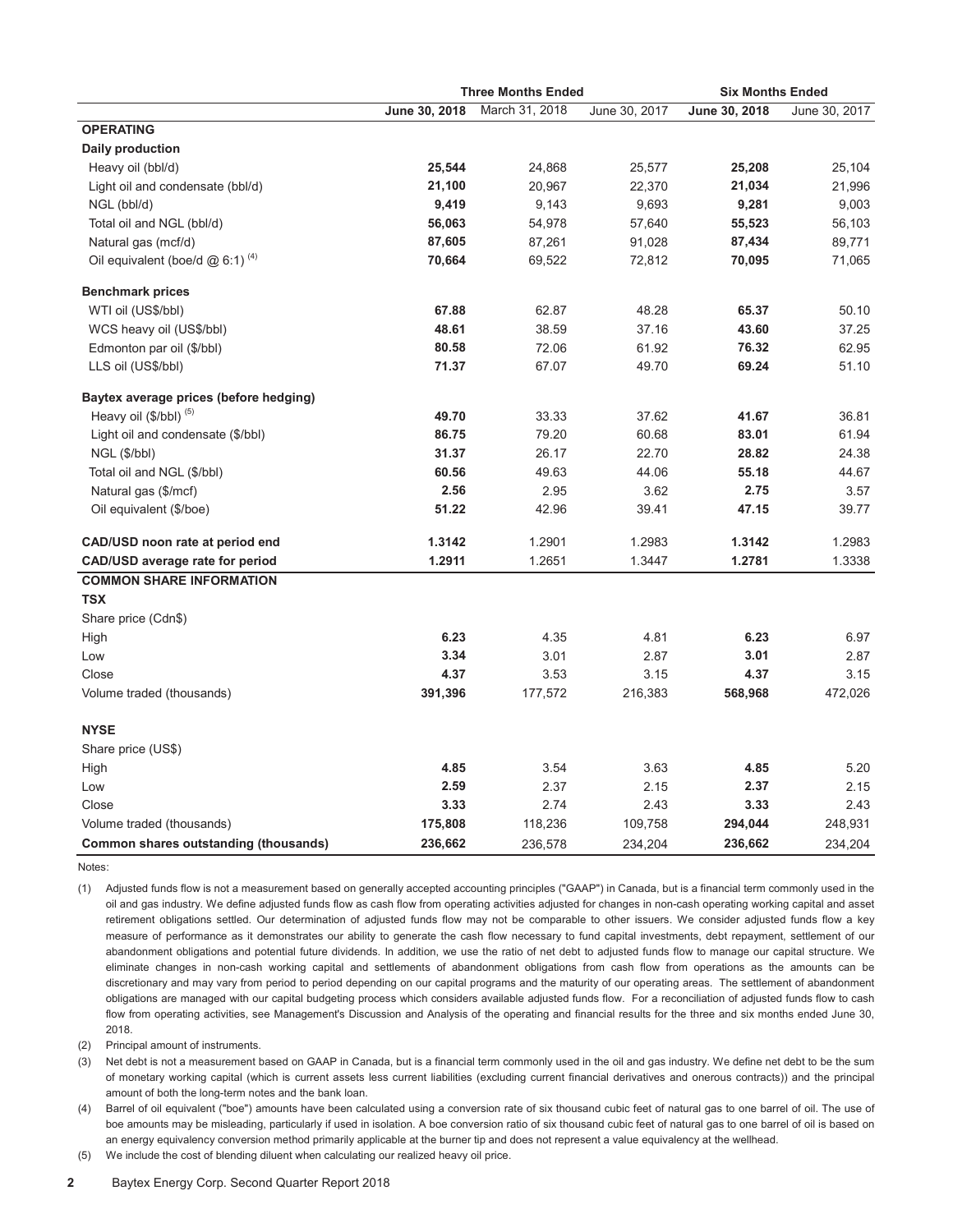| | Three Months Ended | | | Six Months Ended | |
|---|---|---|---|---|---|
| | **June 30, 2018** | March 31, 2018 | June 30, 2017 | **June 30, 2018** | June 30, 2017 |
| **OPERATING** | | | | | |
| **Daily production** | | | | | |
| Heavy oil (bbl/d) | **25,544** | 24,868 | 25,577 | **25,208** | 25,104 |
| Light oil and condensate (bbl/d) | **21,100** | 20,967 | 22,370 | **21,034** | 21,996 |
| NGL (bbl/d) | **9,419** | 9,143 | 9,693 | **9,281** | 9,003 |
| Total oil and NGL (bbl/d) | **56,063** | 54,978 | 57,640 | **55,523** | 56,103 |
| Natural gas (mcf/d) | **87,605** | 87,261 | 91,028 | **87,434** | 89,771 |
| Oil equivalent (boe/d @ 6:1) (4) | **70,664** | 69,522 | 72,812 | **70,095** | 71,065 |
| **Benchmark prices** | | | | | |
| WTI oil (US$/bbl) | **67.88** | 62.87 | 48.28 | **65.37** | 50.10 |
| WCS heavy oil (US$/bbl) | **48.61** | 38.59 | 37.16 | **43.60** | 37.25 |
| Edmonton par oil ($/bbl) | **80.58** | 72.06 | 61.92 | **76.32** | 62.95 |
| LLS oil (US$/bbl) | **71.37** | 67.07 | 49.70 | **69.24** | 51.10 |
| **Baytex average prices (before hedging)** | | | | | |
| Heavy oil ($/bbl) (5) | **49.70** | 33.33 | 37.62 | **41.67** | 36.81 |
| Light oil and condensate ($/bbl) | **86.75** | 79.20 | 60.68 | **83.01** | 61.94 |
| NGL ($/bbl) | **31.37** | 26.17 | 22.70 | **28.82** | 24.38 |
| Total oil and NGL ($/bbl) | **60.56** | 49.63 | 44.06 | **55.18** | 44.67 |
| Natural gas ($/mcf) | **2.56** | 2.95 | 3.62 | **2.75** | 3.57 |
| Oil equivalent ($/boe) | **51.22** | 42.96 | 39.41 | **47.15** | 39.77 |
| **CAD/USD noon rate at period end** | **1.3142** | 1.2901 | 1.2983 | **1.3142** | 1.2983 |
| **CAD/USD average rate for period** | **1.2911** | 1.2651 | 1.3447 | **1.2781** | 1.3338 |
| **COMMON SHARE INFORMATION** | | | | | |
| **TSX** | | | | | |
| Share price (Cdn$) | | | | | |
| High | **6.23** | 4.35 | 4.81 | **6.23** | 6.97 |
| Low | **3.34** | 3.01 | 2.87 | **3.01** | 2.87 |
| Close | **4.37** | 3.53 | 3.15 | **4.37** | 3.15 |
| Volume traded (thousands) | **391,396** | 177,572 | 216,383 | **568,968** | 472,026 |
| **NYSE** | | | | | |
| Share price (US$) | | | | | |
| High | **4.85** | 3.54 | 3.63 | **4.85** | 5.20 |
| Low | **2.59** | 2.37 | 2.15 | **2.37** | 2.15 |
| Close | **3.33** | 2.74 | 2.43 | **3.33** | 2.43 |
| Volume traded (thousands) | **175,808** | 118,236 | 109,758 | **294,044** | 248,931 |
| **Common shares outstanding (thousands)** | **236,662** | 236,578 | 234,204 | **236,662** | 234,204 |

Notes:

(1) Adjusted funds flow is not a measurement based on generally accepted accounting principles ("GAAP") in Canada, but is a financial term commonly used in the oil and gas industry. We define adjusted funds flow as cash flow from operating activities adjusted for changes in non-cash operating working capital and asset retirement obligations settled. Our determination of adjusted funds flow may not be comparable to other issuers. We consider adjusted funds flow a key measure of performance as it demonstrates our ability to generate the cash flow necessary to fund capital investments, debt repayment, settlement of our abandonment obligations and potential future dividends. In addition, we use the ratio of net debt to adjusted funds flow to manage our capital structure. We eliminate changes in non-cash working capital and settlements of abandonment obligations from cash flow from operations as the amounts can be discretionary and may vary from period to period depending on our capital programs and the maturity of our operating areas. The settlement of abandonment obligations are managed with our capital budgeting process which considers available adjusted funds flow. For a reconciliation of adjusted funds flow to cash flow from operating activities, see Management's Discussion and Analysis of the operating and financial results for the three and six months ended June 30, 2018.

(2) Principal amount of instruments.

(3) Net debt is not a measurement based on GAAP in Canada, but is a financial term commonly used in the oil and gas industry. We define net debt to be the sum of monetary working capital (which is current assets less current liabilities (excluding current financial derivatives and onerous contracts)) and the principal amount of both the long-term notes and the bank loan.

(4) Barrel of oil equivalent ("boe") amounts have been calculated using a conversion rate of six thousand cubic feet of natural gas to one barrel of oil. The use of boe amounts may be misleading, particularly if used in isolation. A boe conversion ratio of six thousand cubic feet of natural gas to one barrel of oil is based on an energy equivalency conversion method primarily applicable at the burner tip and does not represent a value equivalency at the wellhead.

(5) We include the cost of blending diluent when calculating our realized heavy oil price.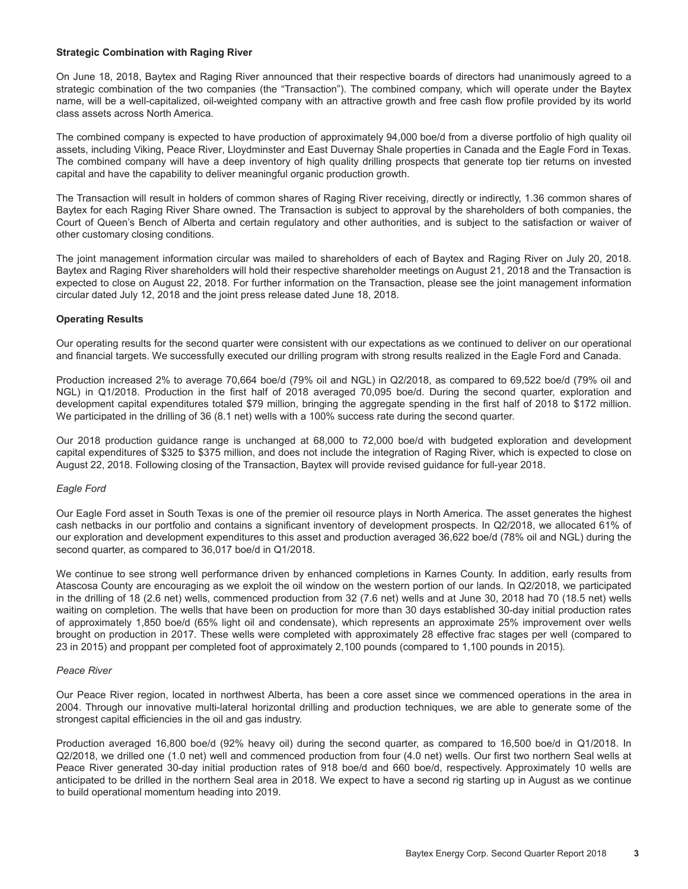**Strategic Combination with Raging River**

On June 18, 2018, Baytex and Raging River announced that their respective boards of directors had unanimously agreed to a strategic combination of the two companies (the "Transaction"). The combined company, which will operate under the Baytex name, will be a well-capitalized, oil-weighted company with an attractive growth and free cash flow profile provided by its world class assets across North America.

The combined company is expected to have production of approximately 94,000 boe/d from a diverse portfolio of high quality oil assets, including Viking, Peace River, Lloydminster and East Duvernay Shale properties in Canada and the Eagle Ford in Texas. The combined company will have a deep inventory of high quality drilling prospects that generate top tier returns on invested capital and have the capability to deliver meaningful organic production growth.

The Transaction will result in holders of common shares of Raging River receiving, directly or indirectly, 1.36 common shares of Baytex for each Raging River Share owned. The Transaction is subject to approval by the shareholders of both companies, the Court of Queen's Bench of Alberta and certain regulatory and other authorities, and is subject to the satisfaction or waiver of other customary closing conditions.

The joint management information circular was mailed to shareholders of each of Baytex and Raging River on July 20, 2018. Baytex and Raging River shareholders will hold their respective shareholder meetings on August 21, 2018 and the Transaction is expected to close on August 22, 2018. For further information on the Transaction, please see the joint management information circular dated July 12, 2018 and the joint press release dated June 18, 2018.

**Operating Results**

Our operating results for the second quarter were consistent with our expectations as we continued to deliver on our operational and financial targets. We successfully executed our drilling program with strong results realized in the Eagle Ford and Canada.

Production increased 2% to average 70,664 boe/d (79% oil and NGL) in Q2/2018, as compared to 69,522 boe/d (79% oil and NGL) in Q1/2018. Production in the first half of 2018 averaged 70,095 boe/d. During the second quarter, exploration and development capital expenditures totaled $79 million, bringing the aggregate spending in the first half of 2018 to $172 million. We participated in the drilling of 36 (8.1 net) wells with a 100% success rate during the second quarter.

Our 2018 production guidance range is unchanged at 68,000 to 72,000 boe/d with budgeted exploration and development capital expenditures of $325 to $375 million, and does not include the integration of Raging River, which is expected to close on August 22, 2018. Following closing of the Transaction, Baytex will provide revised guidance for full-year 2018.

*Eagle Ford*

Our Eagle Ford asset in South Texas is one of the premier oil resource plays in North America. The asset generates the highest cash netbacks in our portfolio and contains a significant inventory of development prospects. In Q2/2018, we allocated 61% of our exploration and development expenditures to this asset and production averaged 36,622 boe/d (78% oil and NGL) during the second quarter, as compared to 36,017 boe/d in Q1/2018.

We continue to see strong well performance driven by enhanced completions in Karnes County. In addition, early results from Atascosa County are encouraging as we exploit the oil window on the western portion of our lands. In Q2/2018, we participated in the drilling of 18 (2.6 net) wells, commenced production from 32 (7.6 net) wells and at June 30, 2018 had 70 (18.5 net) wells waiting on completion. The wells that have been on production for more than 30 days established 30-day initial production rates of approximately 1,850 boe/d (65% light oil and condensate), which represents an approximate 25% improvement over wells brought on production in 2017. These wells were completed with approximately 28 effective frac stages per well (compared to 23 in 2015) and proppant per completed foot of approximately 2,100 pounds (compared to 1,100 pounds in 2015).

*Peace River*

Our Peace River region, located in northwest Alberta, has been a core asset since we commenced operations in the area in 2004. Through our innovative multi-lateral horizontal drilling and production techniques, we are able to generate some of the strongest capital efficiencies in the oil and gas industry.

Production averaged 16,800 boe/d (92% heavy oil) during the second quarter, as compared to 16,500 boe/d in Q1/2018. In Q2/2018, we drilled one (1.0 net) well and commenced production from four (4.0 net) wells. Our first two northern Seal wells at Peace River generated 30-day initial production rates of 918 boe/d and 660 boe/d, respectively. Approximately 10 wells are anticipated to be drilled in the northern Seal area in 2018. We expect to have a second rig starting up in August as we continue to build operational momentum heading into 2019.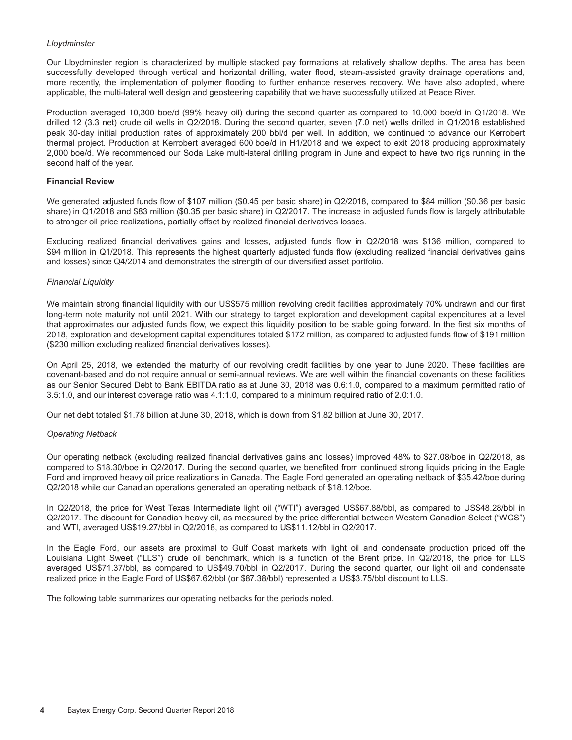*Lloydminster*

Our Lloydminster region is characterized by multiple stacked pay formations at relatively shallow depths. The area has been successfully developed through vertical and horizontal drilling, water flood, steam-assisted gravity drainage operations and, more recently, the implementation of polymer flooding to further enhance reserves recovery. We have also adopted, where applicable, the multi-lateral well design and geosteering capability that we have successfully utilized at Peace River.

Production averaged 10,300 boe/d (99% heavy oil) during the second quarter as compared to 10,000 boe/d in Q1/2018. We drilled 12 (3.3 net) crude oil wells in Q2/2018. During the second quarter, seven (7.0 net) wells drilled in Q1/2018 established peak 30-day initial production rates of approximately 200 bbl/d per well. In addition, we continued to advance our Kerrobert thermal project. Production at Kerrobert averaged 600 boe/d in H1/2018 and we expect to exit 2018 producing approximately 2,000 boe/d. We recommenced our Soda Lake multi-lateral drilling program in June and expect to have two rigs running in the second half of the year.

**Financial Review**

We generated adjusted funds flow of $107 million ($0.45 per basic share) in Q2/2018, compared to $84 million ($0.36 per basic share) in Q1/2018 and $83 million ($0.35 per basic share) in Q2/2017. The increase in adjusted funds flow is largely attributable to stronger oil price realizations, partially offset by realized financial derivatives losses.

Excluding realized financial derivatives gains and losses, adjusted funds flow in Q2/2018 was $136 million, compared to $94 million in Q1/2018. This represents the highest quarterly adjusted funds flow (excluding realized financial derivatives gains and losses) since Q4/2014 and demonstrates the strength of our diversified asset portfolio.

*Financial Liquidity*

We maintain strong financial liquidity with our US$575 million revolving credit facilities approximately 70% undrawn and our first long-term note maturity not until 2021. With our strategy to target exploration and development capital expenditures at a level that approximates our adjusted funds flow, we expect this liquidity position to be stable going forward. In the first six months of 2018, exploration and development capital expenditures totaled $172 million, as compared to adjusted funds flow of $191 million ($230 million excluding realized financial derivatives losses).

On April 25, 2018, we extended the maturity of our revolving credit facilities by one year to June 2020. These facilities are covenant-based and do not require annual or semi-annual reviews. We are well within the financial covenants on these facilities as our Senior Secured Debt to Bank EBITDA ratio as at June 30, 2018 was 0.6:1.0, compared to a maximum permitted ratio of 3.5:1.0, and our interest coverage ratio was 4.1:1.0, compared to a minimum required ratio of 2.0:1.0.

Our net debt totaled $1.78 billion at June 30, 2018, which is down from $1.82 billion at June 30, 2017.

*Operating Netback*

Our operating netback (excluding realized financial derivatives gains and losses) improved 48% to $27.08/boe in Q2/2018, as compared to $18.30/boe in Q2/2017. During the second quarter, we benefited from continued strong liquids pricing in the Eagle Ford and improved heavy oil price realizations in Canada. The Eagle Ford generated an operating netback of $35.42/boe during Q2/2018 while our Canadian operations generated an operating netback of $18.12/boe.

In Q2/2018, the price for West Texas Intermediate light oil ("WTI") averaged US$67.88/bbl, as compared to US$48.28/bbl in Q2/2017. The discount for Canadian heavy oil, as measured by the price differential between Western Canadian Select ("WCS") and WTI, averaged US$19.27/bbl in Q2/2018, as compared to US$11.12/bbl in Q2/2017.

In the Eagle Ford, our assets are proximal to Gulf Coast markets with light oil and condensate production priced off the Louisiana Light Sweet ("LLS") crude oil benchmark, which is a function of the Brent price. In Q2/2018, the price for LLS averaged US$71.37/bbl, as compared to US$49.70/bbl in Q2/2017. During the second quarter, our light oil and condensate realized price in the Eagle Ford of US$67.62/bbl (or $87.38/bbl) represented a US$3.75/bbl discount to LLS.

The following table summarizes our operating netbacks for the periods noted.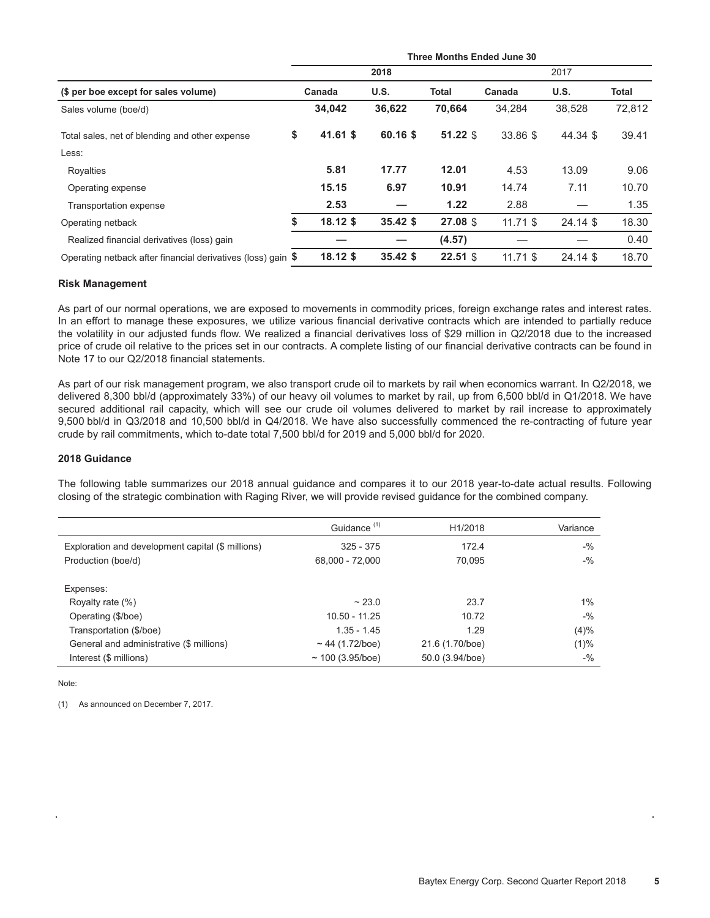| ($ per boe except for sales volume) | Three Months Ended June 30 | | | | | |
|---|---|---|---|---|---|---|
| | 2018 | | | 2017 | | |
| | Canada | U.S. | Total | Canada | U.S. | Total |
| Sales volume (boe/d) | **34,042** | **36,622** | **70,664** | 34,284 | 38,528 | 72,812 |
| Total sales, net of blending and other expense | **$ 41.61** | **$ 60.16** | **$ 51.22** | $ 33.86 | $ 44.34 | $ 39.41 |
| Less: | | | | | | |
| Royalties | **5.81** | **17.77** | **12.01** | 4.53 | 13.09 | 9.06 |
| Operating expense | **15.15** | **6.97** | **10.91** | 14.74 | 7.11 | 10.70 |
| Transportation expense | **2.53** | **—** | **1.22** | 2.88 | — | 1.35 |
| Operating netback | **$ 18.12** | **$ 35.42** | **$ 27.08** | $ 11.71 | $ 24.14 | $ 18.30 |
| Realized financial derivatives (loss) gain | **—** | **—** | **(4.57)** | — | — | 0.40 |
| Operating netback after financial derivatives (loss) gain | **$ 18.12** | **$ 35.42** | **$ 22.51** | $ 11.71 | $ 24.14 | $ 18.70 |

### Risk Management

As part of our normal operations, we are exposed to movements in commodity prices, foreign exchange rates and interest rates. In an effort to manage these exposures, we utilize various financial derivative contracts which are intended to partially reduce the volatility in our adjusted funds flow. We realized a financial derivatives loss of $29 million in Q2/2018 due to the increased price of crude oil relative to the prices set in our contracts. A complete listing of our financial derivative contracts can be found in Note 17 to our Q2/2018 financial statements.

As part of our risk management program, we also transport crude oil to markets by rail when economics warrant. In Q2/2018, we delivered 8,300 bbl/d (approximately 33%) of our heavy oil volumes to market by rail, up from 6,500 bbl/d in Q1/2018. We have secured additional rail capacity, which will see our crude oil volumes delivered to market by rail increase to approximately 9,500 bbl/d in Q3/2018 and 10,500 bbl/d in Q4/2018. We have also successfully commenced the re-contracting of future year crude by rail commitments, which to-date total 7,500 bbl/d for 2019 and 5,000 bbl/d for 2020.

### 2018 Guidance

The following table summarizes our 2018 annual guidance and compares it to our 2018 year-to-date actual results. Following closing of the strategic combination with Raging River, we will provide revised guidance for the combined company.

| | Guidance [(1)] | H1/2018 | Variance |
|---|---|---|---|
| Exploration and development capital ($ millions) | 325 - 375 | 172.4 | -% |
| Production (boe/d) | 68,000 - 72,000 | 70,095 | -% |
| Expenses: | | | |
| Royalty rate (%) | ~ 23.0 | 23.7 | 1% |
| Operating ($/boe) | 10.50 - 11.25 | 10.72 | -% |
| Transportation ($/boe) | 1.35 - 1.45 | 1.29 | (4)% |
| General and administrative ($ millions) | ~ 44 (1.72/boe) | 21.6 (1.70/boe) | (1)% |
| Interest ($ millions) | ~ 100 (3.95/boe) | 50.0 (3.94/boe) | -% |

Note:

(1) As announced on December 7, 2017.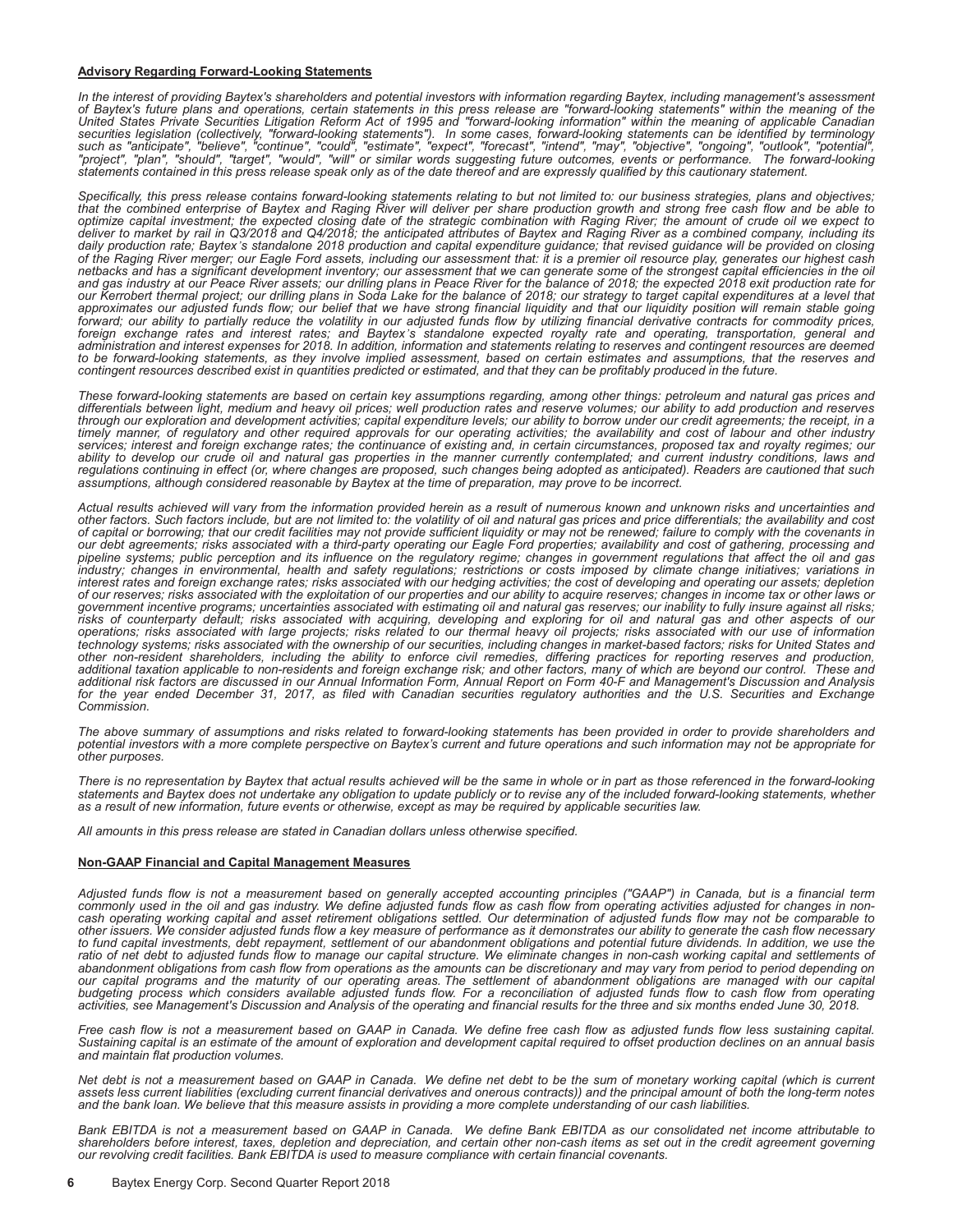## Advisory Regarding Forward-Looking Statements

*In the interest of providing Baytex's shareholders and potential investors with information regarding Baytex, including management's assessment of Baytex's future plans and operations, certain statements in this press release are "forward-looking statements" within the meaning of the United States Private Securities Litigation Reform Act of 1995 and "forward-looking information" within the meaning of applicable Canadian securities legislation (collectively, "forward-looking statements"). In some cases, forward-looking statements can be identified by terminology such as "anticipate", "believe", "continue", "could", "estimate", "expect", "forecast", "intend", "may", "objective", "ongoing", "outlook", "potential", "project", "plan", "should", "target", "would", "will" or similar words suggesting future outcomes, events or performance. The forward-looking statements contained in this press release speak only as of the date thereof and are expressly qualified by this cautionary statement.*

*Specifically, this press release contains forward-looking statements relating to but not limited to: our business strategies, plans and objectives; that the combined enterprise of Baytex and Raging River will deliver per share production growth and strong free cash flow and be able to optimize capital investment; the expected closing date of the strategic combination with Raging River; the amount of crude oil we expect to deliver to market by rail in Q3/2018 and Q4/2018; the anticipated attributes of Baytex and Raging River as a combined company, including its daily production rate; Baytex's standalone 2018 production and capital expenditure guidance; that revised guidance will be provided on closing of the Raging River merger; our Eagle Ford assets, including our assessment that: it is a premier oil resource play, generates our highest cash netbacks and has a significant development inventory; our assessment that we can generate some of the strongest capital efficiencies in the oil and gas industry at our Peace River assets; our drilling plans in Peace River for the balance of 2018; the expected 2018 exit production rate for our Kerrobert thermal project; our drilling plans in Soda Lake for the balance of 2018; our strategy to target capital expenditures at a level that approximates our adjusted funds flow; our belief that we have strong financial liquidity and that our liquidity position will remain stable going forward; our ability to partially reduce the volatility in our adjusted funds flow by utilizing financial derivative contracts for commodity prices, foreign exchange rates and interest rates; and Baytex's standalone expected royalty rate and operating, transportation, general and administration and interest expenses for 2018. In addition, information and statements relating to reserves and contingent resources are deemed to be forward-looking statements, as they involve implied assessment, based on certain estimates and assumptions, that the reserves and contingent resources described exist in quantities predicted or estimated, and that they can be profitably produced in the future.*

*These forward-looking statements are based on certain key assumptions regarding, among other things: petroleum and natural gas prices and differentials between light, medium and heavy oil prices; well production rates and reserve volumes; our ability to add production and reserves through our exploration and development activities; capital expenditure levels; our ability to borrow under our credit agreements; the receipt, in a timely manner, of regulatory and other required approvals for our operating activities; the availability and cost of labour and other industry services; interest and foreign exchange rates; the continuance of existing and, in certain circumstances, proposed tax and royalty regimes; our ability to develop our crude oil and natural gas properties in the manner currently contemplated; and current industry conditions, laws and regulations continuing in effect (or, where changes are proposed, such changes being adopted as anticipated). Readers are cautioned that such assumptions, although considered reasonable by Baytex at the time of preparation, may prove to be incorrect.*

*Actual results achieved will vary from the information provided herein as a result of numerous known and unknown risks and uncertainties and other factors. Such factors include, but are not limited to: the volatility of oil and natural gas prices and price differentials; the availability and cost of capital or borrowing; that our credit facilities may not provide sufficient liquidity or may not be renewed; failure to comply with the covenants in our debt agreements; risks associated with a third-party operating our Eagle Ford properties; availability and cost of gathering, processing and pipeline systems; public perception and its influence on the regulatory regime; changes in government regulations that affect the oil and gas industry; changes in environmental, health and safety regulations; restrictions or costs imposed by climate change initiatives; variations in interest rates and foreign exchange rates; risks associated with our hedging activities; the cost of developing and operating our assets; depletion of our reserves; risks associated with the exploitation of our properties and our ability to acquire reserves; changes in income tax or other laws or government incentive programs; uncertainties associated with estimating oil and natural gas reserves; our inability to fully insure against all risks; risks of counterparty default; risks associated with acquiring, developing and exploring for oil and natural gas and other aspects of our operations; risks associated with large projects; risks related to our thermal heavy oil projects; risks associated with our use of information technology systems; risks associated with the ownership of our securities, including changes in market-based factors; risks for United States and other non-resident shareholders, including the ability to enforce civil remedies, differing practices for reporting reserves and production, additional taxation applicable to non-residents and foreign exchange risk; and other factors, many of which are beyond our control. These and additional risk factors are discussed in our Annual Information Form, Annual Report on Form 40-F and Management's Discussion and Analysis for the year ended December 31, 2017, as filed with Canadian securities regulatory authorities and the U.S. Securities and Exchange Commission.*

*The above summary of assumptions and risks related to forward-looking statements has been provided in order to provide shareholders and potential investors with a more complete perspective on Baytex's current and future operations and such information may not be appropriate for other purposes.*

*There is no representation by Baytex that actual results achieved will be the same in whole or in part as those referenced in the forward-looking statements and Baytex does not undertake any obligation to update publicly or to revise any of the included forward-looking statements, whether as a result of new information, future events or otherwise, except as may be required by applicable securities law.*

*All amounts in this press release are stated in Canadian dollars unless otherwise specified.*

## Non-GAAP Financial and Capital Management Measures

*Adjusted funds flow is not a measurement based on generally accepted accounting principles ("GAAP") in Canada, but is a financial term commonly used in the oil and gas industry. We define adjusted funds flow as cash flow from operating activities adjusted for changes in non-cash operating working capital and asset retirement obligations settled. Our determination of adjusted funds flow may not be comparable to other issuers. We consider adjusted funds flow a key measure of performance as it demonstrates our ability to generate the cash flow necessary to fund capital investments, debt repayment, settlement of our abandonment obligations and potential future dividends. In addition, we use the ratio of net debt to adjusted funds flow to manage our capital structure. We eliminate changes in non-cash working capital and settlements of abandonment obligations from cash flow from operations as the amounts can be discretionary and may vary from period to period depending on our capital programs and the maturity of our operating areas. The settlement of abandonment obligations are managed with our capital budgeting process which considers available adjusted funds flow. For a reconciliation of adjusted funds flow to cash flow from operating activities, see Management's Discussion and Analysis of the operating and financial results for the three and six months ended June 30, 2018.*

*Free cash flow is not a measurement based on GAAP in Canada. We define free cash flow as adjusted funds flow less sustaining capital. Sustaining capital is an estimate of the amount of exploration and development capital required to offset production declines on an annual basis and maintain flat production volumes.*

*Net debt is not a measurement based on GAAP in Canada. We define net debt to be the sum of monetary working capital (which is current assets less current liabilities (excluding current financial derivatives and onerous contracts)) and the principal amount of both the long-term notes and the bank loan. We believe that this measure assists in providing a more complete understanding of our cash liabilities.*

*Bank EBITDA is not a measurement based on GAAP in Canada. We define Bank EBITDA as our consolidated net income attributable to shareholders before interest, taxes, depletion and depreciation, and certain other non-cash items as set out in the credit agreement governing our revolving credit facilities. Bank EBITDA is used to measure compliance with certain financial covenants.*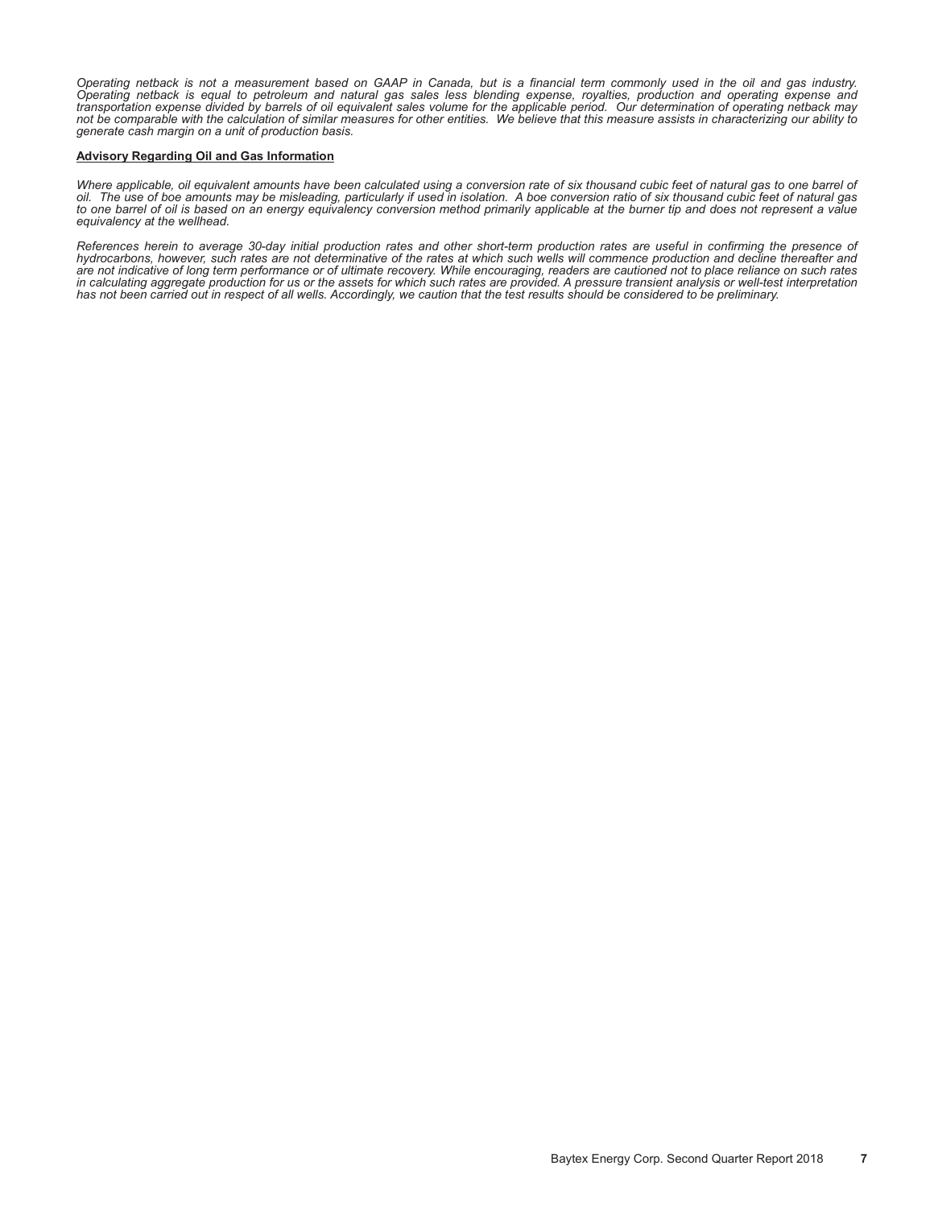*Operating netback is not a measurement based on GAAP in Canada, but is a financial term commonly used in the oil and gas industry. Operating netback is equal to petroleum and natural gas sales less blending expense, royalties, production and operating expense and transportation expense divided by barrels of oil equivalent sales volume for the applicable period. Our determination of operating netback may not be comparable with the calculation of similar measures for other entities. We believe that this measure assists in characterizing our ability to generate cash margin on a unit of production basis.*

**Advisory Regarding Oil and Gas Information**

*Where applicable, oil equivalent amounts have been calculated using a conversion rate of six thousand cubic feet of natural gas to one barrel of oil. The use of boe amounts may be misleading, particularly if used in isolation. A boe conversion ratio of six thousand cubic feet of natural gas to one barrel of oil is based on an energy equivalency conversion method primarily applicable at the burner tip and does not represent a value equivalency at the wellhead.*

*References herein to average 30-day initial production rates and other short-term production rates are useful in confirming the presence of hydrocarbons, however, such rates are not determinative of the rates at which such wells will commence production and decline thereafter and are not indicative of long term performance or of ultimate recovery. While encouraging, readers are cautioned not to place reliance on such rates in calculating aggregate production for us or the assets for which such rates are provided. A pressure transient analysis or well-test interpretation has not been carried out in respect of all wells. Accordingly, we caution that the test results should be considered to be preliminary.*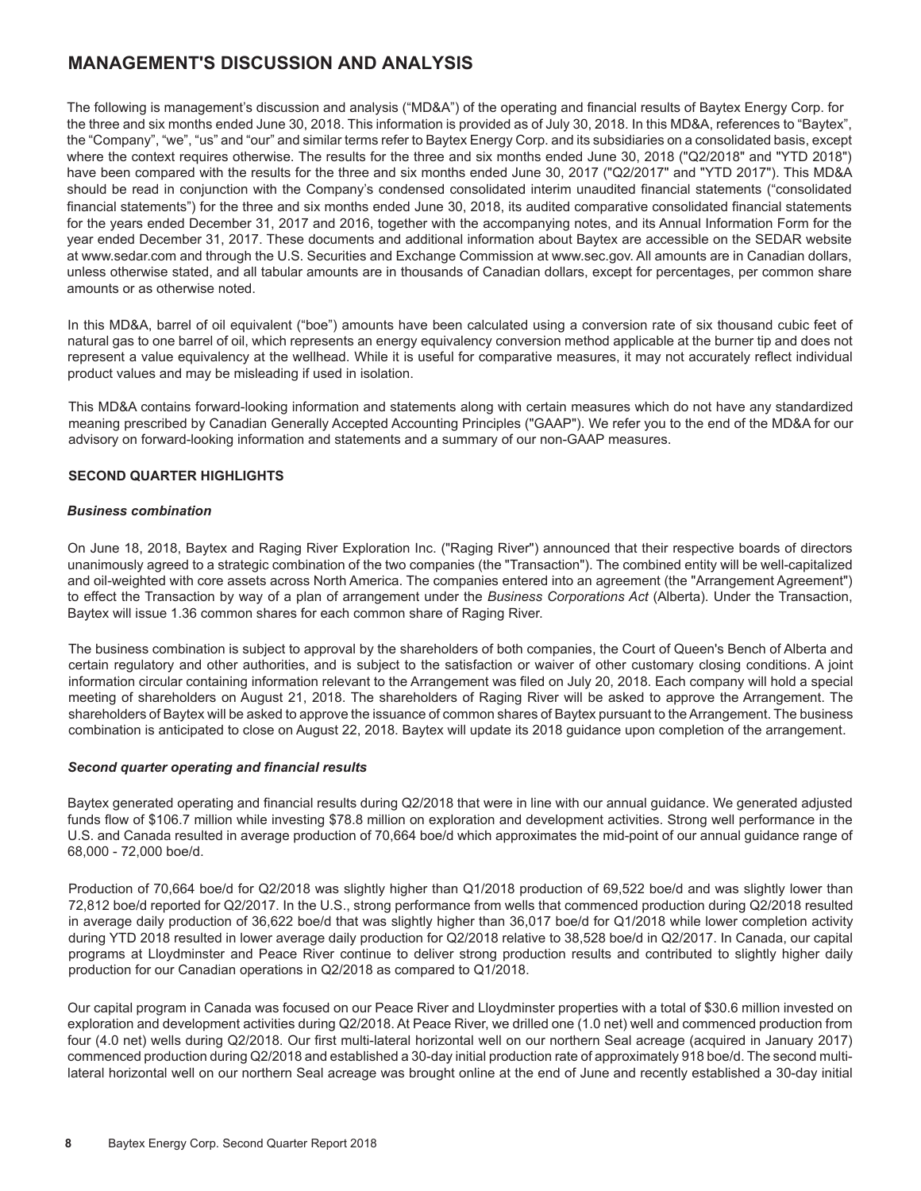# MANAGEMENT'S DISCUSSION AND ANALYSIS

The following is management's discussion and analysis ("MD&A") of the operating and financial results of Baytex Energy Corp. for the three and six months ended June 30, 2018. This information is provided as of July 30, 2018. In this MD&A, references to "Baytex", the "Company", "we", "us" and "our" and similar terms refer to Baytex Energy Corp. and its subsidiaries on a consolidated basis, except where the context requires otherwise. The results for the three and six months ended June 30, 2018 ("Q2/2018" and "YTD 2018") have been compared with the results for the three and six months ended June 30, 2017 ("Q2/2017" and "YTD 2017"). This MD&A should be read in conjunction with the Company's condensed consolidated interim unaudited financial statements ("consolidated financial statements") for the three and six months ended June 30, 2018, its audited comparative consolidated financial statements for the years ended December 31, 2017 and 2016, together with the accompanying notes, and its Annual Information Form for the year ended December 31, 2017. These documents and additional information about Baytex are accessible on the SEDAR website at www.sedar.com and through the U.S. Securities and Exchange Commission at www.sec.gov. All amounts are in Canadian dollars, unless otherwise stated, and all tabular amounts are in thousands of Canadian dollars, except for percentages, per common share amounts or as otherwise noted.

In this MD&A, barrel of oil equivalent ("boe") amounts have been calculated using a conversion rate of six thousand cubic feet of natural gas to one barrel of oil, which represents an energy equivalency conversion method applicable at the burner tip and does not represent a value equivalency at the wellhead. While it is useful for comparative measures, it may not accurately reflect individual product values and may be misleading if used in isolation.

This MD&A contains forward-looking information and statements along with certain measures which do not have any standardized meaning prescribed by Canadian Generally Accepted Accounting Principles ("GAAP"). We refer you to the end of the MD&A for our advisory on forward-looking information and statements and a summary of our non-GAAP measures.

## SECOND QUARTER HIGHLIGHTS

### *Business combination*

On June 18, 2018, Baytex and Raging River Exploration Inc. ("Raging River") announced that their respective boards of directors unanimously agreed to a strategic combination of the two companies (the "Transaction"). The combined entity will be well-capitalized and oil-weighted with core assets across North America. The companies entered into an agreement (the "Arrangement Agreement") to effect the Transaction by way of a plan of arrangement under the *Business Corporations Act* (Alberta). Under the Transaction, Baytex will issue 1.36 common shares for each common share of Raging River.

The business combination is subject to approval by the shareholders of both companies, the Court of Queen's Bench of Alberta and certain regulatory and other authorities, and is subject to the satisfaction or waiver of other customary closing conditions. A joint information circular containing information relevant to the Arrangement was filed on July 20, 2018. Each company will hold a special meeting of shareholders on August 21, 2018. The shareholders of Raging River will be asked to approve the Arrangement. The shareholders of Baytex will be asked to approve the issuance of common shares of Baytex pursuant to the Arrangement. The business combination is anticipated to close on August 22, 2018. Baytex will update its 2018 guidance upon completion of the arrangement.

### *Second quarter operating and financial results*

Baytex generated operating and financial results during Q2/2018 that were in line with our annual guidance. We generated adjusted funds flow of $106.7 million while investing $78.8 million on exploration and development activities. Strong well performance in the U.S. and Canada resulted in average production of 70,664 boe/d which approximates the mid-point of our annual guidance range of 68,000 - 72,000 boe/d.

Production of 70,664 boe/d for Q2/2018 was slightly higher than Q1/2018 production of 69,522 boe/d and was slightly lower than 72,812 boe/d reported for Q2/2017. In the U.S., strong performance from wells that commenced production during Q2/2018 resulted in average daily production of 36,622 boe/d that was slightly higher than 36,017 boe/d for Q1/2018 while lower completion activity during YTD 2018 resulted in lower average daily production for Q2/2018 relative to 38,528 boe/d in Q2/2017. In Canada, our capital programs at Lloydminster and Peace River continue to deliver strong production results and contributed to slightly higher daily production for our Canadian operations in Q2/2018 as compared to Q1/2018.

Our capital program in Canada was focused on our Peace River and Lloydminster properties with a total of $30.6 million invested on exploration and development activities during Q2/2018. At Peace River, we drilled one (1.0 net) well and commenced production from four (4.0 net) wells during Q2/2018. Our first multi-lateral horizontal well on our northern Seal acreage (acquired in January 2017) commenced production during Q2/2018 and established a 30-day initial production rate of approximately 918 boe/d. The second multi-lateral horizontal well on our northern Seal acreage was brought online at the end of June and recently established a 30-day initial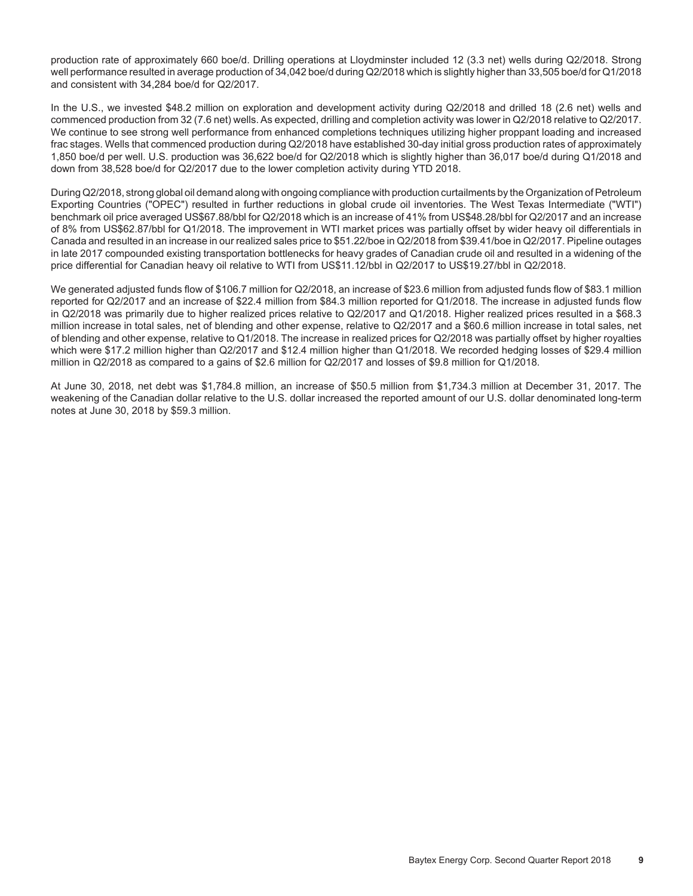production rate of approximately 660 boe/d. Drilling operations at Lloydminster included 12 (3.3 net) wells during Q2/2018. Strong well performance resulted in average production of 34,042 boe/d during Q2/2018 which is slightly higher than 33,505 boe/d for Q1/2018 and consistent with 34,284 boe/d for Q2/2017.

In the U.S., we invested $48.2 million on exploration and development activity during Q2/2018 and drilled 18 (2.6 net) wells and commenced production from 32 (7.6 net) wells. As expected, drilling and completion activity was lower in Q2/2018 relative to Q2/2017. We continue to see strong well performance from enhanced completions techniques utilizing higher proppant loading and increased frac stages. Wells that commenced production during Q2/2018 have established 30-day initial gross production rates of approximately 1,850 boe/d per well. U.S. production was 36,622 boe/d for Q2/2018 which is slightly higher than 36,017 boe/d during Q1/2018 and down from 38,528 boe/d for Q2/2017 due to the lower completion activity during YTD 2018.

During Q2/2018, strong global oil demand along with ongoing compliance with production curtailments by the Organization of Petroleum Exporting Countries ("OPEC") resulted in further reductions in global crude oil inventories. The West Texas Intermediate ("WTI") benchmark oil price averaged US$67.88/bbl for Q2/2018 which is an increase of 41% from US$48.28/bbl for Q2/2017 and an increase of 8% from US$62.87/bbl for Q1/2018. The improvement in WTI market prices was partially offset by wider heavy oil differentials in Canada and resulted in an increase in our realized sales price to $51.22/boe in Q2/2018 from $39.41/boe in Q2/2017. Pipeline outages in late 2017 compounded existing transportation bottlenecks for heavy grades of Canadian crude oil and resulted in a widening of the price differential for Canadian heavy oil relative to WTI from US$11.12/bbl in Q2/2017 to US$19.27/bbl in Q2/2018.

We generated adjusted funds flow of $106.7 million for Q2/2018, an increase of $23.6 million from adjusted funds flow of $83.1 million reported for Q2/2017 and an increase of $22.4 million from $84.3 million reported for Q1/2018. The increase in adjusted funds flow in Q2/2018 was primarily due to higher realized prices relative to Q2/2017 and Q1/2018. Higher realized prices resulted in a $68.3 million increase in total sales, net of blending and other expense, relative to Q2/2017 and a $60.6 million increase in total sales, net of blending and other expense, relative to Q1/2018. The increase in realized prices for Q2/2018 was partially offset by higher royalties which were $17.2 million higher than Q2/2017 and $12.4 million higher than Q1/2018. We recorded hedging losses of $29.4 million million in Q2/2018 as compared to a gains of $2.6 million for Q2/2017 and losses of $9.8 million for Q1/2018.

At June 30, 2018, net debt was $1,784.8 million, an increase of $50.5 million from $1,734.3 million at December 31, 2017. The weakening of the Canadian dollar relative to the U.S. dollar increased the reported amount of our U.S. dollar denominated long-term notes at June 30, 2018 by $59.3 million.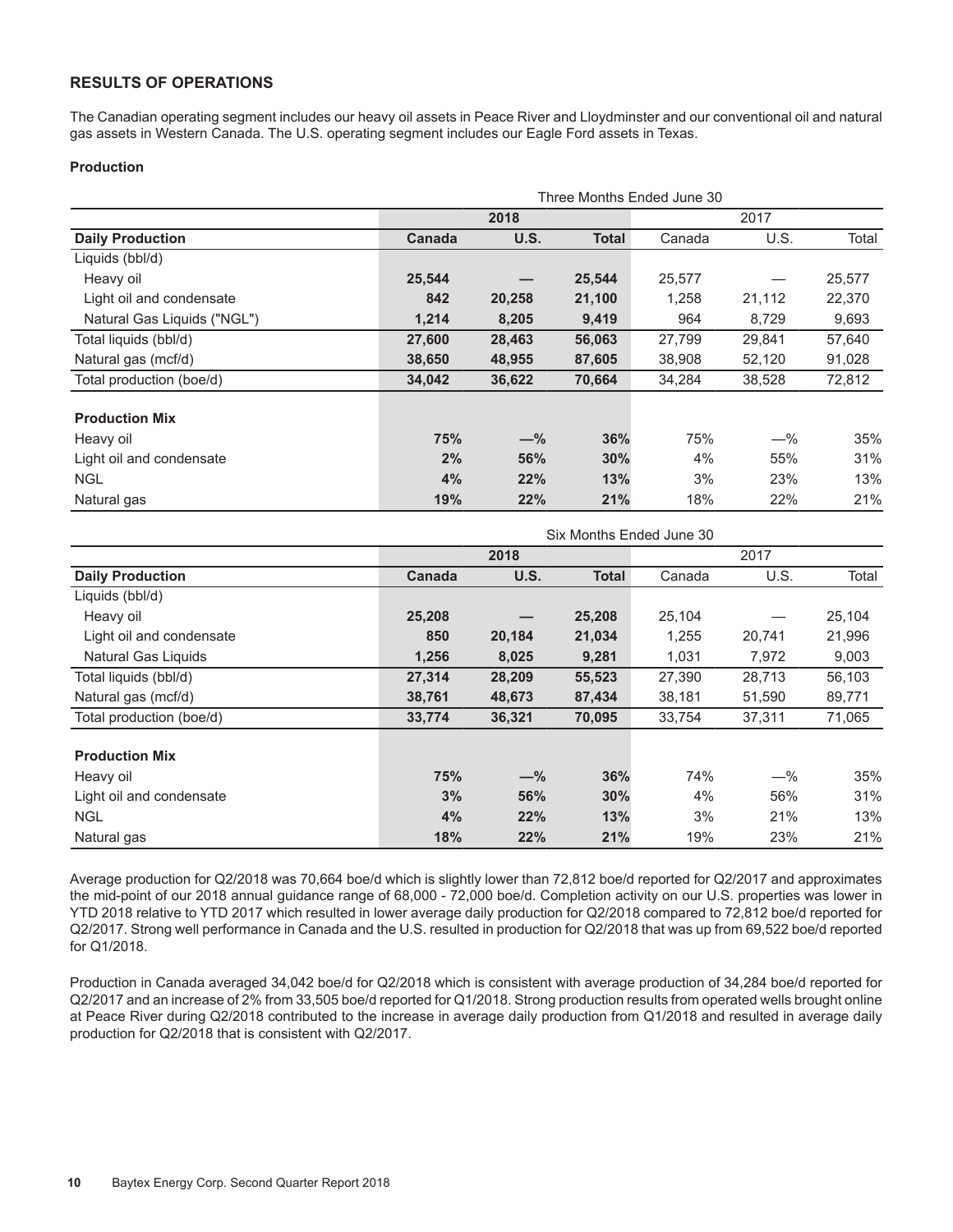## RESULTS OF OPERATIONS

The Canadian operating segment includes our heavy oil assets in Peace River and Lloydminster and our conventional oil and natural gas assets in Western Canada. The U.S. operating segment includes our Eagle Ford assets in Texas.

### Production

| | Three Months Ended June 30 | | | | | |
|---|---|---|---|---|---|---|
| | **2018** | | | 2017 | | |
| **Daily Production** | **Canada** | **U.S.** | **Total** | Canada | U.S. | Total |
| Liquids (bbl/d) | | | | | | |
| Heavy oil | **25,544** | **—** | **25,544** | 25,577 | — | 25,577 |
| Light oil and condensate | **842** | **20,258** | **21,100** | 1,258 | 21,112 | 22,370 |
| Natural Gas Liquids ("NGL") | **1,214** | **8,205** | **9,419** | 964 | 8,729 | 9,693 |
| Total liquids (bbl/d) | **27,600** | **28,463** | **56,063** | 27,799 | 29,841 | 57,640 |
| Natural gas (mcf/d) | **38,650** | **48,955** | **87,605** | 38,908 | 52,120 | 91,028 |
| Total production (boe/d) | **34,042** | **36,622** | **70,664** | 34,284 | 38,528 | 72,812 |
| | | | | | | |
| **Production Mix** | | | | | | |
| Heavy oil | **75%** | **—%** | **36%** | 75% | —% | 35% |
| Light oil and condensate | **2%** | **56%** | **30%** | 4% | 55% | 31% |
| NGL | **4%** | **22%** | **13%** | 3% | 23% | 13% |
| Natural gas | **19%** | **22%** | **21%** | 18% | 22% | 21% |

| | Six Months Ended June 30 | | | | | |
|---|---|---|---|---|---|---|
| | **2018** | | | 2017 | | |
| **Daily Production** | **Canada** | **U.S.** | **Total** | Canada | U.S. | Total |
| Liquids (bbl/d) | | | | | | |
| Heavy oil | **25,208** | **—** | **25,208** | 25,104 | — | 25,104 |
| Light oil and condensate | **850** | **20,184** | **21,034** | 1,255 | 20,741 | 21,996 |
| Natural Gas Liquids | **1,256** | **8,025** | **9,281** | 1,031 | 7,972 | 9,003 |
| Total liquids (bbl/d) | **27,314** | **28,209** | **55,523** | 27,390 | 28,713 | 56,103 |
| Natural gas (mcf/d) | **38,761** | **48,673** | **87,434** | 38,181 | 51,590 | 89,771 |
| Total production (boe/d) | **33,774** | **36,321** | **70,095** | 33,754 | 37,311 | 71,065 |
| | | | | | | |
| **Production Mix** | | | | | | |
| Heavy oil | **75%** | **—%** | **36%** | 74% | —% | 35% |
| Light oil and condensate | **3%** | **56%** | **30%** | 4% | 56% | 31% |
| NGL | **4%** | **22%** | **13%** | 3% | 21% | 13% |
| Natural gas | **18%** | **22%** | **21%** | 19% | 23% | 21% |

Average production for Q2/2018 was 70,664 boe/d which is slightly lower than 72,812 boe/d reported for Q2/2017 and approximates the mid-point of our 2018 annual guidance range of 68,000 - 72,000 boe/d. Completion activity on our U.S. properties was lower in YTD 2018 relative to YTD 2017 which resulted in lower average daily production for Q2/2018 compared to 72,812 boe/d reported for Q2/2017. Strong well performance in Canada and the U.S. resulted in production for Q2/2018 that was up from 69,522 boe/d reported for Q1/2018.

Production in Canada averaged 34,042 boe/d for Q2/2018 which is consistent with average production of 34,284 boe/d reported for Q2/2017 and an increase of 2% from 33,505 boe/d reported for Q1/2018. Strong production results from operated wells brought online at Peace River during Q2/2018 contributed to the increase in average daily production from Q1/2018 and resulted in average daily production for Q2/2018 that is consistent with Q2/2017.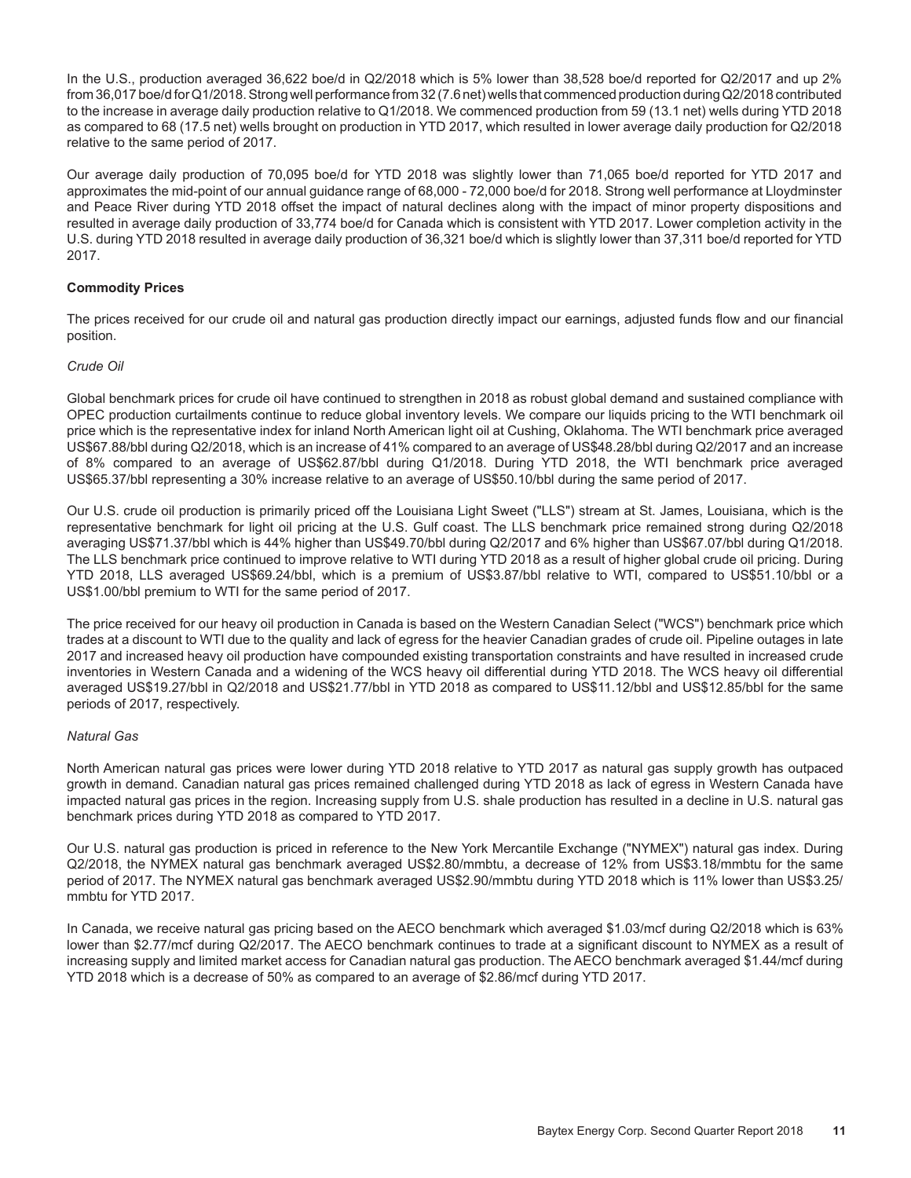In the U.S., production averaged 36,622 boe/d in Q2/2018 which is 5% lower than 38,528 boe/d reported for Q2/2017 and up 2% from 36,017 boe/d for Q1/2018. Strong well performance from 32 (7.6 net) wells that commenced production during Q2/2018 contributed to the increase in average daily production relative to Q1/2018. We commenced production from 59 (13.1 net) wells during YTD 2018 as compared to 68 (17.5 net) wells brought on production in YTD 2017, which resulted in lower average daily production for Q2/2018 relative to the same period of 2017.

Our average daily production of 70,095 boe/d for YTD 2018 was slightly lower than 71,065 boe/d reported for YTD 2017 and approximates the mid-point of our annual guidance range of 68,000 - 72,000 boe/d for 2018. Strong well performance at Lloydminster and Peace River during YTD 2018 offset the impact of natural declines along with the impact of minor property dispositions and resulted in average daily production of 33,774 boe/d for Canada which is consistent with YTD 2017. Lower completion activity in the U.S. during YTD 2018 resulted in average daily production of 36,321 boe/d which is slightly lower than 37,311 boe/d reported for YTD 2017.

**Commodity Prices**

The prices received for our crude oil and natural gas production directly impact our earnings, adjusted funds flow and our financial position.

*Crude Oil*

Global benchmark prices for crude oil have continued to strengthen in 2018 as robust global demand and sustained compliance with OPEC production curtailments continue to reduce global inventory levels. We compare our liquids pricing to the WTI benchmark oil price which is the representative index for inland North American light oil at Cushing, Oklahoma. The WTI benchmark price averaged US$67.88/bbl during Q2/2018, which is an increase of 41% compared to an average of US$48.28/bbl during Q2/2017 and an increase of 8% compared to an average of US$62.87/bbl during Q1/2018. During YTD 2018, the WTI benchmark price averaged US$65.37/bbl representing a 30% increase relative to an average of US$50.10/bbl during the same period of 2017.

Our U.S. crude oil production is primarily priced off the Louisiana Light Sweet ("LLS") stream at St. James, Louisiana, which is the representative benchmark for light oil pricing at the U.S. Gulf coast. The LLS benchmark price remained strong during Q2/2018 averaging US$71.37/bbl which is 44% higher than US$49.70/bbl during Q2/2017 and 6% higher than US$67.07/bbl during Q1/2018. The LLS benchmark price continued to improve relative to WTI during YTD 2018 as a result of higher global crude oil pricing. During YTD 2018, LLS averaged US$69.24/bbl, which is a premium of US$3.87/bbl relative to WTI, compared to US$51.10/bbl or a US$1.00/bbl premium to WTI for the same period of 2017.

The price received for our heavy oil production in Canada is based on the Western Canadian Select ("WCS") benchmark price which trades at a discount to WTI due to the quality and lack of egress for the heavier Canadian grades of crude oil. Pipeline outages in late 2017 and increased heavy oil production have compounded existing transportation constraints and have resulted in increased crude inventories in Western Canada and a widening of the WCS heavy oil differential during YTD 2018. The WCS heavy oil differential averaged US$19.27/bbl in Q2/2018 and US$21.77/bbl in YTD 2018 as compared to US$11.12/bbl and US$12.85/bbl for the same periods of 2017, respectively.

*Natural Gas*

North American natural gas prices were lower during YTD 2018 relative to YTD 2017 as natural gas supply growth has outpaced growth in demand. Canadian natural gas prices remained challenged during YTD 2018 as lack of egress in Western Canada have impacted natural gas prices in the region. Increasing supply from U.S. shale production has resulted in a decline in U.S. natural gas benchmark prices during YTD 2018 as compared to YTD 2017.

Our U.S. natural gas production is priced in reference to the New York Mercantile Exchange ("NYMEX") natural gas index. During Q2/2018, the NYMEX natural gas benchmark averaged US$2.80/mmbtu, a decrease of 12% from US$3.18/mmbtu for the same period of 2017. The NYMEX natural gas benchmark averaged US$2.90/mmbtu during YTD 2018 which is 11% lower than US$3.25/mmbtu for YTD 2017.

In Canada, we receive natural gas pricing based on the AECO benchmark which averaged $1.03/mcf during Q2/2018 which is 63% lower than $2.77/mcf during Q2/2017. The AECO benchmark continues to trade at a significant discount to NYMEX as a result of increasing supply and limited market access for Canadian natural gas production. The AECO benchmark averaged $1.44/mcf during YTD 2018 which is a decrease of 50% as compared to an average of $2.86/mcf during YTD 2017.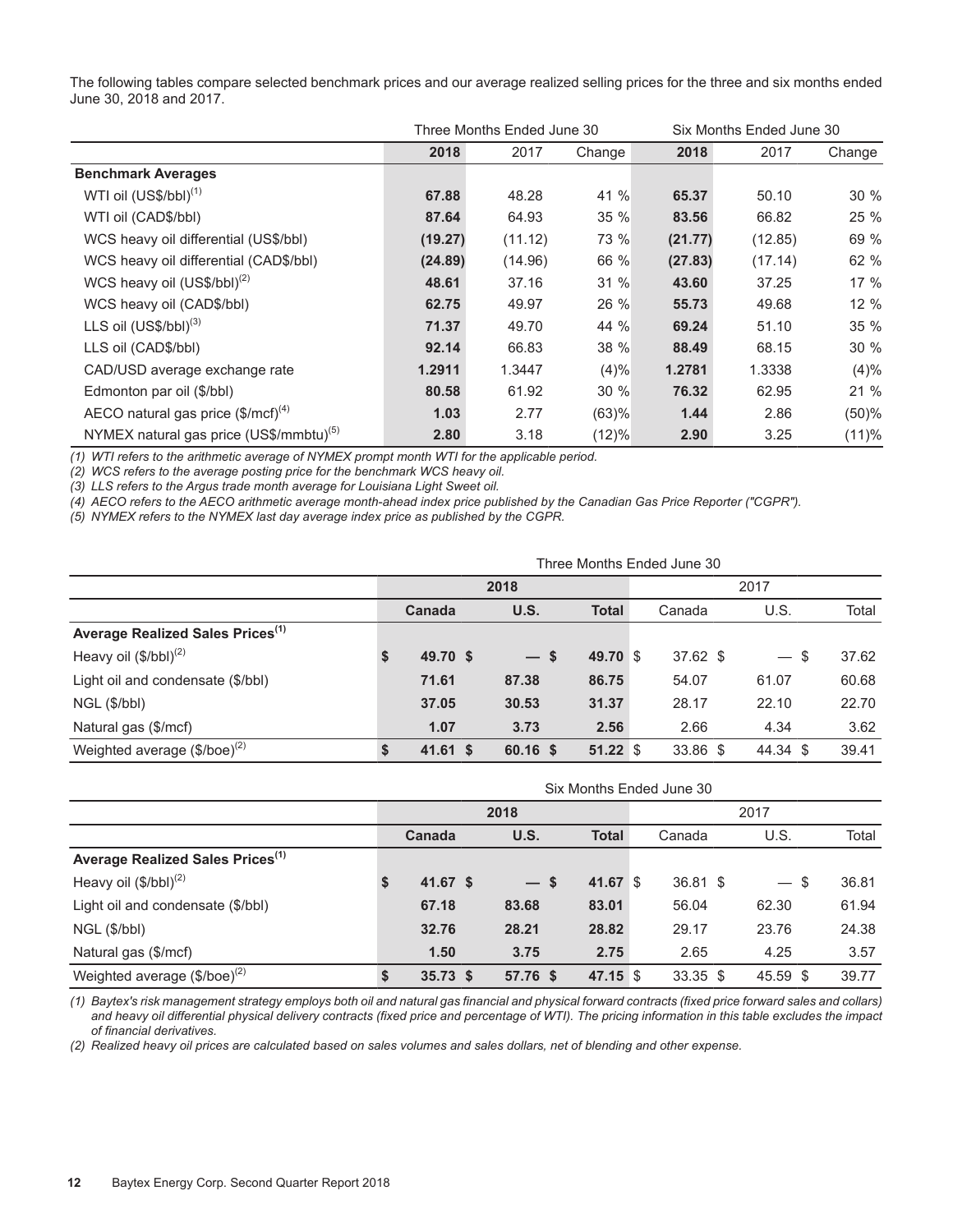The following tables compare selected benchmark prices and our average realized selling prices for the three and six months ended June 30, 2018 and 2017.

| | Three Months Ended June 30 | | | Six Months Ended June 30 | | |
|---|---|---|---|---|---|---|
| | **2018** | 2017 | Change | **2018** | 2017 | Change |
| **Benchmark Averages** | | | | | | |
| WTI oil (US$/bbl)[1] | **67.88** | 48.28 | 41 % | **65.37** | 50.10 | 30 % |
| WTI oil (CAD$/bbl) | **87.64** | 64.93 | 35 % | **83.56** | 66.82 | 25 % |
| WCS heavy oil differential (US$/bbl) | **(19.27)** | (11.12) | 73 % | **(21.77)** | (12.85) | 69 % |
| WCS heavy oil differential (CAD$/bbl) | **(24.89)** | (14.96) | 66 % | **(27.83)** | (17.14) | 62 % |
| WCS heavy oil (US$/bbl)[2] | **48.61** | 37.16 | 31 % | **43.60** | 37.25 | 17 % |
| WCS heavy oil (CAD$/bbl) | **62.75** | 49.97 | 26 % | **55.73** | 49.68 | 12 % |
| LLS oil (US$/bbl)[3] | **71.37** | 49.70 | 44 % | **69.24** | 51.10 | 35 % |
| LLS oil (CAD$/bbl) | **92.14** | 66.83 | 38 % | **88.49** | 68.15 | 30 % |
| CAD/USD average exchange rate | **1.2911** | 1.3447 | (4)% | **1.2781** | 1.3338 | (4)% |
| Edmonton par oil ($/bbl) | **80.58** | 61.92 | 30 % | **76.32** | 62.95 | 21 % |
| AECO natural gas price ($/mcf)[4] | **1.03** | 2.77 | (63)% | **1.44** | 2.86 | (50)% |
| NYMEX natural gas price (US$/mmbtu)[5] | **2.80** | 3.18 | (12)% | **2.90** | 3.25 | (11)% |

*(1) WTI refers to the arithmetic average of NYMEX prompt month WTI for the applicable period.*
*(2) WCS refers to the average posting price for the benchmark WCS heavy oil.*
*(3) LLS refers to the Argus trade month average for Louisiana Light Sweet oil.*
*(4) AECO refers to the AECO arithmetic average month-ahead index price published by the Canadian Gas Price Reporter ("CGPR").*
*(5) NYMEX refers to the NYMEX last day average index price as published by the CGPR.*

| | Three Months Ended June 30 | | | | | |
|---|---|---|---|---|---|---|
| | **2018** | | | 2017 | | |
| | **Canada** | **U.S.** | **Total** | Canada | U.S. | Total |
| **Average Realized Sales Prices[1]** | | | | | | |
| Heavy oil ($/bbl)[2] | **$ 49.70** | **$ —** | **$ 49.70** | $ 37.62 | $ — | $ 37.62 |
| Light oil and condensate ($/bbl) | **71.61** | **87.38** | **86.75** | 54.07 | 61.07 | 60.68 |
| NGL ($/bbl) | **37.05** | **30.53** | **31.37** | 28.17 | 22.10 | 22.70 |
| Natural gas ($/mcf) | **1.07** | **3.73** | **2.56** | 2.66 | 4.34 | 3.62 |
| Weighted average ($/boe)[2] | **$ 41.61** | **$ 60.16** | **$ 51.22** | $ 33.86 | $ 44.34 | $ 39.41 |

| | Six Months Ended June 30 | | | | | |
|---|---|---|---|---|---|---|
| | **2018** | | | 2017 | | |
| | **Canada** | **U.S.** | **Total** | Canada | U.S. | Total |
| **Average Realized Sales Prices[1]** | | | | | | |
| Heavy oil ($/bbl)[2] | **$ 41.67** | **$ —** | **$ 41.67** | $ 36.81 | $ — | $ 36.81 |
| Light oil and condensate ($/bbl) | **67.18** | **83.68** | **83.01** | 56.04 | 62.30 | 61.94 |
| NGL ($/bbl) | **32.76** | **28.21** | **28.82** | 29.17 | 23.76 | 24.38 |
| Natural gas ($/mcf) | **1.50** | **3.75** | **2.75** | 2.65 | 4.25 | 3.57 |
| Weighted average ($/boe)[2] | **$ 35.73** | **$ 57.76** | **$ 47.15** | $ 33.35 | $ 45.59 | $ 39.77 |

*(1) Baytex's risk management strategy employs both oil and natural gas financial and physical forward contracts (fixed price forward sales and collars) and heavy oil differential physical delivery contracts (fixed price and percentage of WTI). The pricing information in this table excludes the impact of financial derivatives.*
*(2) Realized heavy oil prices are calculated based on sales volumes and sales dollars, net of blending and other expense.*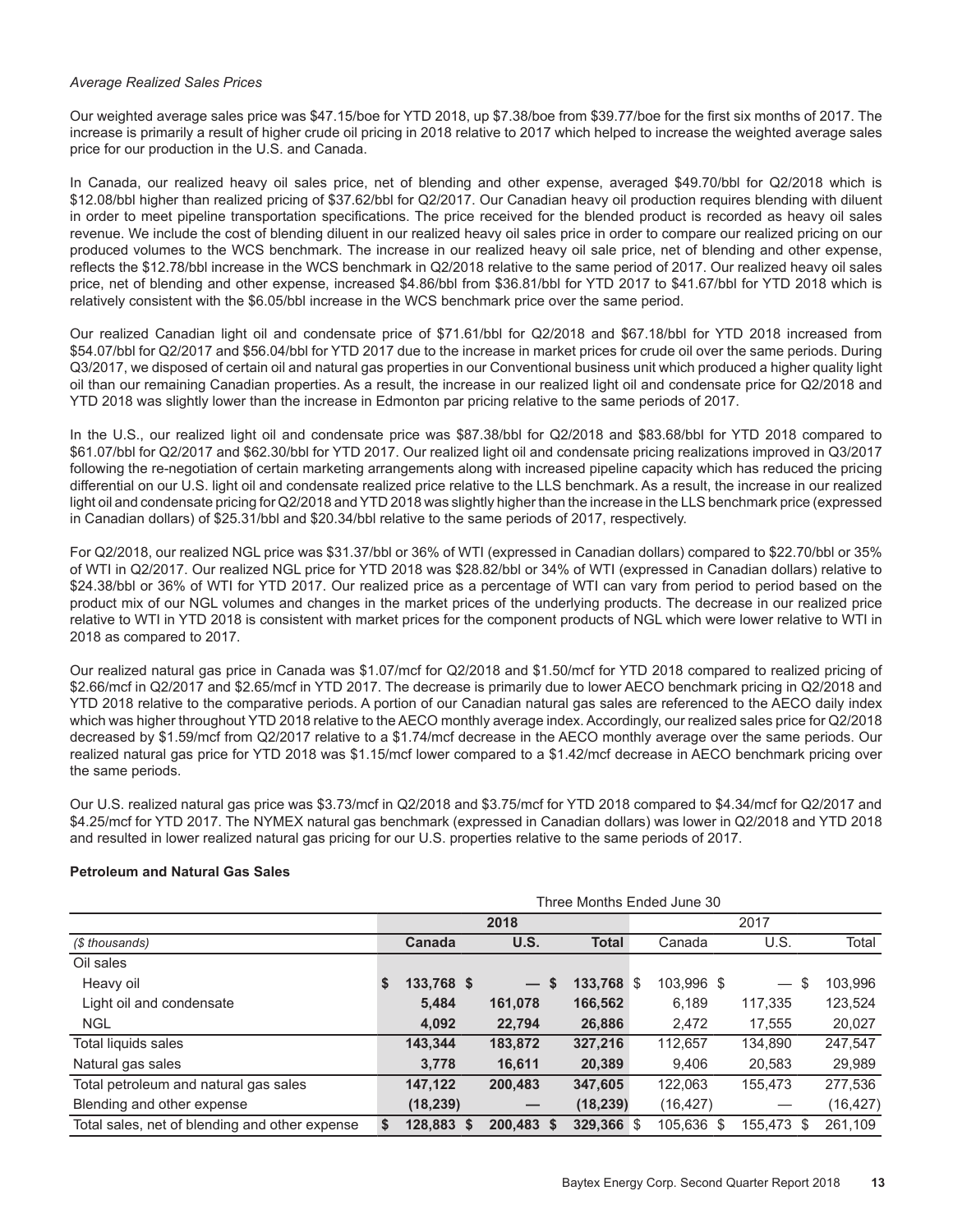*Average Realized Sales Prices*

Our weighted average sales price was $47.15/boe for YTD 2018, up $7.38/boe from $39.77/boe for the first six months of 2017. The increase is primarily a result of higher crude oil pricing in 2018 relative to 2017 which helped to increase the weighted average sales price for our production in the U.S. and Canada.

In Canada, our realized heavy oil sales price, net of blending and other expense, averaged $49.70/bbl for Q2/2018 which is $12.08/bbl higher than realized pricing of $37.62/bbl for Q2/2017. Our Canadian heavy oil production requires blending with diluent in order to meet pipeline transportation specifications. The price received for the blended product is recorded as heavy oil sales revenue. We include the cost of blending diluent in our realized heavy oil sales price in order to compare our realized pricing on our produced volumes to the WCS benchmark. The increase in our realized heavy oil sale price, net of blending and other expense, reflects the $12.78/bbl increase in the WCS benchmark in Q2/2018 relative to the same period of 2017. Our realized heavy oil sales price, net of blending and other expense, increased $4.86/bbl from $36.81/bbl for YTD 2017 to $41.67/bbl for YTD 2018 which is relatively consistent with the $6.05/bbl increase in the WCS benchmark price over the same period.

Our realized Canadian light oil and condensate price of $71.61/bbl for Q2/2018 and $67.18/bbl for YTD 2018 increased from $54.07/bbl for Q2/2017 and $56.04/bbl for YTD 2017 due to the increase in market prices for crude oil over the same periods. During Q3/2017, we disposed of certain oil and natural gas properties in our Conventional business unit which produced a higher quality light oil than our remaining Canadian properties. As a result, the increase in our realized light oil and condensate price for Q2/2018 and YTD 2018 was slightly lower than the increase in Edmonton par pricing relative to the same periods of 2017.

In the U.S., our realized light oil and condensate price was $87.38/bbl for Q2/2018 and $83.68/bbl for YTD 2018 compared to $61.07/bbl for Q2/2017 and $62.30/bbl for YTD 2017. Our realized light oil and condensate pricing realizations improved in Q3/2017 following the re-negotiation of certain marketing arrangements along with increased pipeline capacity which has reduced the pricing differential on our U.S. light oil and condensate realized price relative to the LLS benchmark. As a result, the increase in our realized light oil and condensate pricing for Q2/2018 and YTD 2018 was slightly higher than the increase in the LLS benchmark price (expressed in Canadian dollars) of $25.31/bbl and $20.34/bbl relative to the same periods of 2017, respectively.

For Q2/2018, our realized NGL price was $31.37/bbl or 36% of WTI (expressed in Canadian dollars) compared to $22.70/bbl or 35% of WTI in Q2/2017. Our realized NGL price for YTD 2018 was $28.82/bbl or 34% of WTI (expressed in Canadian dollars) relative to $24.38/bbl or 36% of WTI for YTD 2017. Our realized price as a percentage of WTI can vary from period to period based on the product mix of our NGL volumes and changes in the market prices of the underlying products. The decrease in our realized price relative to WTI in YTD 2018 is consistent with market prices for the component products of NGL which were lower relative to WTI in 2018 as compared to 2017.

Our realized natural gas price in Canada was $1.07/mcf for Q2/2018 and $1.50/mcf for YTD 2018 compared to realized pricing of $2.66/mcf in Q2/2017 and $2.65/mcf in YTD 2017. The decrease is primarily due to lower AECO benchmark pricing in Q2/2018 and YTD 2018 relative to the comparative periods. A portion of our Canadian natural gas sales are referenced to the AECO daily index which was higher throughout YTD 2018 relative to the AECO monthly average index. Accordingly, our realized sales price for Q2/2018 decreased by $1.59/mcf from Q2/2017 relative to a $1.74/mcf decrease in the AECO monthly average over the same periods. Our realized natural gas price for YTD 2018 was $1.15/mcf lower compared to a $1.42/mcf decrease in AECO benchmark pricing over the same periods.

Our U.S. realized natural gas price was $3.73/mcf in Q2/2018 and $3.75/mcf for YTD 2018 compared to $4.34/mcf for Q2/2017 and $4.25/mcf for YTD 2017. The NYMEX natural gas benchmark (expressed in Canadian dollars) was lower in Q2/2018 and YTD 2018 and resulted in lower realized natural gas pricing for our U.S. properties relative to the same periods of 2017.

**Petroleum and Natural Gas Sales**

| | Three Months Ended June 30 | | | | | |
|---|---|---|---|---|---|---|
| | **2018** | | | 2017 | | |
| *($ thousands)* | **Canada** | **U.S.** | **Total** | Canada | U.S. | Total |
| Oil sales | | | | | | |
| Heavy oil | **$ 133,768** | **$ —** | **$ 133,768** | $ 103,996 | $ — | $ 103,996 |
| Light oil and condensate | **5,484** | **161,078** | **166,562** | 6,189 | 117,335 | 123,524 |
| NGL | **4,092** | **22,794** | **26,886** | 2,472 | 17,555 | 20,027 |
| Total liquids sales | **143,344** | **183,872** | **327,216** | 112,657 | 134,890 | 247,547 |
| Natural gas sales | **3,778** | **16,611** | **20,389** | 9,406 | 20,583 | 29,989 |
| Total petroleum and natural gas sales | **147,122** | **200,483** | **347,605** | 122,063 | 155,473 | 277,536 |
| Blending and other expense | **(18,239)** | **—** | **(18,239)** | (16,427) | — | (16,427) |
| Total sales, net of blending and other expense | **$ 128,883** | **$ 200,483** | **$ 329,366** | $ 105,636 | $ 155,473 | $ 261,109 |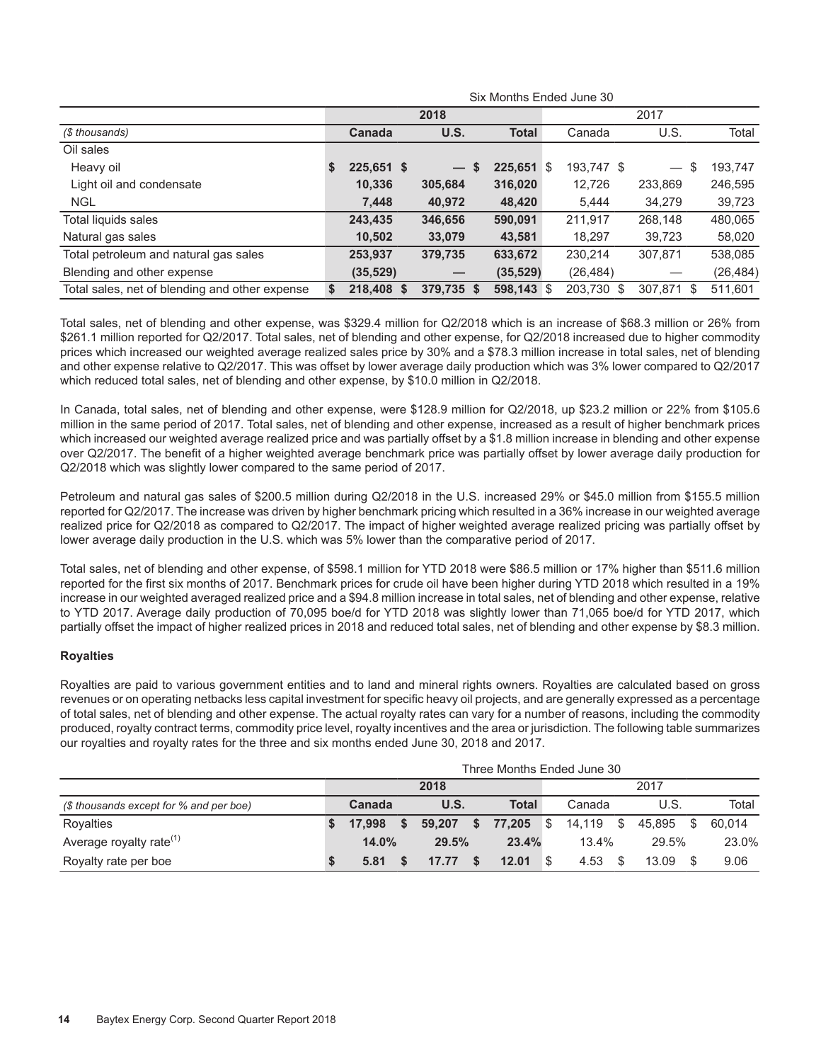| | Six Months Ended June 30 | | | | | |
|---|---|---|---|---|---|---|
| | 2018 | | | 2017 | | |
| *($ thousands)* | **Canada** | **U.S.** | **Total** | Canada | U.S. | Total |
| Oil sales | | | | | | |
| Heavy oil | **$ 225,651** | **$ —** | **$ 225,651** | $ 193,747 | $ — | $ 193,747 |
| Light oil and condensate | **10,336** | **305,684** | **316,020** | 12,726 | 233,869 | 246,595 |
| NGL | **7,448** | **40,972** | **48,420** | 5,444 | 34,279 | 39,723 |
| Total liquids sales | **243,435** | **346,656** | **590,091** | 211,917 | 268,148 | 480,065 |
| Natural gas sales | **10,502** | **33,079** | **43,581** | 18,297 | 39,723 | 58,020 |
| Total petroleum and natural gas sales | **253,937** | **379,735** | **633,672** | 230,214 | 307,871 | 538,085 |
| Blending and other expense | **(35,529)** | **—** | **(35,529)** | (26,484) | — | (26,484) |
| Total sales, net of blending and other expense | **$ 218,408** | **$ 379,735** | **$ 598,143** | $ 203,730 | $ 307,871 | $ 511,601 |

Total sales, net of blending and other expense, was $329.4 million for Q2/2018 which is an increase of $68.3 million or 26% from $261.1 million reported for Q2/2017. Total sales, net of blending and other expense, for Q2/2018 increased due to higher commodity prices which increased our weighted average realized sales price by 30% and a $78.3 million increase in total sales, net of blending and other expense relative to Q2/2017. This was offset by lower average daily production which was 3% lower compared to Q2/2017 which reduced total sales, net of blending and other expense, by $10.0 million in Q2/2018.

In Canada, total sales, net of blending and other expense, were $128.9 million for Q2/2018, up $23.2 million or 22% from $105.6 million in the same period of 2017. Total sales, net of blending and other expense, increased as a result of higher benchmark prices which increased our weighted average realized price and was partially offset by a $1.8 million increase in blending and other expense over Q2/2017. The benefit of a higher weighted average benchmark price was partially offset by lower average daily production for Q2/2018 which was slightly lower compared to the same period of 2017.

Petroleum and natural gas sales of $200.5 million during Q2/2018 in the U.S. increased 29% or $45.0 million from $155.5 million reported for Q2/2017. The increase was driven by higher benchmark pricing which resulted in a 36% increase in our weighted average realized price for Q2/2018 as compared to Q2/2017. The impact of higher weighted average realized pricing was partially offset by lower average daily production in the U.S. which was 5% lower than the comparative period of 2017.

Total sales, net of blending and other expense, of $598.1 million for YTD 2018 were $86.5 million or 17% higher than $511.6 million reported for the first six months of 2017. Benchmark prices for crude oil have been higher during YTD 2018 which resulted in a 19% increase in our weighted averaged realized price and a $94.8 million increase in total sales, net of blending and other expense, relative to YTD 2017. Average daily production of 70,095 boe/d for YTD 2018 was slightly lower than 71,065 boe/d for YTD 2017, which partially offset the impact of higher realized prices in 2018 and reduced total sales, net of blending and other expense by $8.3 million.

**Royalties**

Royalties are paid to various government entities and to land and mineral rights owners. Royalties are calculated based on gross revenues or on operating netbacks less capital investment for specific heavy oil projects, and are generally expressed as a percentage of total sales, net of blending and other expense. The actual royalty rates can vary for a number of reasons, including the commodity produced, royalty contract terms, commodity price level, royalty incentives and the area or jurisdiction. The following table summarizes our royalties and royalty rates for the three and six months ended June 30, 2018 and 2017.

| | Three Months Ended June 30 | | | | | |
|---|---|---|---|---|---|---|
| | 2018 | | | 2017 | | |
| *($ thousands except for % and per boe)* | **Canada** | **U.S.** | **Total** | Canada | U.S. | Total |
| Royalties | **$ 17,998** | **$ 59,207** | **$ 77,205** | $ 14,119 | $ 45,895 | $ 60,014 |
| Average royalty rate[(1)] | **14.0%** | **29.5%** | **23.4%** | 13.4% | 29.5% | 23.0% |
| Royalty rate per boe | **$ 5.81** | **$ 17.77** | **$ 12.01** | $ 4.53 | $ 13.09 | $ 9.06 |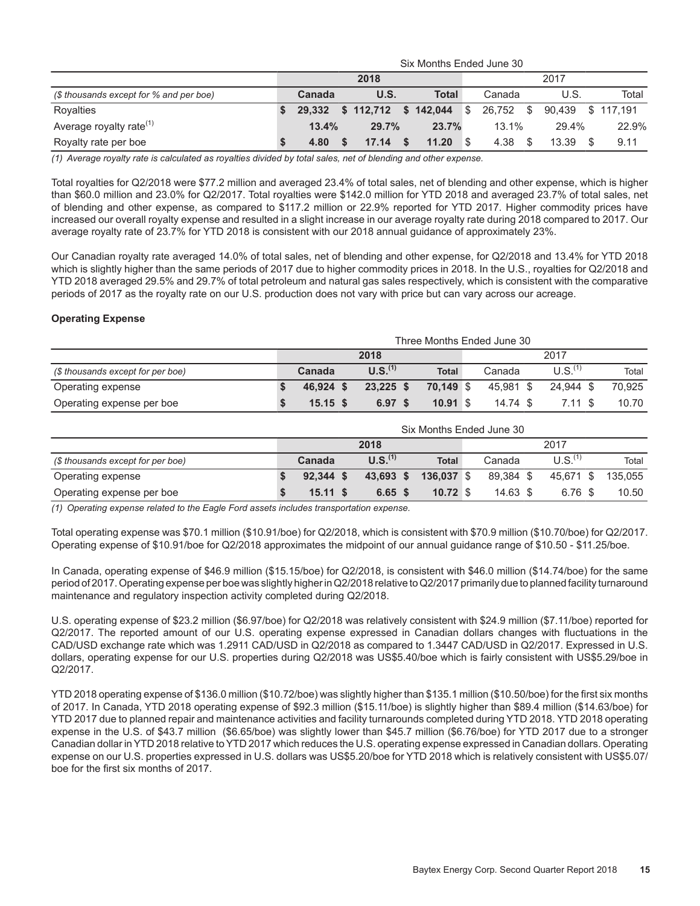| | Six Months Ended June 30 | | | | | |
|---|---|---|---|---|---|---|
| | **2018** | | | 2017 | | |
| *($ thousands except for % and per boe)* | **Canada** | **U.S.** | **Total** | Canada | U.S. | Total |
| Royalties | **$ 29,332** | **$ 112,712** | **$ 142,044** | $ 26,752 | $ 90,439 | $ 117,191 |
| Average royalty rate[(1)] | **13.4%** | **29.7%** | **23.7%** | 13.1% | 29.4% | 22.9% |
| Royalty rate per boe | **$ 4.80** | **$ 17.14** | **$ 11.20** | $ 4.38 | $ 13.39 | $ 9.11 |

*(1) Average royalty rate is calculated as royalties divided by total sales, net of blending and other expense.*

Total royalties for Q2/2018 were $77.2 million and averaged 23.4% of total sales, net of blending and other expense, which is higher than $60.0 million and 23.0% for Q2/2017. Total royalties were $142.0 million for YTD 2018 and averaged 23.7% of total sales, net of blending and other expense, as compared to $117.2 million or 22.9% reported for YTD 2017. Higher commodity prices have increased our overall royalty expense and resulted in a slight increase in our average royalty rate during 2018 compared to 2017. Our average royalty rate of 23.7% for YTD 2018 is consistent with our 2018 annual guidance of approximately 23%.

Our Canadian royalty rate averaged 14.0% of total sales, net of blending and other expense, for Q2/2018 and 13.4% for YTD 2018 which is slightly higher than the same periods of 2017 due to higher commodity prices in 2018. In the U.S., royalties for Q2/2018 and YTD 2018 averaged 29.5% and 29.7% of total petroleum and natural gas sales respectively, which is consistent with the comparative periods of 2017 as the royalty rate on our U.S. production does not vary with price but can vary across our acreage.

**Operating Expense**

| | Three Months Ended June 30 | | | | | |
|---|---|---|---|---|---|---|
| | **2018** | | | 2017 | | |
| *($ thousands except for per boe)* | **Canada** | **U.S.[(1)]** | **Total** | Canada | U.S.[(1)] | Total |
| Operating expense | **$ 46,924** | **$ 23,225** | **$ 70,149** | $ 45,981 | $ 24,944 | $ 70,925 |
| Operating expense per boe | **$ 15.15** | **$ 6.97** | **$ 10.91** | $ 14.74 | $ 7.11 | $ 10.70 |

| | Six Months Ended June 30 | | | | | |
|---|---|---|---|---|---|---|
| | **2018** | | | 2017 | | |
| *($ thousands except for per boe)* | **Canada** | **U.S.[(1)]** | **Total** | Canada | U.S.[(1)] | Total |
| Operating expense | **$ 92,344** | **$ 43,693** | **$ 136,037** | $ 89,384 | $ 45,671 | $ 135,055 |
| Operating expense per boe | **$ 15.11** | **$ 6.65** | **$ 10.72** | $ 14.63 | $ 6.76 | $ 10.50 |

*(1) Operating expense related to the Eagle Ford assets includes transportation expense.*

Total operating expense was $70.1 million ($10.91/boe) for Q2/2018, which is consistent with $70.9 million ($10.70/boe) for Q2/2017. Operating expense of $10.91/boe for Q2/2018 approximates the midpoint of our annual guidance range of $10.50 - $11.25/boe.

In Canada, operating expense of $46.9 million ($15.15/boe) for Q2/2018, is consistent with $46.0 million ($14.74/boe) for the same period of 2017. Operating expense per boe was slightly higher in Q2/2018 relative to Q2/2017 primarily due to planned facility turnaround maintenance and regulatory inspection activity completed during Q2/2018.

U.S. operating expense of $23.2 million ($6.97/boe) for Q2/2018 was relatively consistent with $24.9 million ($7.11/boe) reported for Q2/2017. The reported amount of our U.S. operating expense expressed in Canadian dollars changes with fluctuations in the CAD/USD exchange rate which was 1.2911 CAD/USD in Q2/2018 as compared to 1.3447 CAD/USD in Q2/2017. Expressed in U.S. dollars, operating expense for our U.S. properties during Q2/2018 was US$5.40/boe which is fairly consistent with US$5.29/boe in Q2/2017.

YTD 2018 operating expense of $136.0 million ($10.72/boe) was slightly higher than $135.1 million ($10.50/boe) for the first six months of 2017. In Canada, YTD 2018 operating expense of $92.3 million ($15.11/boe) is slightly higher than $89.4 million ($14.63/boe) for YTD 2017 due to planned repair and maintenance activities and facility turnarounds completed during YTD 2018. YTD 2018 operating expense in the U.S. of $43.7 million ($6.65/boe) was slightly lower than $45.7 million ($6.76/boe) for YTD 2017 due to a stronger Canadian dollar in YTD 2018 relative to YTD 2017 which reduces the U.S. operating expense expressed in Canadian dollars. Operating expense on our U.S. properties expressed in U.S. dollars was US$5.20/boe for YTD 2018 which is relatively consistent with US$5.07/boe for the first six months of 2017.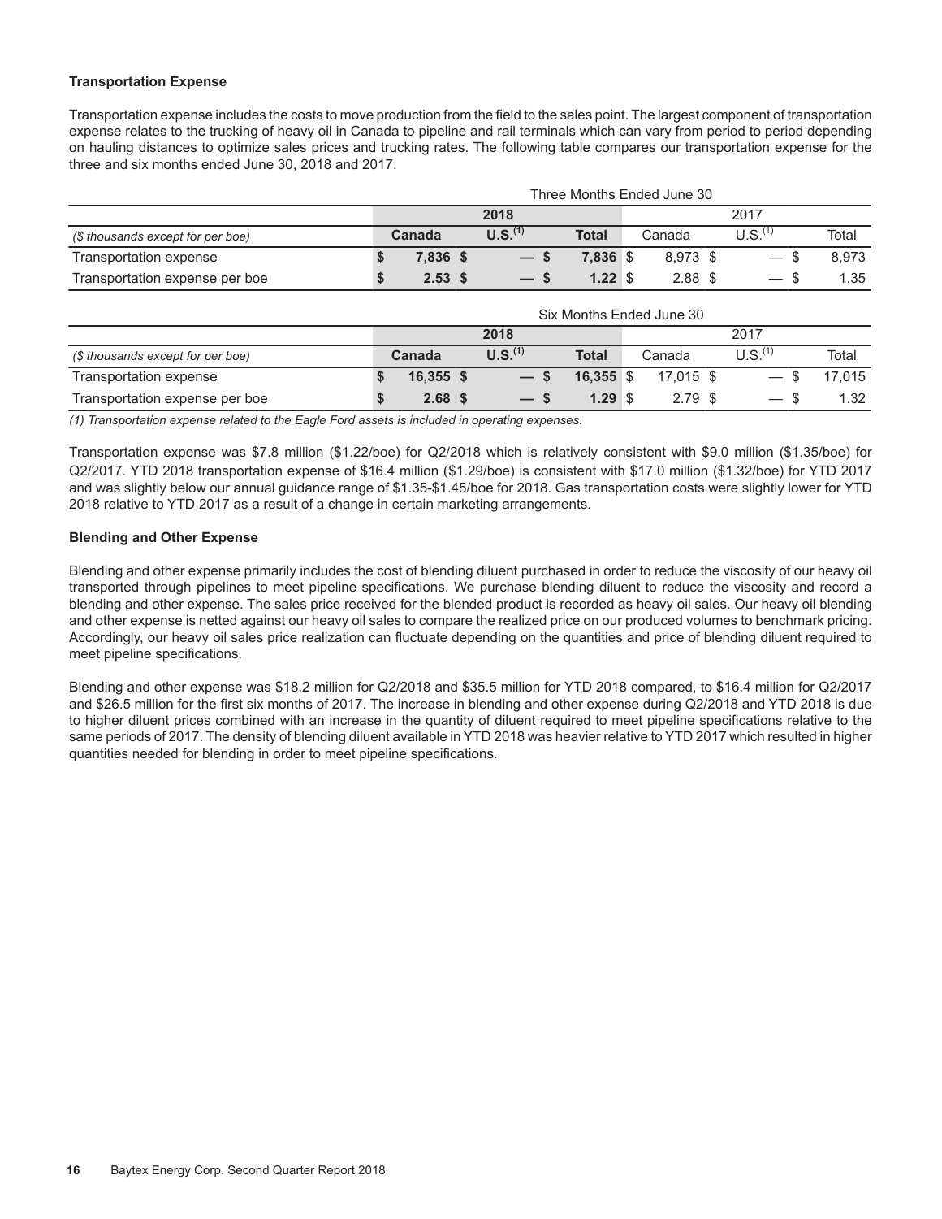### Transportation Expense

Transportation expense includes the costs to move production from the field to the sales point. The largest component of transportation expense relates to the trucking of heavy oil in Canada to pipeline and rail terminals which can vary from period to period depending on hauling distances to optimize sales prices and trucking rates. The following table compares our transportation expense for the three and six months ended June 30, 2018 and 2017.

| | Three Months Ended June 30 | | | | | |
|---|---|---|---|---|---|---|
| | **2018** | | | 2017 | | |
| *($ thousands except for per boe)* | **Canada** | **U.S.[(1)]** | **Total** | Canada | U.S.[(1)] | Total |
| Transportation expense | **$ 7,836** | **$ —** | **$ 7,836** | $ 8,973 | $ — | $ 8,973 |
| Transportation expense per boe | **$ 2.53** | **$ —** | **$ 1.22** | $ 2.88 | $ — | $ 1.35 |

| | Six Months Ended June 30 | | | | | |
|---|---|---|---|---|---|---|
| | **2018** | | | 2017 | | |
| *($ thousands except for per boe)* | **Canada** | **U.S.[(1)]** | **Total** | Canada | U.S.[(1)] | Total |
| Transportation expense | **$ 16,355** | **$ —** | **$ 16,355** | $ 17,015 | $ — | $ 17,015 |
| Transportation expense per boe | **$ 2.68** | **$ —** | **$ 1.29** | $ 2.79 | $ — | $ 1.32 |

*(1) Transportation expense related to the Eagle Ford assets is included in operating expenses.*

Transportation expense was $7.8 million ($1.22/boe) for Q2/2018 which is relatively consistent with $9.0 million ($1.35/boe) for Q2/2017. YTD 2018 transportation expense of $16.4 million ($1.29/boe) is consistent with $17.0 million ($1.32/boe) for YTD 2017 and was slightly below our annual guidance range of $1.35-$1.45/boe for 2018. Gas transportation costs were slightly lower for YTD 2018 relative to YTD 2017 as a result of a change in certain marketing arrangements.

### Blending and Other Expense

Blending and other expense primarily includes the cost of blending diluent purchased in order to reduce the viscosity of our heavy oil transported through pipelines to meet pipeline specifications. We purchase blending diluent to reduce the viscosity and record a blending and other expense. The sales price received for the blended product is recorded as heavy oil sales. Our heavy oil blending and other expense is netted against our heavy oil sales to compare the realized price on our produced volumes to benchmark pricing. Accordingly, our heavy oil sales price realization can fluctuate depending on the quantities and price of blending diluent required to meet pipeline specifications.

Blending and other expense was $18.2 million for Q2/2018 and $35.5 million for YTD 2018 compared, to $16.4 million for Q2/2017 and $26.5 million for the first six months of 2017. The increase in blending and other expense during Q2/2018 and YTD 2018 is due to higher diluent prices combined with an increase in the quantity of diluent required to meet pipeline specifications relative to the same periods of 2017. The density of blending diluent available in YTD 2018 was heavier relative to YTD 2017 which resulted in higher quantities needed for blending in order to meet pipeline specifications.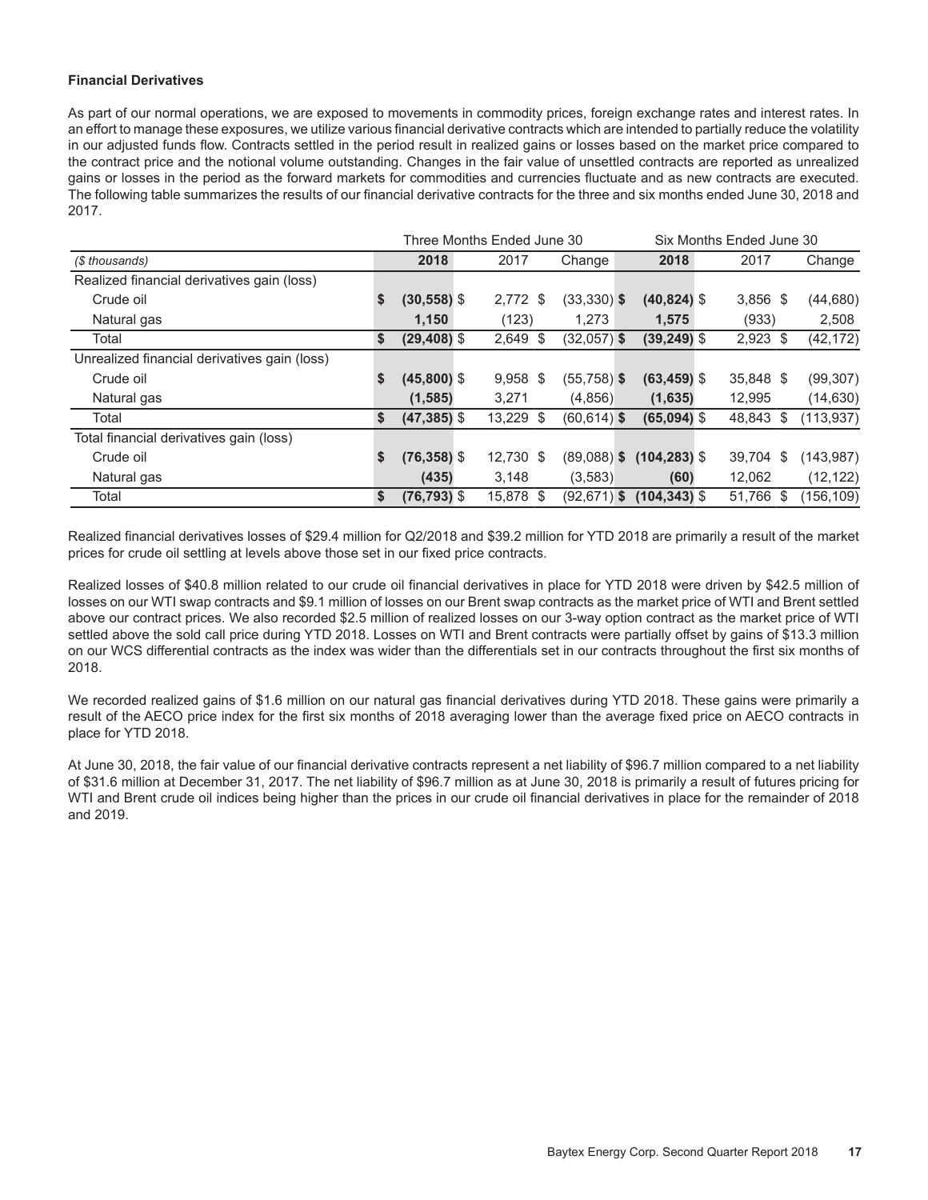**Financial Derivatives**

As part of our normal operations, we are exposed to movements in commodity prices, foreign exchange rates and interest rates. In an effort to manage these exposures, we utilize various financial derivative contracts which are intended to partially reduce the volatility in our adjusted funds flow. Contracts settled in the period result in realized gains or losses based on the market price compared to the contract price and the notional volume outstanding. Changes in the fair value of unsettled contracts are reported as unrealized gains or losses in the period as the forward markets for commodities and currencies fluctuate and as new contracts are executed. The following table summarizes the results of our financial derivative contracts for the three and six months ended June 30, 2018 and 2017.

| | Three Months Ended June 30 | | | Six Months Ended June 30 | | |
|---|---|---|---|---|---|---|
| *($ thousands)* | **2018** | 2017 | Change | **2018** | 2017 | Change |
| Realized financial derivatives gain (loss) | | | | | | |
| Crude oil | **$ (30,558)** | $ 2,772 | $ (33,330) | **$ (40,824)** | $ 3,856 | $ (44,680) |
| Natural gas | **1,150** | (123) | 1,273 | **1,575** | (933) | 2,508 |
| Total | **$ (29,408)** | $ 2,649 | $ (32,057) | **$ (39,249)** | $ 2,923 | $ (42,172) |
| Unrealized financial derivatives gain (loss) | | | | | | |
| Crude oil | **$ (45,800)** | $ 9,958 | $ (55,758) | **$ (63,459)** | $ 35,848 | $ (99,307) |
| Natural gas | **(1,585)** | 3,271 | (4,856) | **(1,635)** | 12,995 | (14,630) |
| Total | **$ (47,385)** | $ 13,229 | $ (60,614) | **$ (65,094)** | $ 48,843 | $ (113,937) |
| Total financial derivatives gain (loss) | | | | | | |
| Crude oil | **$ (76,358)** | $ 12,730 | $ (89,088) | **$ (104,283)** | $ 39,704 | $ (143,987) |
| Natural gas | **(435)** | 3,148 | (3,583) | **(60)** | 12,062 | (12,122) |
| Total | **$ (76,793)** | $ 15,878 | $ (92,671) | **$ (104,343)** | $ 51,766 | $ (156,109) |

Realized financial derivatives losses of $29.4 million for Q2/2018 and $39.2 million for YTD 2018 are primarily a result of the market prices for crude oil settling at levels above those set in our fixed price contracts.

Realized losses of $40.8 million related to our crude oil financial derivatives in place for YTD 2018 were driven by $42.5 million of losses on our WTI swap contracts and $9.1 million of losses on our Brent swap contracts as the market price of WTI and Brent settled above our contract prices. We also recorded $2.5 million of realized losses on our 3-way option contract as the market price of WTI settled above the sold call price during YTD 2018. Losses on WTI and Brent contracts were partially offset by gains of $13.3 million on our WCS differential contracts as the index was wider than the differentials set in our contracts throughout the first six months of 2018.

We recorded realized gains of $1.6 million on our natural gas financial derivatives during YTD 2018. These gains were primarily a result of the AECO price index for the first six months of 2018 averaging lower than the average fixed price on AECO contracts in place for YTD 2018.

At June 30, 2018, the fair value of our financial derivative contracts represent a net liability of $96.7 million compared to a net liability of $31.6 million at December 31, 2017. The net liability of $96.7 million as at June 30, 2018 is primarily a result of futures pricing for WTI and Brent crude oil indices being higher than the prices in our crude oil financial derivatives in place for the remainder of 2018 and 2019.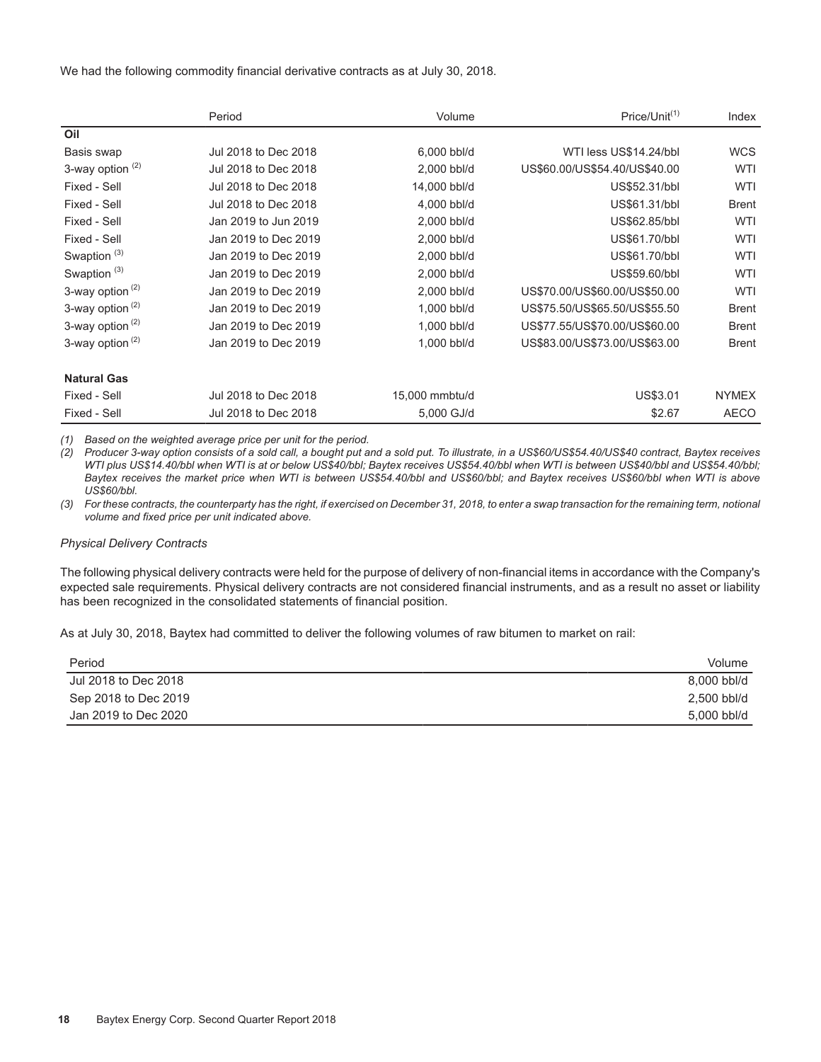We had the following commodity financial derivative contracts as at July 30, 2018.

| | Period | Volume | Price/Unit[(1)] | Index |
|---|---|---|---|---|
| **Oil** | | | | |
| Basis swap | Jul 2018 to Dec 2018 | 6,000 bbl/d | WTI less US$14.24/bbl | WCS |
| 3-way option [(2)] | Jul 2018 to Dec 2018 | 2,000 bbl/d | US$60.00/US$54.40/US$40.00 | WTI |
| Fixed - Sell | Jul 2018 to Dec 2018 | 14,000 bbl/d | US$52.31/bbl | WTI |
| Fixed - Sell | Jul 2018 to Dec 2018 | 4,000 bbl/d | US$61.31/bbl | Brent |
| Fixed - Sell | Jan 2019 to Jun 2019 | 2,000 bbl/d | US$62.85/bbl | WTI |
| Fixed - Sell | Jan 2019 to Dec 2019 | 2,000 bbl/d | US$61.70/bbl | WTI |
| Swaption [(3)] | Jan 2019 to Dec 2019 | 2,000 bbl/d | US$61.70/bbl | WTI |
| Swaption [(3)] | Jan 2019 to Dec 2019 | 2,000 bbl/d | US$59.60/bbl | WTI |
| 3-way option [(2)] | Jan 2019 to Dec 2019 | 2,000 bbl/d | US$70.00/US$60.00/US$50.00 | WTI |
| 3-way option [(2)] | Jan 2019 to Dec 2019 | 1,000 bbl/d | US$75.50/US$65.50/US$55.50 | Brent |
| 3-way option [(2)] | Jan 2019 to Dec 2019 | 1,000 bbl/d | US$77.55/US$70.00/US$60.00 | Brent |
| 3-way option [(2)] | Jan 2019 to Dec 2019 | 1,000 bbl/d | US$83.00/US$73.00/US$63.00 | Brent |
| **Natural Gas** | | | | |
| Fixed - Sell | Jul 2018 to Dec 2018 | 15,000 mmbtu/d | US$3.01 | NYMEX |
| Fixed - Sell | Jul 2018 to Dec 2018 | 5,000 GJ/d | $2.67 | AECO |

*(1) Based on the weighted average price per unit for the period.*

*(2) Producer 3-way option consists of a sold call, a bought put and a sold put. To illustrate, in a US$60/US$54.40/US$40 contract, Baytex receives WTI plus US$14.40/bbl when WTI is at or below US$40/bbl; Baytex receives US$54.40/bbl when WTI is between US$40/bbl and US$54.40/bbl; Baytex receives the market price when WTI is between US$54.40/bbl and US$60/bbl; and Baytex receives US$60/bbl when WTI is above US$60/bbl.*

*(3) For these contracts, the counterparty has the right, if exercised on December 31, 2018, to enter a swap transaction for the remaining term, notional volume and fixed price per unit indicated above.*

*Physical Delivery Contracts*

The following physical delivery contracts were held for the purpose of delivery of non-financial items in accordance with the Company's expected sale requirements. Physical delivery contracts are not considered financial instruments, and as a result no asset or liability has been recognized in the consolidated statements of financial position.

As at July 30, 2018, Baytex had committed to deliver the following volumes of raw bitumen to market on rail:

| Period | Volume |
|---|---|
| Jul 2018 to Dec 2018 | 8,000 bbl/d |
| Sep 2018 to Dec 2019 | 2,500 bbl/d |
| Jan 2019 to Dec 2020 | 5,000 bbl/d |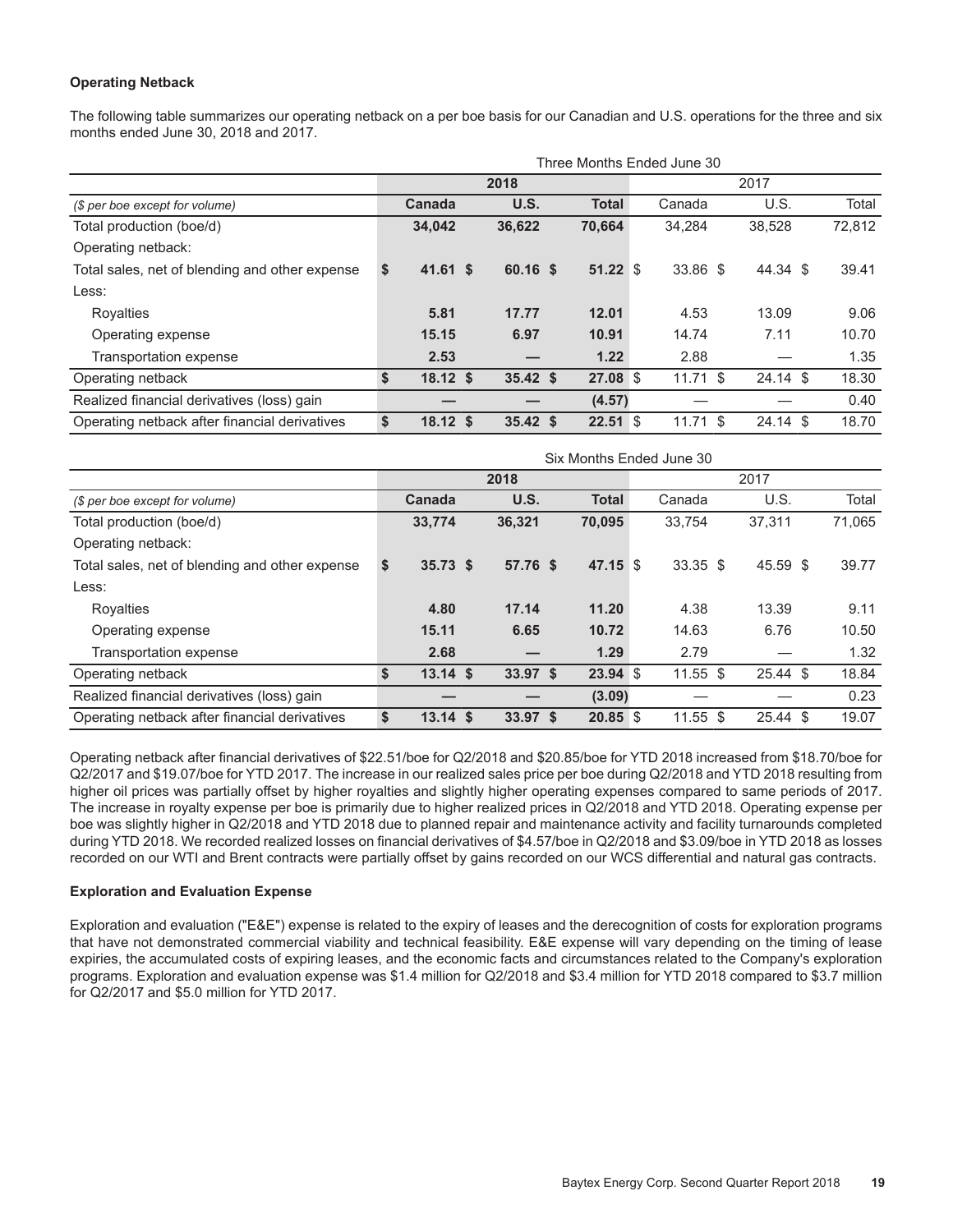**Operating Netback**

The following table summarizes our operating netback on a per boe basis for our Canadian and U.S. operations for the three and six months ended June 30, 2018 and 2017.

| | Three Months Ended June 30 | | | | | |
|---|---|---|---|---|---|---|
| | 2018 | | | 2017 | | |
| *($ per boe except for volume)* | **Canada** | **U.S.** | **Total** | Canada | U.S. | Total |
| Total production (boe/d) | **34,042** | **36,622** | **70,664** | 34,284 | 38,528 | 72,812 |
| Operating netback: | | | | | | |
| Total sales, net of blending and other expense | **$ 41.61** | **$ 60.16** | **$ 51.22** | $ 33.86 | $ 44.34 | $ 39.41 |
| Less: | | | | | | |
| Royalties | **5.81** | **17.77** | **12.01** | 4.53 | 13.09 | 9.06 |
| Operating expense | **15.15** | **6.97** | **10.91** | 14.74 | 7.11 | 10.70 |
| Transportation expense | **2.53** | **—** | **1.22** | 2.88 | — | 1.35 |
| Operating netback | **$ 18.12** | **$ 35.42** | **$ 27.08** | $ 11.71 | $ 24.14 | $ 18.30 |
| Realized financial derivatives (loss) gain | **—** | **—** | **(4.57)** | — | — | 0.40 |
| Operating netback after financial derivatives | **$ 18.12** | **$ 35.42** | **$ 22.51** | $ 11.71 | $ 24.14 | $ 18.70 |

| | Six Months Ended June 30 | | | | | |
|---|---|---|---|---|---|---|
| | 2018 | | | 2017 | | |
| *($ per boe except for volume)* | **Canada** | **U.S.** | **Total** | Canada | U.S. | Total |
| Total production (boe/d) | **33,774** | **36,321** | **70,095** | 33,754 | 37,311 | 71,065 |
| Operating netback: | | | | | | |
| Total sales, net of blending and other expense | **$ 35.73** | **$ 57.76** | **$ 47.15** | $ 33.35 | $ 45.59 | $ 39.77 |
| Less: | | | | | | |
| Royalties | **4.80** | **17.14** | **11.20** | 4.38 | 13.39 | 9.11 |
| Operating expense | **15.11** | **6.65** | **10.72** | 14.63 | 6.76 | 10.50 |
| Transportation expense | **2.68** | **—** | **1.29** | 2.79 | — | 1.32 |
| Operating netback | **$ 13.14** | **$ 33.97** | **$ 23.94** | $ 11.55 | $ 25.44 | $ 18.84 |
| Realized financial derivatives (loss) gain | **—** | **—** | **(3.09)** | — | — | 0.23 |
| Operating netback after financial derivatives | **$ 13.14** | **$ 33.97** | **$ 20.85** | $ 11.55 | $ 25.44 | $ 19.07 |

Operating netback after financial derivatives of $22.51/boe for Q2/2018 and $20.85/boe for YTD 2018 increased from $18.70/boe for Q2/2017 and $19.07/boe for YTD 2017. The increase in our realized sales price per boe during Q2/2018 and YTD 2018 resulting from higher oil prices was partially offset by higher royalties and slightly higher operating expenses compared to same periods of 2017. The increase in royalty expense per boe is primarily due to higher realized prices in Q2/2018 and YTD 2018. Operating expense per boe was slightly higher in Q2/2018 and YTD 2018 due to planned repair and maintenance activity and facility turnarounds completed during YTD 2018. We recorded realized losses on financial derivatives of $4.57/boe in Q2/2018 and $3.09/boe in YTD 2018 as losses recorded on our WTI and Brent contracts were partially offset by gains recorded on our WCS differential and natural gas contracts.

**Exploration and Evaluation Expense**

Exploration and evaluation ("E&E") expense is related to the expiry of leases and the derecognition of costs for exploration programs that have not demonstrated commercial viability and technical feasibility. E&E expense will vary depending on the timing of lease expiries, the accumulated costs of expiring leases, and the economic facts and circumstances related to the Company's exploration programs. Exploration and evaluation expense was $1.4 million for Q2/2018 and $3.4 million for YTD 2018 compared to $3.7 million for Q2/2017 and $5.0 million for YTD 2017.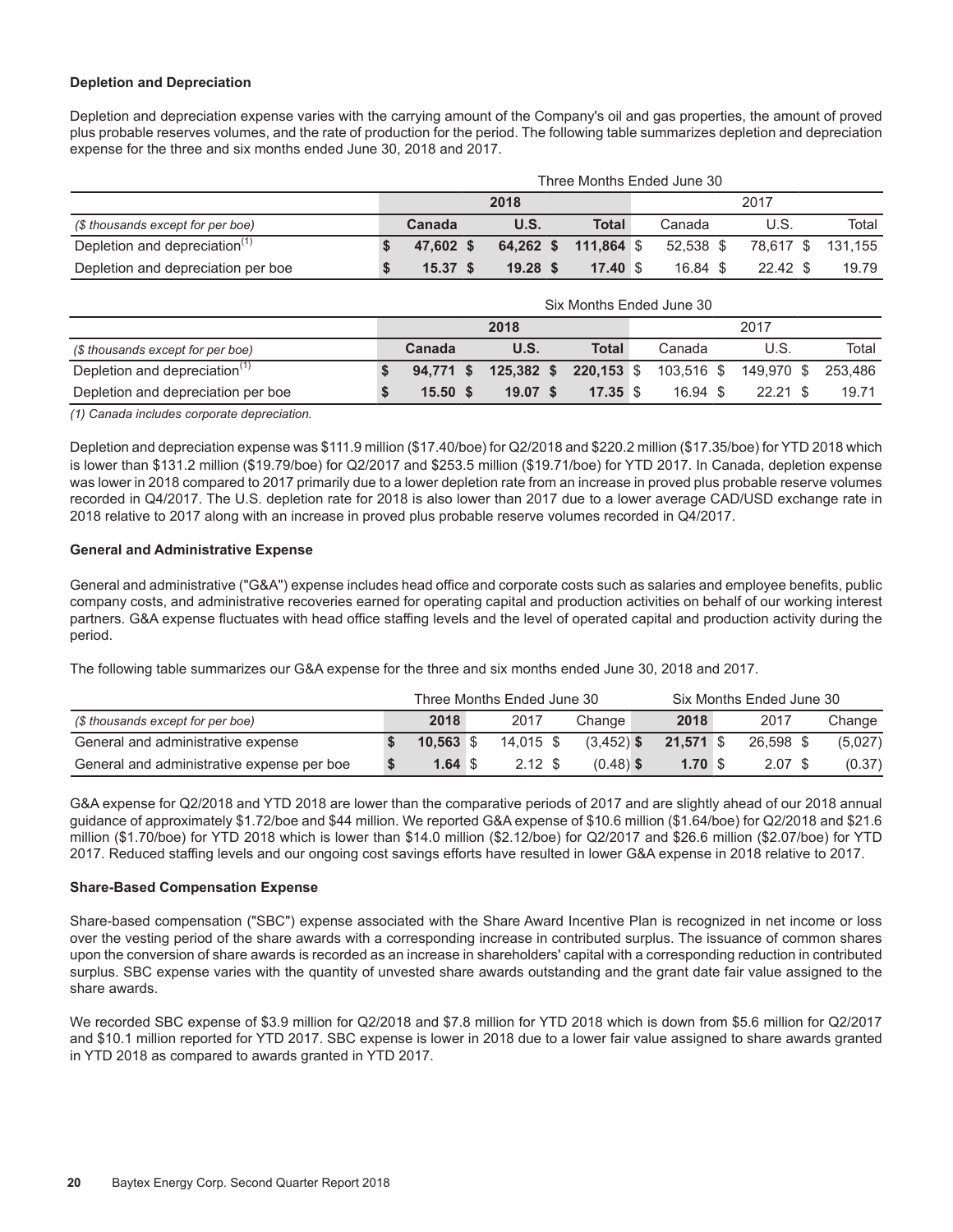**Depletion and Depreciation**

Depletion and depreciation expense varies with the carrying amount of the Company's oil and gas properties, the amount of proved plus probable reserves volumes, and the rate of production for the period. The following table summarizes depletion and depreciation expense for the three and six months ended June 30, 2018 and 2017.

| | Three Months Ended June 30 | | | | | |
|---|---|---|---|---|---|---|
| | **2018** | | | 2017 | | |
| *($ thousands except for per boe)* | **Canada** | **U.S.** | **Total** | Canada | U.S. | Total |
| Depletion and depreciation[(1)] | **$ 47,602** | **$ 64,262** | **$ 111,864** | $ 52,538 | $ 78,617 | $ 131,155 |
| Depletion and depreciation per boe | **$ 15.37** | **$ 19.28** | **$ 17.40** | $ 16.84 | $ 22.42 | $ 19.79 |

| | Six Months Ended June 30 | | | | | |
|---|---|---|---|---|---|---|
| | **2018** | | | 2017 | | |
| *($ thousands except for per boe)* | **Canada** | **U.S.** | **Total** | Canada | U.S. | Total |
| Depletion and depreciation[(1)] | **$ 94,771** | **$ 125,382** | **$ 220,153** | $ 103,516 | $ 149,970 | $ 253,486 |
| Depletion and depreciation per boe | **$ 15.50** | **$ 19.07** | **$ 17.35** | $ 16.94 | $ 22.21 | $ 19.71 |

*(1) Canada includes corporate depreciation.*

Depletion and depreciation expense was $111.9 million ($17.40/boe) for Q2/2018 and $220.2 million ($17.35/boe) for YTD 2018 which is lower than $131.2 million ($19.79/boe) for Q2/2017 and $253.5 million ($19.71/boe) for YTD 2017. In Canada, depletion expense was lower in 2018 compared to 2017 primarily due to a lower depletion rate from an increase in proved plus probable reserve volumes recorded in Q4/2017. The U.S. depletion rate for 2018 is also lower than 2017 due to a lower average CAD/USD exchange rate in 2018 relative to 2017 along with an increase in proved plus probable reserve volumes recorded in Q4/2017.

**General and Administrative Expense**

General and administrative ("G&A") expense includes head office and corporate costs such as salaries and employee benefits, public company costs, and administrative recoveries earned for operating capital and production activities on behalf of our working interest partners. G&A expense fluctuates with head office staffing levels and the level of operated capital and production activity during the period.

The following table summarizes our G&A expense for the three and six months ended June 30, 2018 and 2017.

| | Three Months Ended June 30 | | | Six Months Ended June 30 | | |
|---|---|---|---|---|---|---|
| *($ thousands except for per boe)* | **2018** | 2017 | Change | **2018** | 2017 | Change |
| General and administrative expense | **$ 10,563** | $ 14,015 | $ (3,452) | **$ 21,571** | $ 26,598 | $ (5,027) |
| General and administrative expense per boe | **$ 1.64** | $ 2.12 | $ (0.48) | **$ 1.70** | $ 2.07 | $ (0.37) |

G&A expense for Q2/2018 and YTD 2018 are lower than the comparative periods of 2017 and are slightly ahead of our 2018 annual guidance of approximately $1.72/boe and $44 million. We reported G&A expense of $10.6 million ($1.64/boe) for Q2/2018 and $21.6 million ($1.70/boe) for YTD 2018 which is lower than $14.0 million ($2.12/boe) for Q2/2017 and $26.6 million ($2.07/boe) for YTD 2017. Reduced staffing levels and our ongoing cost savings efforts have resulted in lower G&A expense in 2018 relative to 2017.

**Share-Based Compensation Expense**

Share-based compensation ("SBC") expense associated with the Share Award Incentive Plan is recognized in net income or loss over the vesting period of the share awards with a corresponding increase in contributed surplus. The issuance of common shares upon the conversion of share awards is recorded as an increase in shareholders' capital with a corresponding reduction in contributed surplus. SBC expense varies with the quantity of unvested share awards outstanding and the grant date fair value assigned to the share awards.

We recorded SBC expense of $3.9 million for Q2/2018 and $7.8 million for YTD 2018 which is down from $5.6 million for Q2/2017 and $10.1 million reported for YTD 2017. SBC expense is lower in 2018 due to a lower fair value assigned to share awards granted in YTD 2018 as compared to awards granted in YTD 2017.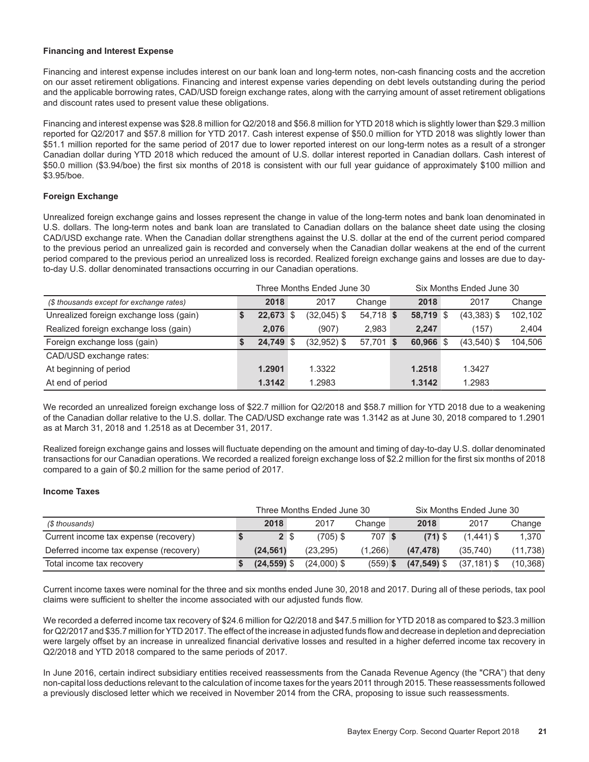### Financing and Interest Expense

Financing and interest expense includes interest on our bank loan and long-term notes, non-cash financing costs and the accretion on our asset retirement obligations. Financing and interest expense varies depending on debt levels outstanding during the period and the applicable borrowing rates, CAD/USD foreign exchange rates, along with the carrying amount of asset retirement obligations and discount rates used to present value these obligations.

Financing and interest expense was $28.8 million for Q2/2018 and $56.8 million for YTD 2018 which is slightly lower than $29.3 million reported for Q2/2017 and $57.8 million for YTD 2017. Cash interest expense of $50.0 million for YTD 2018 was slightly lower than $51.1 million reported for the same period of 2017 due to lower reported interest on our long-term notes as a result of a stronger Canadian dollar during YTD 2018 which reduced the amount of U.S. dollar interest reported in Canadian dollars. Cash interest of $50.0 million ($3.94/boe) the first six months of 2018 is consistent with our full year guidance of approximately $100 million and $3.95/boe.

### Foreign Exchange

Unrealized foreign exchange gains and losses represent the change in value of the long-term notes and bank loan denominated in U.S. dollars. The long-term notes and bank loan are translated to Canadian dollars on the balance sheet date using the closing CAD/USD exchange rate. When the Canadian dollar strengthens against the U.S. dollar at the end of the current period compared to the previous period an unrealized gain is recorded and conversely when the Canadian dollar weakens at the end of the current period compared to the previous period an unrealized loss is recorded. Realized foreign exchange gains and losses are due to day-to-day U.S. dollar denominated transactions occurring in our Canadian operations.

| | Three Months Ended June 30 | | | Six Months Ended June 30 | | |
|---|---|---|---|---|---|---|
| *($ thousands except for exchange rates)* | **2018** | 2017 | Change | **2018** | 2017 | Change |
| Unrealized foreign exchange loss (gain) | **$ 22,673** | $ (32,045) | $ 54,718 | **$ 58,719** | $ (43,383) | $ 102,102 |
| Realized foreign exchange loss (gain) | **2,076** | (907) | 2,983 | **2,247** | (157) | 2,404 |
| Foreign exchange loss (gain) | **$ 24,749** | $ (32,952) | $ 57,701 | **$ 60,966** | $ (43,540) | $ 104,506 |
| CAD/USD exchange rates: | | | | | | |
| At beginning of period | **1.2901** | 1.3322 | | **1.2518** | 1.3427 | |
| At end of period | **1.3142** | 1.2983 | | **1.3142** | 1.2983 | |

We recorded an unrealized foreign exchange loss of $22.7 million for Q2/2018 and $58.7 million for YTD 2018 due to a weakening of the Canadian dollar relative to the U.S. dollar. The CAD/USD exchange rate was 1.3142 as at June 30, 2018 compared to 1.2901 as at March 31, 2018 and 1.2518 as at December 31, 2017.

Realized foreign exchange gains and losses will fluctuate depending on the amount and timing of day-to-day U.S. dollar denominated transactions for our Canadian operations. We recorded a realized foreign exchange loss of $2.2 million for the first six months of 2018 compared to a gain of $0.2 million for the same period of 2017.

### Income Taxes

| | Three Months Ended June 30 | | | Six Months Ended June 30 | | |
|---|---|---|---|---|---|---|
| *($ thousands)* | **2018** | 2017 | Change | **2018** | 2017 | Change |
| Current income tax expense (recovery) | **$ 2** | $ (705) | $ 707 | **$ (71)** | $ (1,441) | $ 1,370 |
| Deferred income tax expense (recovery) | **(24,561)** | (23,295) | (1,266) | **(47,478)** | (35,740) | (11,738) |
| Total income tax recovery | **$ (24,559)** | $ (24,000) | $ (559) | **$ (47,549)** | $ (37,181) | $ (10,368) |

Current income taxes were nominal for the three and six months ended June 30, 2018 and 2017. During all of these periods, tax pool claims were sufficient to shelter the income associated with our adjusted funds flow.

We recorded a deferred income tax recovery of $24.6 million for Q2/2018 and $47.5 million for YTD 2018 as compared to $23.3 million for Q2/2017 and $35.7 million for YTD 2017. The effect of the increase in adjusted funds flow and decrease in depletion and depreciation were largely offset by an increase in unrealized financial derivative losses and resulted in a higher deferred income tax recovery in Q2/2018 and YTD 2018 compared to the same periods of 2017.

In June 2016, certain indirect subsidiary entities received reassessments from the Canada Revenue Agency (the "CRA") that deny non-capital loss deductions relevant to the calculation of income taxes for the years 2011 through 2015. These reassessments followed a previously disclosed letter which we received in November 2014 from the CRA, proposing to issue such reassessments.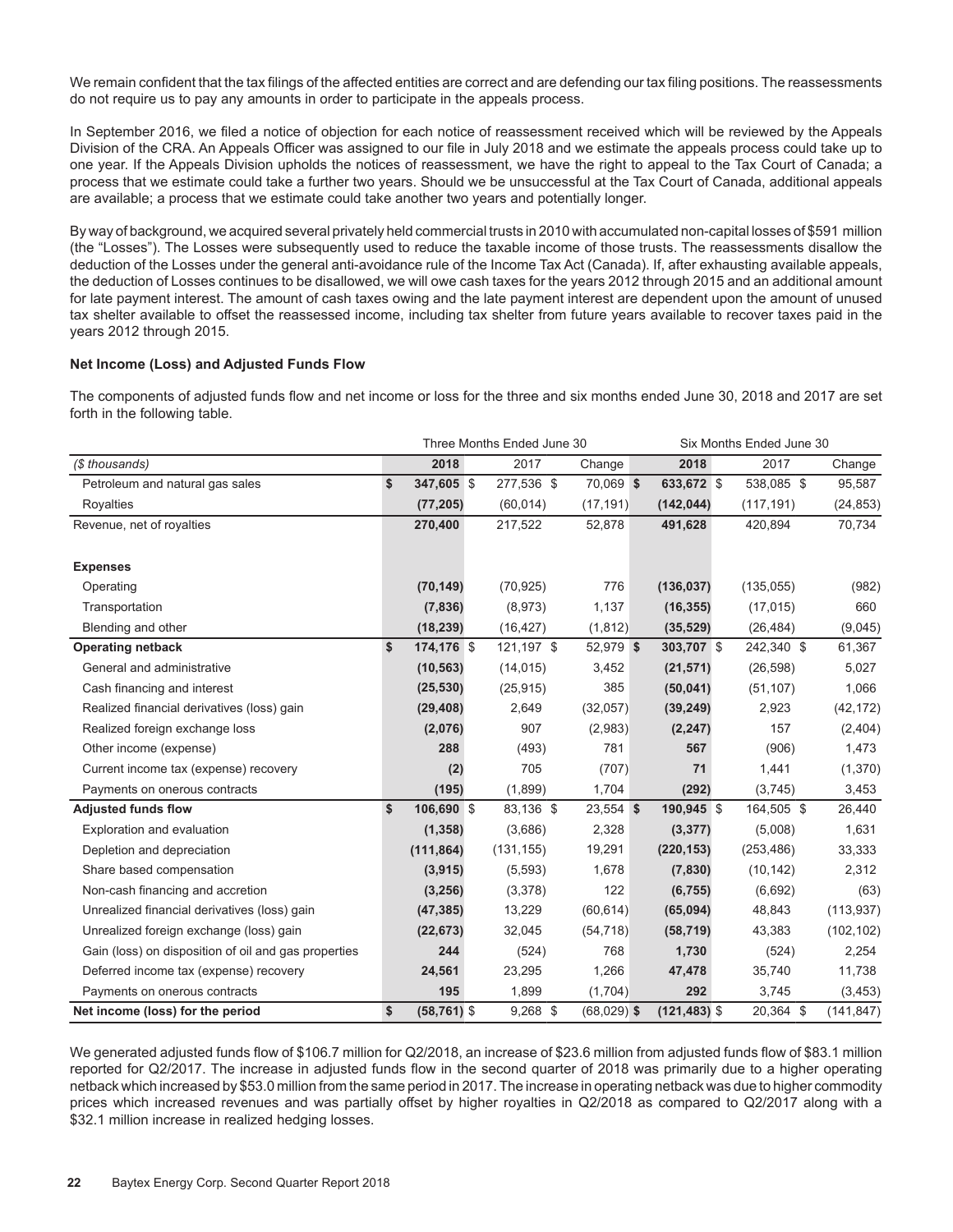We remain confident that the tax filings of the affected entities are correct and are defending our tax filing positions. The reassessments do not require us to pay any amounts in order to participate in the appeals process.

In September 2016, we filed a notice of objection for each notice of reassessment received which will be reviewed by the Appeals Division of the CRA. An Appeals Officer was assigned to our file in July 2018 and we estimate the appeals process could take up to one year. If the Appeals Division upholds the notices of reassessment, we have the right to appeal to the Tax Court of Canada; a process that we estimate could take a further two years. Should we be unsuccessful at the Tax Court of Canada, additional appeals are available; a process that we estimate could take another two years and potentially longer.

By way of background, we acquired several privately held commercial trusts in 2010 with accumulated non-capital losses of $591 million (the "Losses"). The Losses were subsequently used to reduce the taxable income of those trusts. The reassessments disallow the deduction of the Losses under the general anti-avoidance rule of the Income Tax Act (Canada). If, after exhausting available appeals, the deduction of Losses continues to be disallowed, we will owe cash taxes for the years 2012 through 2015 and an additional amount for late payment interest. The amount of cash taxes owing and the late payment interest are dependent upon the amount of unused tax shelter available to offset the reassessed income, including tax shelter from future years available to recover taxes paid in the years 2012 through 2015.

**Net Income (Loss) and Adjusted Funds Flow**

The components of adjusted funds flow and net income or loss for the three and six months ended June 30, 2018 and 2017 are set forth in the following table.

| | Three Months Ended June 30 | | | Six Months Ended June 30 | | |
|---|---|---|---|---|---|---|
| *($ thousands)* | **2018** | 2017 | Change | **2018** | 2017 | Change |
| Petroleum and natural gas sales | **$ 347,605** | $ 277,536 | $ 70,069 | **$ 633,672** | $ 538,085 | $ 95,587 |
| Royalties | **(77,205)** | (60,014) | (17,191) | **(142,044)** | (117,191) | (24,853) |
| Revenue, net of royalties | **270,400** | 217,522 | 52,878 | **491,628** | 420,894 | 70,734 |
| **Expenses** | | | | | | |
| Operating | **(70,149)** | (70,925) | 776 | **(136,037)** | (135,055) | (982) |
| Transportation | **(7,836)** | (8,973) | 1,137 | **(16,355)** | (17,015) | 660 |
| Blending and other | **(18,239)** | (16,427) | (1,812) | **(35,529)** | (26,484) | (9,045) |
| **Operating netback** | **$ 174,176** | $ 121,197 | $ 52,979 | **$ 303,707** | $ 242,340 | $ 61,367 |
| General and administrative | **(10,563)** | (14,015) | 3,452 | **(21,571)** | (26,598) | 5,027 |
| Cash financing and interest | **(25,530)** | (25,915) | 385 | **(50,041)** | (51,107) | 1,066 |
| Realized financial derivatives (loss) gain | **(29,408)** | 2,649 | (32,057) | **(39,249)** | 2,923 | (42,172) |
| Realized foreign exchange loss | **(2,076)** | 907 | (2,983) | **(2,247)** | 157 | (2,404) |
| Other income (expense) | **288** | (493) | 781 | **567** | (906) | 1,473 |
| Current income tax (expense) recovery | **(2)** | 705 | (707) | **71** | 1,441 | (1,370) |
| Payments on onerous contracts | **(195)** | (1,899) | 1,704 | **(292)** | (3,745) | 3,453 |
| **Adjusted funds flow** | **$ 106,690** | $ 83,136 | $ 23,554 | **$ 190,945** | $ 164,505 | $ 26,440 |
| Exploration and evaluation | **(1,358)** | (3,686) | 2,328 | **(3,377)** | (5,008) | 1,631 |
| Depletion and depreciation | **(111,864)** | (131,155) | 19,291 | **(220,153)** | (253,486) | 33,333 |
| Share based compensation | **(3,915)** | (5,593) | 1,678 | **(7,830)** | (10,142) | 2,312 |
| Non-cash financing and accretion | **(3,256)** | (3,378) | 122 | **(6,755)** | (6,692) | (63) |
| Unrealized financial derivatives (loss) gain | **(47,385)** | 13,229 | (60,614) | **(65,094)** | 48,843 | (113,937) |
| Unrealized foreign exchange (loss) gain | **(22,673)** | 32,045 | (54,718) | **(58,719)** | 43,383 | (102,102) |
| Gain (loss) on disposition of oil and gas properties | **244** | (524) | 768 | **1,730** | (524) | 2,254 |
| Deferred income tax (expense) recovery | **24,561** | 23,295 | 1,266 | **47,478** | 35,740 | 11,738 |
| Payments on onerous contracts | **195** | 1,899 | (1,704) | **292** | 3,745 | (3,453) |
| **Net income (loss) for the period** | **$ (58,761)** | $ 9,268 | $ (68,029) | **$ (121,483)** | $ 20,364 | $ (141,847) |

We generated adjusted funds flow of $106.7 million for Q2/2018, an increase of $23.6 million from adjusted funds flow of $83.1 million reported for Q2/2017. The increase in adjusted funds flow in the second quarter of 2018 was primarily due to a higher operating netback which increased by $53.0 million from the same period in 2017. The increase in operating netback was due to higher commodity prices which increased revenues and was partially offset by higher royalties in Q2/2018 as compared to Q2/2017 along with a $32.1 million increase in realized hedging losses.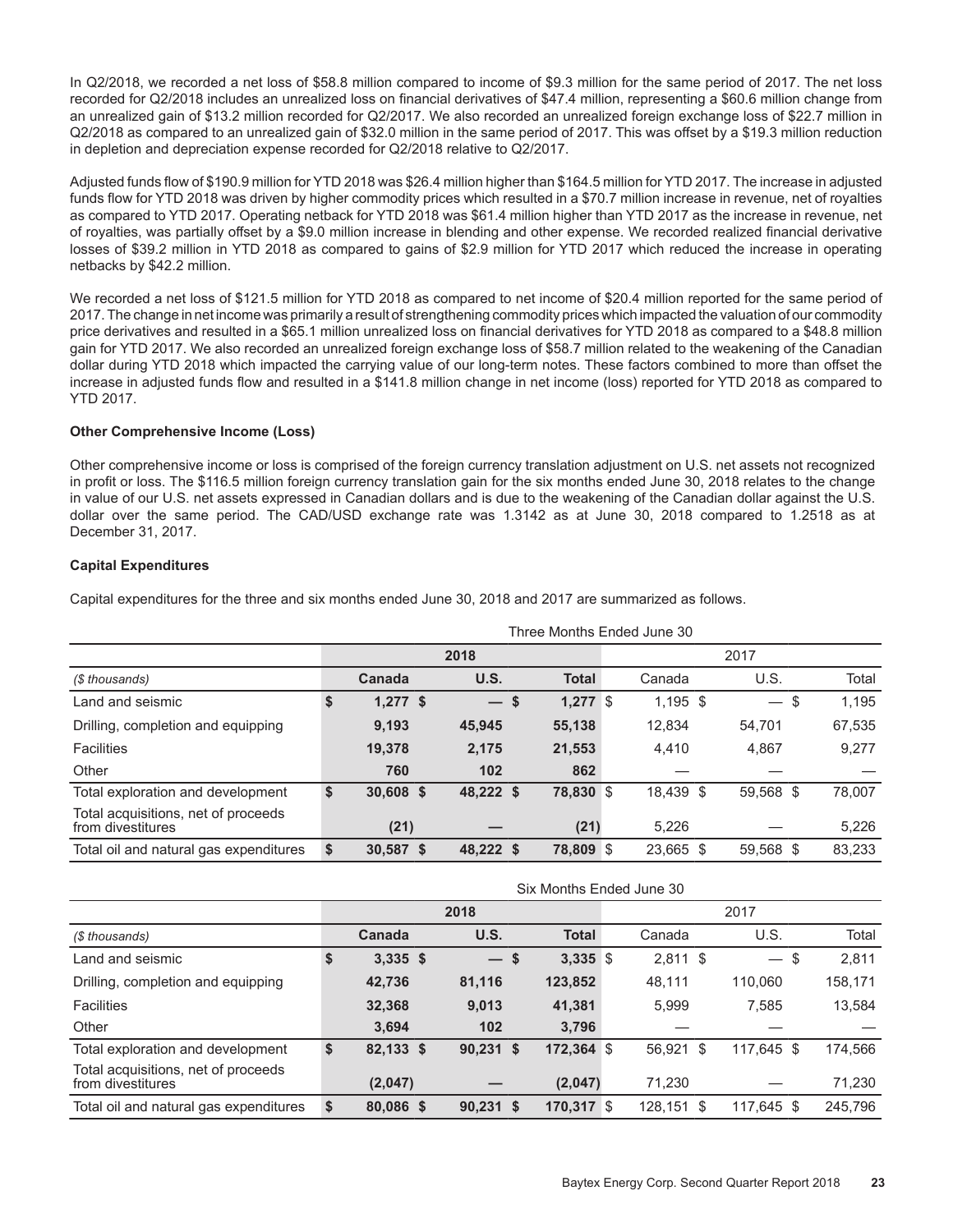In Q2/2018, we recorded a net loss of $58.8 million compared to income of $9.3 million for the same period of 2017. The net loss recorded for Q2/2018 includes an unrealized loss on financial derivatives of $47.4 million, representing a $60.6 million change from an unrealized gain of $13.2 million recorded for Q2/2017. We also recorded an unrealized foreign exchange loss of $22.7 million in Q2/2018 as compared to an unrealized gain of $32.0 million in the same period of 2017. This was offset by a $19.3 million reduction in depletion and depreciation expense recorded for Q2/2018 relative to Q2/2017.

Adjusted funds flow of $190.9 million for YTD 2018 was $26.4 million higher than $164.5 million for YTD 2017. The increase in adjusted funds flow for YTD 2018 was driven by higher commodity prices which resulted in a $70.7 million increase in revenue, net of royalties as compared to YTD 2017. Operating netback for YTD 2018 was $61.4 million higher than YTD 2017 as the increase in revenue, net of royalties, was partially offset by a $9.0 million increase in blending and other expense. We recorded realized financial derivative losses of $39.2 million in YTD 2018 as compared to gains of $2.9 million for YTD 2017 which reduced the increase in operating netbacks by $42.2 million.

We recorded a net loss of $121.5 million for YTD 2018 as compared to net income of $20.4 million reported for the same period of 2017. The change in net income was primarily a result of strengthening commodity prices which impacted the valuation of our commodity price derivatives and resulted in a $65.1 million unrealized loss on financial derivatives for YTD 2018 as compared to a $48.8 million gain for YTD 2017. We also recorded an unrealized foreign exchange loss of $58.7 million related to the weakening of the Canadian dollar during YTD 2018 which impacted the carrying value of our long-term notes. These factors combined to more than offset the increase in adjusted funds flow and resulted in a $141.8 million change in net income (loss) reported for YTD 2018 as compared to YTD 2017.

**Other Comprehensive Income (Loss)**

Other comprehensive income or loss is comprised of the foreign currency translation adjustment on U.S. net assets not recognized in profit or loss. The $116.5 million foreign currency translation gain for the six months ended June 30, 2018 relates to the change in value of our U.S. net assets expressed in Canadian dollars and is due to the weakening of the Canadian dollar against the U.S. dollar over the same period. The CAD/USD exchange rate was 1.3142 as at June 30, 2018 compared to 1.2518 as at December 31, 2017.

**Capital Expenditures**

Capital expenditures for the three and six months ended June 30, 2018 and 2017 are summarized as follows.

| | Three Months Ended June 30 | | | | | |
|---|---|---|---|---|---|---|
| | **2018** | | | 2017 | | |
| *($ thousands)* | **Canada** | **U.S.** | **Total** | Canada | U.S. | Total |
| Land and seismic | **$ 1,277** | **$ —** | **$ 1,277** | $ 1,195 | $ — | $ 1,195 |
| Drilling, completion and equipping | **9,193** | **45,945** | **55,138** | 12,834 | 54,701 | 67,535 |
| Facilities | **19,378** | **2,175** | **21,553** | 4,410 | 4,867 | 9,277 |
| Other | **760** | **102** | **862** | — | — | — |
| Total exploration and development | **$ 30,608** | **$ 48,222** | **$ 78,830** | $ 18,439 | $ 59,568 | $ 78,007 |
| Total acquisitions, net of proceeds from divestitures | **(21)** | **—** | **(21)** | 5,226 | — | 5,226 |
| Total oil and natural gas expenditures | **$ 30,587** | **$ 48,222** | **$ 78,809** | $ 23,665 | $ 59,568 | $ 83,233 |

| | Six Months Ended June 30 | | | | | |
|---|---|---|---|---|---|---|
| | **2018** | | | 2017 | | |
| *($ thousands)* | **Canada** | **U.S.** | **Total** | Canada | U.S. | Total |
| Land and seismic | **$ 3,335** | **$ —** | **$ 3,335** | $ 2,811 | $ — | $ 2,811 |
| Drilling, completion and equipping | **42,736** | **81,116** | **123,852** | 48,111 | 110,060 | 158,171 |
| Facilities | **32,368** | **9,013** | **41,381** | 5,999 | 7,585 | 13,584 |
| Other | **3,694** | **102** | **3,796** | — | — | — |
| Total exploration and development | **$ 82,133** | **$ 90,231** | **$ 172,364** | $ 56,921 | $ 117,645 | $ 174,566 |
| Total acquisitions, net of proceeds from divestitures | **(2,047)** | **—** | **(2,047)** | 71,230 | — | 71,230 |
| Total oil and natural gas expenditures | **$ 80,086** | **$ 90,231** | **$ 170,317** | $ 128,151 | $ 117,645 | $ 245,796 |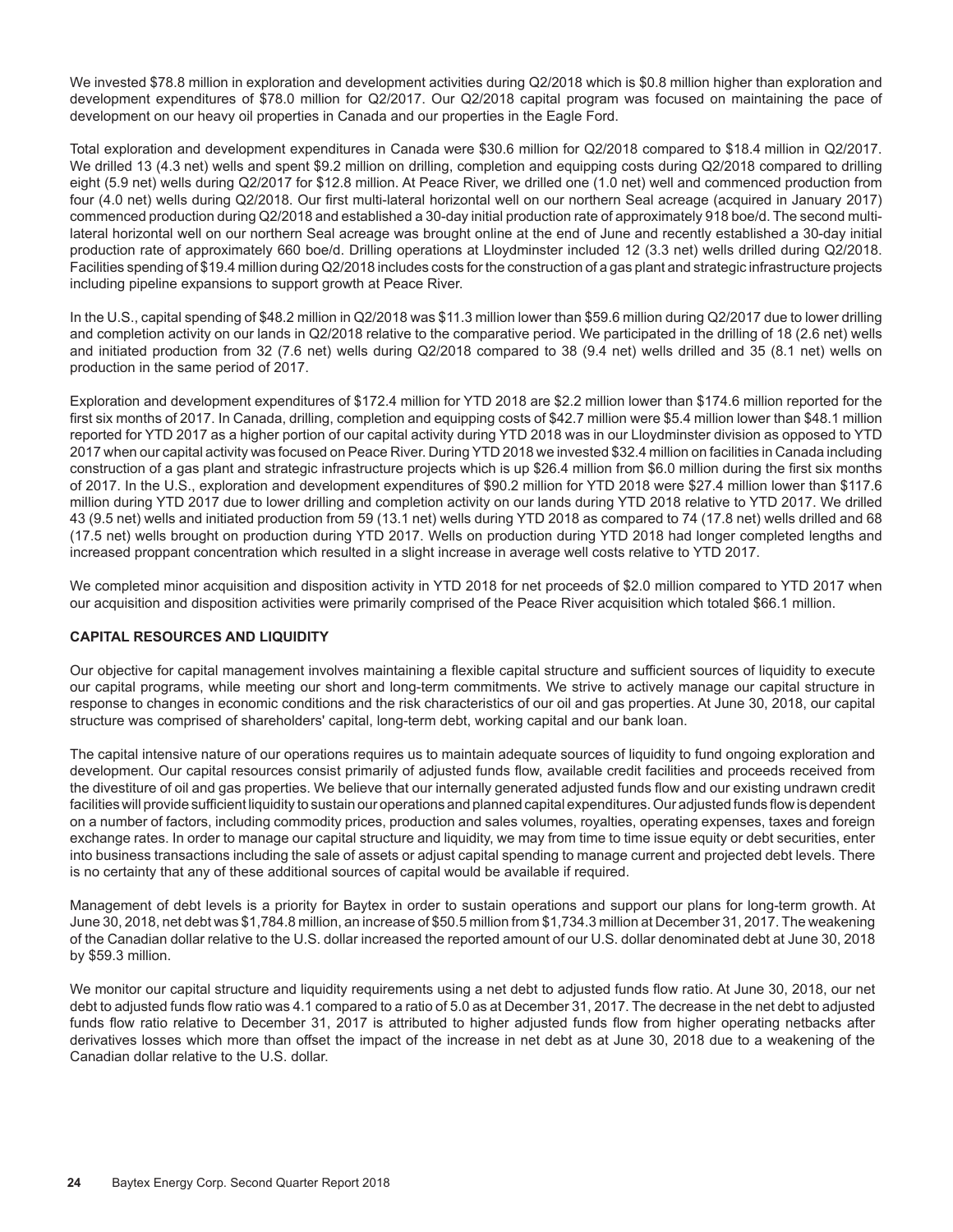We invested $78.8 million in exploration and development activities during Q2/2018 which is $0.8 million higher than exploration and development expenditures of $78.0 million for Q2/2017. Our Q2/2018 capital program was focused on maintaining the pace of development on our heavy oil properties in Canada and our properties in the Eagle Ford.

Total exploration and development expenditures in Canada were $30.6 million for Q2/2018 compared to $18.4 million in Q2/2017. We drilled 13 (4.3 net) wells and spent $9.2 million on drilling, completion and equipping costs during Q2/2018 compared to drilling eight (5.9 net) wells during Q2/2017 for $12.8 million. At Peace River, we drilled one (1.0 net) well and commenced production from four (4.0 net) wells during Q2/2018. Our first multi-lateral horizontal well on our northern Seal acreage (acquired in January 2017) commenced production during Q2/2018 and established a 30-day initial production rate of approximately 918 boe/d. The second multi-lateral horizontal well on our northern Seal acreage was brought online at the end of June and recently established a 30-day initial production rate of approximately 660 boe/d. Drilling operations at Lloydminster included 12 (3.3 net) wells drilled during Q2/2018. Facilities spending of $19.4 million during Q2/2018 includes costs for the construction of a gas plant and strategic infrastructure projects including pipeline expansions to support growth at Peace River.

In the U.S., capital spending of $48.2 million in Q2/2018 was $11.3 million lower than $59.6 million during Q2/2017 due to lower drilling and completion activity on our lands in Q2/2018 relative to the comparative period. We participated in the drilling of 18 (2.6 net) wells and initiated production from 32 (7.6 net) wells during Q2/2018 compared to 38 (9.4 net) wells drilled and 35 (8.1 net) wells on production in the same period of 2017.

Exploration and development expenditures of $172.4 million for YTD 2018 are $2.2 million lower than $174.6 million reported for the first six months of 2017. In Canada, drilling, completion and equipping costs of $42.7 million were $5.4 million lower than $48.1 million reported for YTD 2017 as a higher portion of our capital activity during YTD 2018 was in our Lloydminster division as opposed to YTD 2017 when our capital activity was focused on Peace River. During YTD 2018 we invested $32.4 million on facilities in Canada including construction of a gas plant and strategic infrastructure projects which is up $26.4 million from $6.0 million during the first six months of 2017. In the U.S., exploration and development expenditures of $90.2 million for YTD 2018 were $27.4 million lower than $117.6 million during YTD 2017 due to lower drilling and completion activity on our lands during YTD 2018 relative to YTD 2017. We drilled 43 (9.5 net) wells and initiated production from 59 (13.1 net) wells during YTD 2018 as compared to 74 (17.8 net) wells drilled and 68 (17.5 net) wells brought on production during YTD 2017. Wells on production during YTD 2018 had longer completed lengths and increased proppant concentration which resulted in a slight increase in average well costs relative to YTD 2017.

We completed minor acquisition and disposition activity in YTD 2018 for net proceeds of $2.0 million compared to YTD 2017 when our acquisition and disposition activities were primarily comprised of the Peace River acquisition which totaled $66.1 million.

## CAPITAL RESOURCES AND LIQUIDITY

Our objective for capital management involves maintaining a flexible capital structure and sufficient sources of liquidity to execute our capital programs, while meeting our short and long-term commitments. We strive to actively manage our capital structure in response to changes in economic conditions and the risk characteristics of our oil and gas properties. At June 30, 2018, our capital structure was comprised of shareholders' capital, long-term debt, working capital and our bank loan.

The capital intensive nature of our operations requires us to maintain adequate sources of liquidity to fund ongoing exploration and development. Our capital resources consist primarily of adjusted funds flow, available credit facilities and proceeds received from the divestiture of oil and gas properties. We believe that our internally generated adjusted funds flow and our existing undrawn credit facilities will provide sufficient liquidity to sustain our operations and planned capital expenditures. Our adjusted funds flow is dependent on a number of factors, including commodity prices, production and sales volumes, royalties, operating expenses, taxes and foreign exchange rates. In order to manage our capital structure and liquidity, we may from time to time issue equity or debt securities, enter into business transactions including the sale of assets or adjust capital spending to manage current and projected debt levels. There is no certainty that any of these additional sources of capital would be available if required.

Management of debt levels is a priority for Baytex in order to sustain operations and support our plans for long-term growth. At June 30, 2018, net debt was $1,784.8 million, an increase of $50.5 million from $1,734.3 million at December 31, 2017. The weakening of the Canadian dollar relative to the U.S. dollar increased the reported amount of our U.S. dollar denominated debt at June 30, 2018 by $59.3 million.

We monitor our capital structure and liquidity requirements using a net debt to adjusted funds flow ratio. At June 30, 2018, our net debt to adjusted funds flow ratio was 4.1 compared to a ratio of 5.0 as at December 31, 2017. The decrease in the net debt to adjusted funds flow ratio relative to December 31, 2017 is attributed to higher adjusted funds flow from higher operating netbacks after derivatives losses which more than offset the impact of the increase in net debt as at June 30, 2018 due to a weakening of the Canadian dollar relative to the U.S. dollar.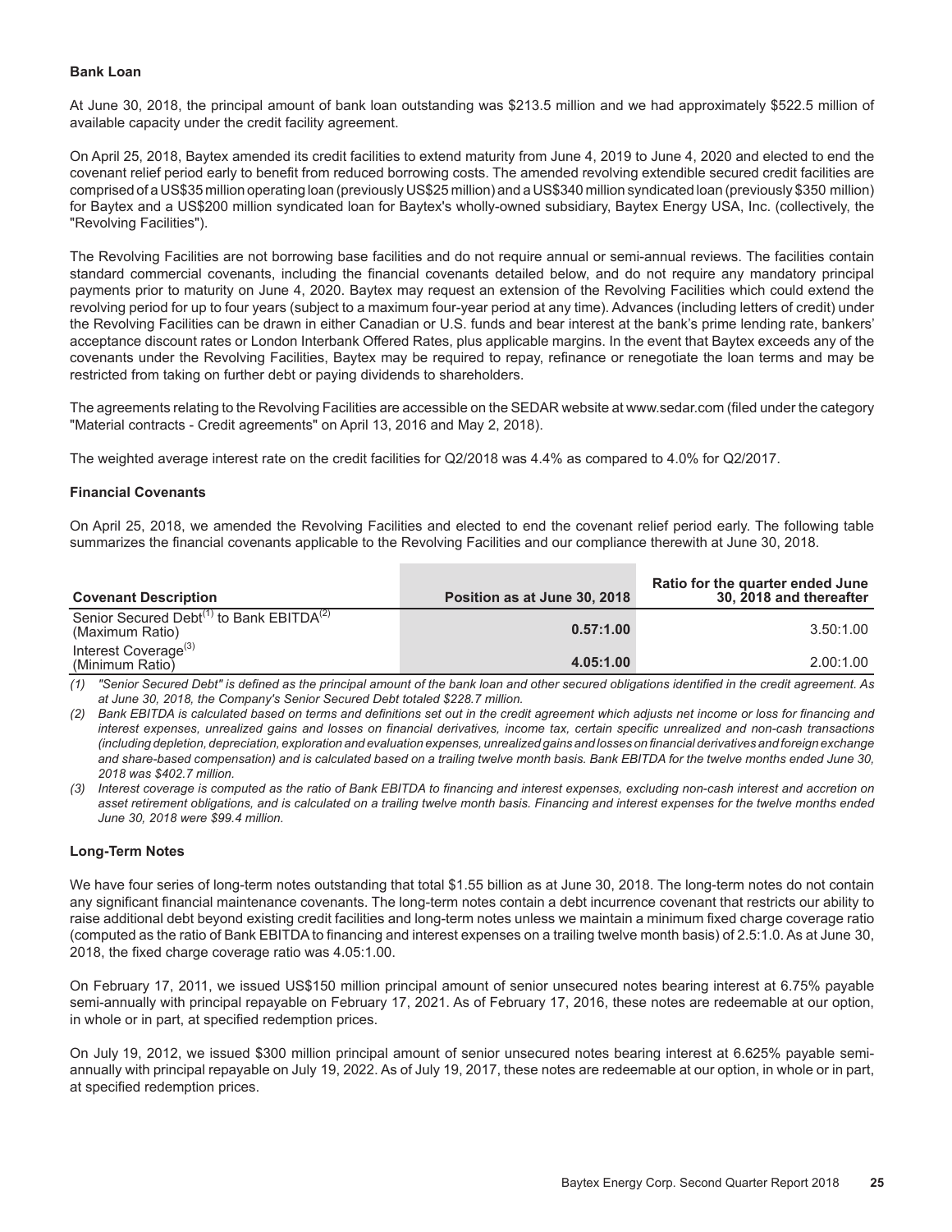### Bank Loan

At June 30, 2018, the principal amount of bank loan outstanding was $213.5 million and we had approximately $522.5 million of available capacity under the credit facility agreement.

On April 25, 2018, Baytex amended its credit facilities to extend maturity from June 4, 2019 to June 4, 2020 and elected to end the covenant relief period early to benefit from reduced borrowing costs. The amended revolving extendible secured credit facilities are comprised of a US$35 million operating loan (previously US$25 million) and a US$340 million syndicated loan (previously $350 million) for Baytex and a US$200 million syndicated loan for Baytex's wholly-owned subsidiary, Baytex Energy USA, Inc. (collectively, the "Revolving Facilities").

The Revolving Facilities are not borrowing base facilities and do not require annual or semi-annual reviews. The facilities contain standard commercial covenants, including the financial covenants detailed below, and do not require any mandatory principal payments prior to maturity on June 4, 2020. Baytex may request an extension of the Revolving Facilities which could extend the revolving period for up to four years (subject to a maximum four-year period at any time). Advances (including letters of credit) under the Revolving Facilities can be drawn in either Canadian or U.S. funds and bear interest at the bank's prime lending rate, bankers' acceptance discount rates or London Interbank Offered Rates, plus applicable margins. In the event that Baytex exceeds any of the covenants under the Revolving Facilities, Baytex may be required to repay, refinance or renegotiate the loan terms and may be restricted from taking on further debt or paying dividends to shareholders.

The agreements relating to the Revolving Facilities are accessible on the SEDAR website at www.sedar.com (filed under the category "Material contracts - Credit agreements" on April 13, 2016 and May 2, 2018).

The weighted average interest rate on the credit facilities for Q2/2018 was 4.4% as compared to 4.0% for Q2/2017.

### Financial Covenants

On April 25, 2018, we amended the Revolving Facilities and elected to end the covenant relief period early. The following table summarizes the financial covenants applicable to the Revolving Facilities and our compliance therewith at June 30, 2018.

| Covenant Description | Position as at June 30, 2018 | Ratio for the quarter ended June 30, 2018 and thereafter |
|---|---|---|
| Senior Secured Debt[1] to Bank EBITDA[2] (Maximum Ratio) | **0.57:1.00** | 3.50:1.00 |
| Interest Coverage[3] (Minimum Ratio) | **4.05:1.00** | 2.00:1.00 |

*(1) "Senior Secured Debt" is defined as the principal amount of the bank loan and other secured obligations identified in the credit agreement. As at June 30, 2018, the Company's Senior Secured Debt totaled $228.7 million.*

*(2) Bank EBITDA is calculated based on terms and definitions set out in the credit agreement which adjusts net income or loss for financing and interest expenses, unrealized gains and losses on financial derivatives, income tax, certain specific unrealized and non-cash transactions (including depletion, depreciation, exploration and evaluation expenses, unrealized gains and losses on financial derivatives and foreign exchange and share-based compensation) and is calculated based on a trailing twelve month basis. Bank EBITDA for the twelve months ended June 30, 2018 was $402.7 million.*

*(3) Interest coverage is computed as the ratio of Bank EBITDA to financing and interest expenses, excluding non-cash interest and accretion on asset retirement obligations, and is calculated on a trailing twelve month basis. Financing and interest expenses for the twelve months ended June 30, 2018 were $99.4 million.*

### Long-Term Notes

We have four series of long-term notes outstanding that total $1.55 billion as at June 30, 2018. The long-term notes do not contain any significant financial maintenance covenants. The long-term notes contain a debt incurrence covenant that restricts our ability to raise additional debt beyond existing credit facilities and long-term notes unless we maintain a minimum fixed charge coverage ratio (computed as the ratio of Bank EBITDA to financing and interest expenses on a trailing twelve month basis) of 2.5:1.0. As at June 30, 2018, the fixed charge coverage ratio was 4.05:1.00.

On February 17, 2011, we issued US$150 million principal amount of senior unsecured notes bearing interest at 6.75% payable semi-annually with principal repayable on February 17, 2021. As of February 17, 2016, these notes are redeemable at our option, in whole or in part, at specified redemption prices.

On July 19, 2012, we issued $300 million principal amount of senior unsecured notes bearing interest at 6.625% payable semi-annually with principal repayable on July 19, 2022. As of July 19, 2017, these notes are redeemable at our option, in whole or in part, at specified redemption prices.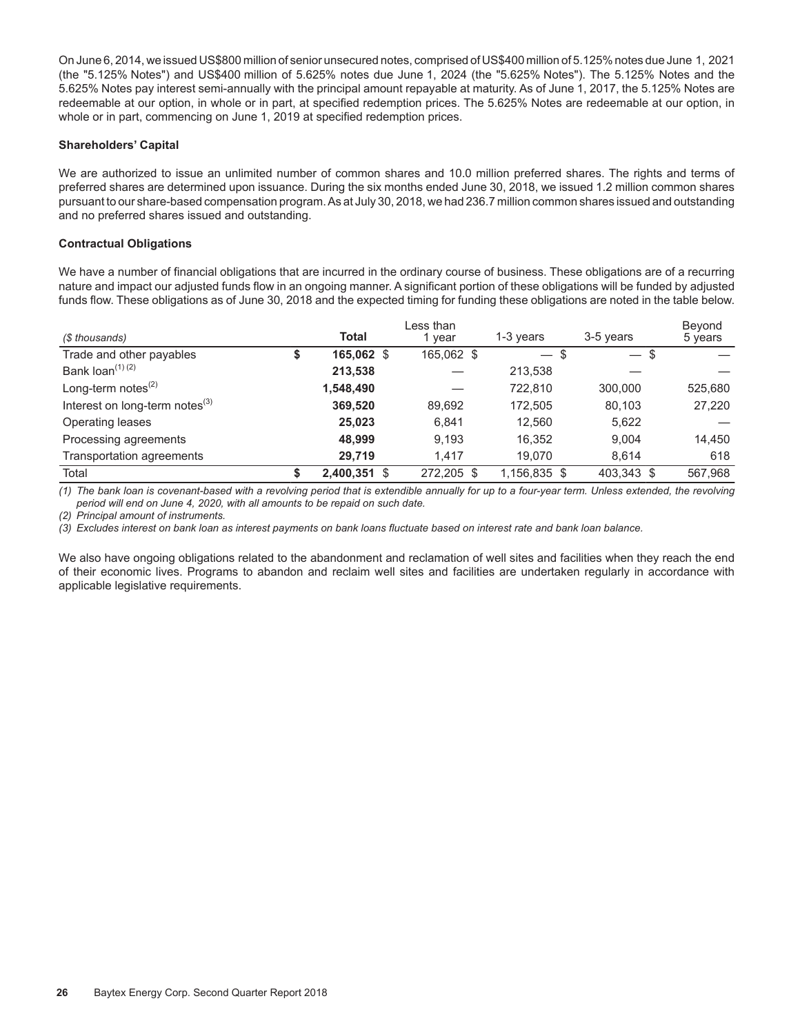On June 6, 2014, we issued US$800 million of senior unsecured notes, comprised of US$400 million of 5.125% notes due June 1, 2021 (the "5.125% Notes") and US$400 million of 5.625% notes due June 1, 2024 (the "5.625% Notes"). The 5.125% Notes and the 5.625% Notes pay interest semi-annually with the principal amount repayable at maturity. As of June 1, 2017, the 5.125% Notes are redeemable at our option, in whole or in part, at specified redemption prices. The 5.625% Notes are redeemable at our option, in whole or in part, commencing on June 1, 2019 at specified redemption prices.

**Shareholders' Capital**

We are authorized to issue an unlimited number of common shares and 10.0 million preferred shares. The rights and terms of preferred shares are determined upon issuance. During the six months ended June 30, 2018, we issued 1.2 million common shares pursuant to our share-based compensation program. As at July 30, 2018, we had 236.7 million common shares issued and outstanding and no preferred shares issued and outstanding.

**Contractual Obligations**

We have a number of financial obligations that are incurred in the ordinary course of business. These obligations are of a recurring nature and impact our adjusted funds flow in an ongoing manner. A significant portion of these obligations will be funded by adjusted funds flow. These obligations as of June 30, 2018 and the expected timing for funding these obligations are noted in the table below.

| *($ thousands)* | **Total** | Less than 1 year | 1-3 years | 3-5 years | Beyond 5 years |
|---|---|---|---|---|---|
| Trade and other payables | $ **165,062** | $ 165,062 | $ — | $ — | $ — |
| Bank loan[(1) (2)] | **213,538** | — | 213,538 | — | — |
| Long-term notes[(2)] | **1,548,490** | — | 722,810 | 300,000 | 525,680 |
| Interest on long-term notes[(3)] | **369,520** | 89,692 | 172,505 | 80,103 | 27,220 |
| Operating leases | **25,023** | 6,841 | 12,560 | 5,622 | — |
| Processing agreements | **48,999** | 9,193 | 16,352 | 9,004 | 14,450 |
| Transportation agreements | **29,719** | 1,417 | 19,070 | 8,614 | 618 |
| Total | $ **2,400,351** | $ 272,205 | $ 1,156,835 | $ 403,343 | $ 567,968 |

*(1) The bank loan is covenant-based with a revolving period that is extendible annually for up to a four-year term. Unless extended, the revolving period will end on June 4, 2020, with all amounts to be repaid on such date.*

*(2) Principal amount of instruments.*

*(3) Excludes interest on bank loan as interest payments on bank loans fluctuate based on interest rate and bank loan balance.*

We also have ongoing obligations related to the abandonment and reclamation of well sites and facilities when they reach the end of their economic lives. Programs to abandon and reclaim well sites and facilities are undertaken regularly in accordance with applicable legislative requirements.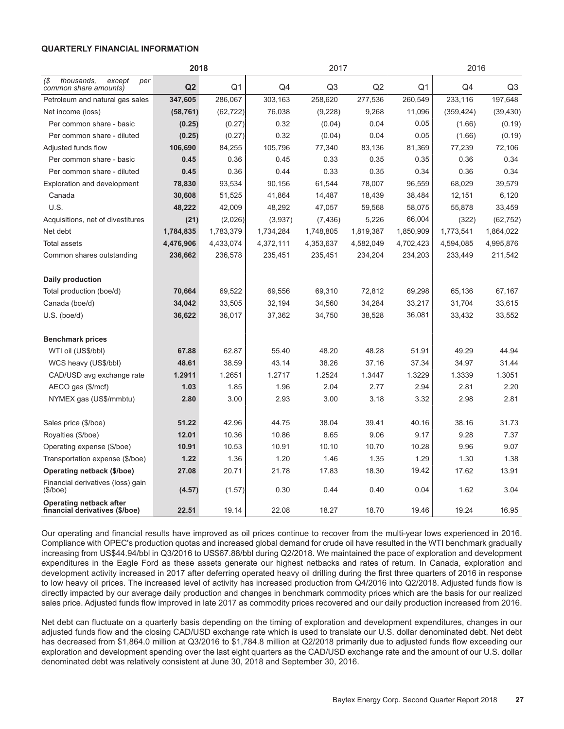### QUARTERLY FINANCIAL INFORMATION

| | 2018 | | 2017 | | | | 2016 | |
|---|---|---|---|---|---|---|---|---|
| *($ thousands, except per common share amounts)* | **Q2** | Q1 | Q4 | Q3 | Q2 | Q1 | Q4 | Q3 |
| Petroleum and natural gas sales | **347,605** | 286,067 | 303,163 | 258,620 | 277,536 | 260,549 | 233,116 | 197,648 |
| Net income (loss) | **(58,761)** | (62,722) | 76,038 | (9,228) | 9,268 | 11,096 | (359,424) | (39,430) |
| Per common share - basic | **(0.25)** | (0.27) | 0.32 | (0.04) | 0.04 | 0.05 | (1.66) | (0.19) |
| Per common share - diluted | **(0.25)** | (0.27) | 0.32 | (0.04) | 0.04 | 0.05 | (1.66) | (0.19) |
| Adjusted funds flow | **106,690** | 84,255 | 105,796 | 77,340 | 83,136 | 81,369 | 77,239 | 72,106 |
| Per common share - basic | **0.45** | 0.36 | 0.45 | 0.33 | 0.35 | 0.35 | 0.36 | 0.34 |
| Per common share - diluted | **0.45** | 0.36 | 0.44 | 0.33 | 0.35 | 0.34 | 0.36 | 0.34 |
| Exploration and development | **78,830** | 93,534 | 90,156 | 61,544 | 78,007 | 96,559 | 68,029 | 39,579 |
| Canada | **30,608** | 51,525 | 41,864 | 14,487 | 18,439 | 38,484 | 12,151 | 6,120 |
| U.S. | **48,222** | 42,009 | 48,292 | 47,057 | 59,568 | 58,075 | 55,878 | 33,459 |
| Acquisitions, net of divestitures | **(21)** | (2,026) | (3,937) | (7,436) | 5,226 | 66,004 | (322) | (62,752) |
| Net debt | **1,784,835** | 1,783,379 | 1,734,284 | 1,748,805 | 1,819,387 | 1,850,909 | 1,773,541 | 1,864,022 |
| Total assets | **4,476,906** | 4,433,074 | 4,372,111 | 4,353,637 | 4,582,049 | 4,702,423 | 4,594,085 | 4,995,876 |
| Common shares outstanding | **236,662** | 236,578 | 235,451 | 235,451 | 234,204 | 234,203 | 233,449 | 211,542 |
| **Daily production** | | | | | | | | |
| Total production (boe/d) | **70,664** | 69,522 | 69,556 | 69,310 | 72,812 | 69,298 | 65,136 | 67,167 |
| Canada (boe/d) | **34,042** | 33,505 | 32,194 | 34,560 | 34,284 | 33,217 | 31,704 | 33,615 |
| U.S. (boe/d) | **36,622** | 36,017 | 37,362 | 34,750 | 38,528 | 36,081 | 33,432 | 33,552 |
| **Benchmark prices** | | | | | | | | |
| WTI oil (US$/bbl) | **67.88** | 62.87 | 55.40 | 48.20 | 48.28 | 51.91 | 49.29 | 44.94 |
| WCS heavy (US$/bbl) | **48.61** | 38.59 | 43.14 | 38.26 | 37.16 | 37.34 | 34.97 | 31.44 |
| CAD/USD avg exchange rate | **1.2911** | 1.2651 | 1.2717 | 1.2524 | 1.3447 | 1.3229 | 1.3339 | 1.3051 |
| AECO gas ($/mcf) | **1.03** | 1.85 | 1.96 | 2.04 | 2.77 | 2.94 | 2.81 | 2.20 |
| NYMEX gas (US$/mmbtu) | **2.80** | 3.00 | 2.93 | 3.00 | 3.18 | 3.32 | 2.98 | 2.81 |
| Sales price ($/boe) | **51.22** | 42.96 | 44.75 | 38.04 | 39.41 | 40.16 | 38.16 | 31.73 |
| Royalties ($/boe) | **12.01** | 10.36 | 10.86 | 8.65 | 9.06 | 9.17 | 9.28 | 7.37 |
| Operating expense ($/boe) | **10.91** | 10.53 | 10.91 | 10.10 | 10.70 | 10.28 | 9.96 | 9.07 |
| Transportation expense ($/boe) | **1.22** | 1.36 | 1.20 | 1.46 | 1.35 | 1.29 | 1.30 | 1.38 |
| **Operating netback ($/boe)** | **27.08** | 20.71 | 21.78 | 17.83 | 18.30 | 19.42 | 17.62 | 13.91 |
| Financial derivatives (loss) gain ($/boe) | **(4.57)** | (1.57) | 0.30 | 0.44 | 0.40 | 0.04 | 1.62 | 3.04 |
| **Operating netback after financial derivatives ($/boe)** | **22.51** | 19.14 | 22.08 | 18.27 | 18.70 | 19.46 | 19.24 | 16.95 |

Our operating and financial results have improved as oil prices continue to recover from the multi-year lows experienced in 2016. Compliance with OPEC's production quotas and increased global demand for crude oil have resulted in the WTI benchmark gradually increasing from US$44.94/bbl in Q3/2016 to US$67.88/bbl during Q2/2018. We maintained the pace of exploration and development expenditures in the Eagle Ford as these assets generate our highest netbacks and rates of return. In Canada, exploration and development activity increased in 2017 after deferring operated heavy oil drilling during the first three quarters of 2016 in response to low heavy oil prices. The increased level of activity has increased production from Q4/2016 into Q2/2018. Adjusted funds flow is directly impacted by our average daily production and changes in benchmark commodity prices which are the basis for our realized sales price. Adjusted funds flow improved in late 2017 as commodity prices recovered and our daily production increased from 2016.

Net debt can fluctuate on a quarterly basis depending on the timing of exploration and development expenditures, changes in our adjusted funds flow and the closing CAD/USD exchange rate which is used to translate our U.S. dollar denominated debt. Net debt has decreased from $1,864.0 million at Q3/2016 to $1,784.8 million at Q2/2018 primarily due to adjusted funds flow exceeding our exploration and development spending over the last eight quarters as the CAD/USD exchange rate and the amount of our U.S. dollar denominated debt was relatively consistent at June 30, 2018 and September 30, 2016.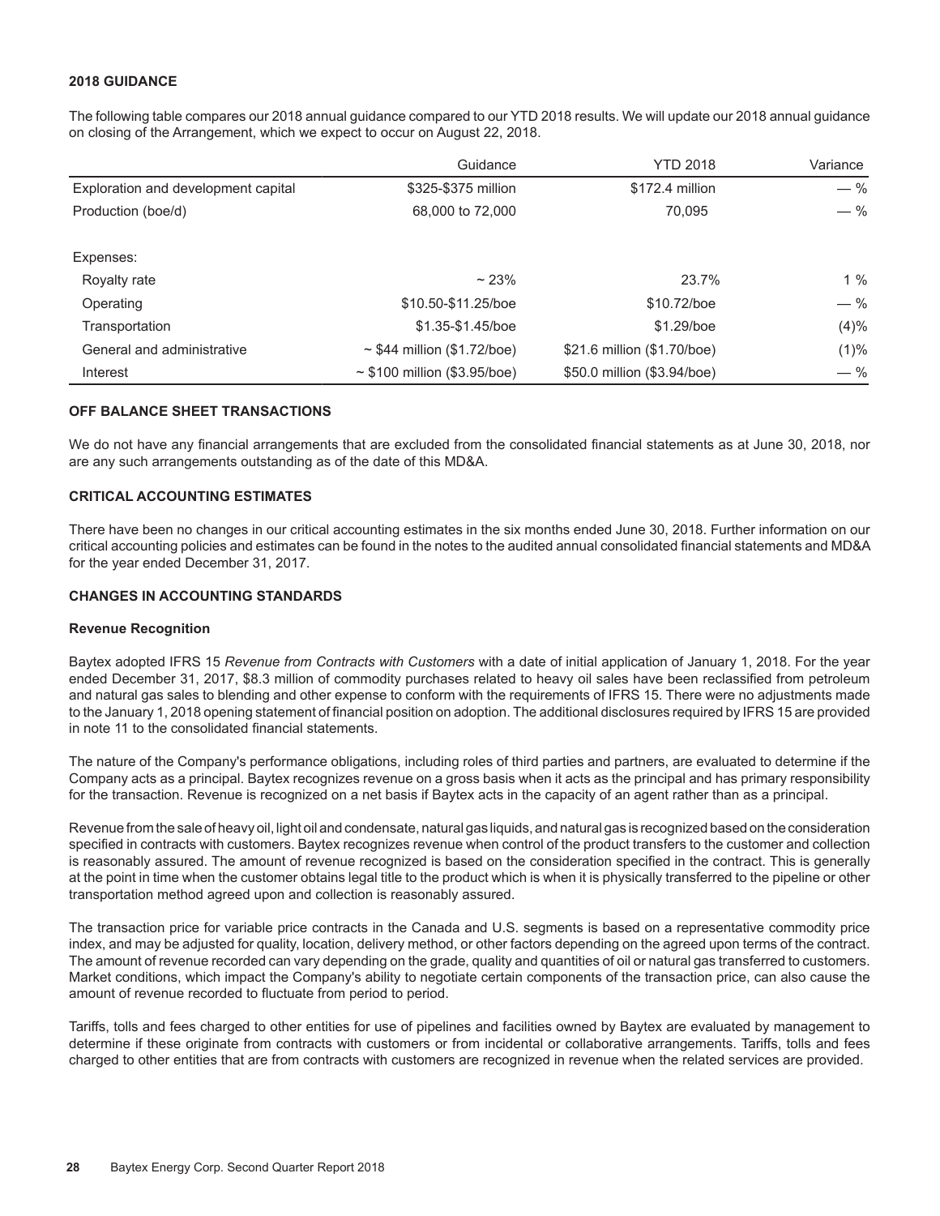## 2018 GUIDANCE

The following table compares our 2018 annual guidance compared to our YTD 2018 results. We will update our 2018 annual guidance on closing of the Arrangement, which we expect to occur on August 22, 2018.

| | Guidance | YTD 2018 | Variance |
|---|---|---|---|
| Exploration and development capital | $325-$375 million | $172.4 million | — % |
| Production (boe/d) | 68,000 to 72,000 | 70,095 | — % |
| | | | |
| Expenses: | | | |
| Royalty rate | ~ 23% | 23.7% | 1 % |
| Operating | $10.50-$11.25/boe | $10.72/boe | — % |
| Transportation | $1.35-$1.45/boe | $1.29/boe | (4)% |
| General and administrative | ~ $44 million ($1.72/boe) | $21.6 million ($1.70/boe) | (1)% |
| Interest | ~ $100 million ($3.95/boe) | $50.0 million ($3.94/boe) | — % |

## OFF BALANCE SHEET TRANSACTIONS

We do not have any financial arrangements that are excluded from the consolidated financial statements as at June 30, 2018, nor are any such arrangements outstanding as of the date of this MD&A.

## CRITICAL ACCOUNTING ESTIMATES

There have been no changes in our critical accounting estimates in the six months ended June 30, 2018. Further information on our critical accounting policies and estimates can be found in the notes to the audited annual consolidated financial statements and MD&A for the year ended December 31, 2017.

## CHANGES IN ACCOUNTING STANDARDS

### Revenue Recognition

Baytex adopted IFRS 15 *Revenue from Contracts with Customers* with a date of initial application of January 1, 2018. For the year ended December 31, 2017, $8.3 million of commodity purchases related to heavy oil sales have been reclassified from petroleum and natural gas sales to blending and other expense to conform with the requirements of IFRS 15. There were no adjustments made to the January 1, 2018 opening statement of financial position on adoption. The additional disclosures required by IFRS 15 are provided in note 11 to the consolidated financial statements.

The nature of the Company's performance obligations, including roles of third parties and partners, are evaluated to determine if the Company acts as a principal. Baytex recognizes revenue on a gross basis when it acts as the principal and has primary responsibility for the transaction. Revenue is recognized on a net basis if Baytex acts in the capacity of an agent rather than as a principal.

Revenue from the sale of heavy oil, light oil and condensate, natural gas liquids, and natural gas is recognized based on the consideration specified in contracts with customers. Baytex recognizes revenue when control of the product transfers to the customer and collection is reasonably assured. The amount of revenue recognized is based on the consideration specified in the contract. This is generally at the point in time when the customer obtains legal title to the product which is when it is physically transferred to the pipeline or other transportation method agreed upon and collection is reasonably assured.

The transaction price for variable price contracts in the Canada and U.S. segments is based on a representative commodity price index, and may be adjusted for quality, location, delivery method, or other factors depending on the agreed upon terms of the contract. The amount of revenue recorded can vary depending on the grade, quality and quantities of oil or natural gas transferred to customers. Market conditions, which impact the Company's ability to negotiate certain components of the transaction price, can also cause the amount of revenue recorded to fluctuate from period to period.

Tariffs, tolls and fees charged to other entities for use of pipelines and facilities owned by Baytex are evaluated by management to determine if these originate from contracts with customers or from incidental or collaborative arrangements. Tariffs, tolls and fees charged to other entities that are from contracts with customers are recognized in revenue when the related services are provided.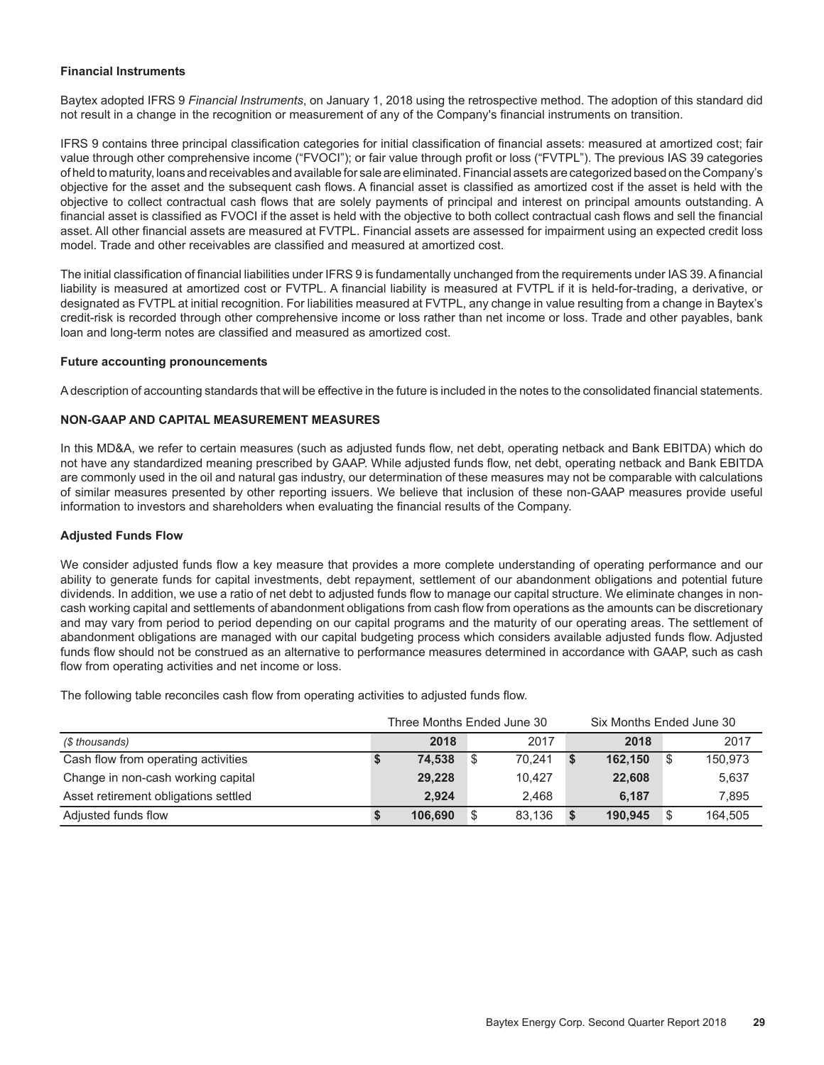**Financial Instruments**

Baytex adopted IFRS 9 *Financial Instruments*, on January 1, 2018 using the retrospective method. The adoption of this standard did not result in a change in the recognition or measurement of any of the Company's financial instruments on transition.

IFRS 9 contains three principal classification categories for initial classification of financial assets: measured at amortized cost; fair value through other comprehensive income ("FVOCI"); or fair value through profit or loss ("FVTPL"). The previous IAS 39 categories of held to maturity, loans and receivables and available for sale are eliminated. Financial assets are categorized based on the Company's objective for the asset and the subsequent cash flows. A financial asset is classified as amortized cost if the asset is held with the objective to collect contractual cash flows that are solely payments of principal and interest on principal amounts outstanding. A financial asset is classified as FVOCI if the asset is held with the objective to both collect contractual cash flows and sell the financial asset. All other financial assets are measured at FVTPL. Financial assets are assessed for impairment using an expected credit loss model. Trade and other receivables are classified and measured at amortized cost.

The initial classification of financial liabilities under IFRS 9 is fundamentally unchanged from the requirements under IAS 39. A financial liability is measured at amortized cost or FVTPL. A financial liability is measured at FVTPL if it is held-for-trading, a derivative, or designated as FVTPL at initial recognition. For liabilities measured at FVTPL, any change in value resulting from a change in Baytex's credit-risk is recorded through other comprehensive income or loss rather than net income or loss. Trade and other payables, bank loan and long-term notes are classified and measured as amortized cost.

**Future accounting pronouncements**

A description of accounting standards that will be effective in the future is included in the notes to the consolidated financial statements.

## NON-GAAP AND CAPITAL MEASUREMENT MEASURES

In this MD&A, we refer to certain measures (such as adjusted funds flow, net debt, operating netback and Bank EBITDA) which do not have any standardized meaning prescribed by GAAP. While adjusted funds flow, net debt, operating netback and Bank EBITDA are commonly used in the oil and natural gas industry, our determination of these measures may not be comparable with calculations of similar measures presented by other reporting issuers. We believe that inclusion of these non-GAAP measures provide useful information to investors and shareholders when evaluating the financial results of the Company.

**Adjusted Funds Flow**

We consider adjusted funds flow a key measure that provides a more complete understanding of operating performance and our ability to generate funds for capital investments, debt repayment, settlement of our abandonment obligations and potential future dividends. In addition, we use a ratio of net debt to adjusted funds flow to manage our capital structure. We eliminate changes in non-cash working capital and settlements of abandonment obligations from cash flow from operations as the amounts can be discretionary and may vary from period to period depending on our capital programs and the maturity of our operating areas. The settlement of abandonment obligations are managed with our capital budgeting process which considers available adjusted funds flow. Adjusted funds flow should not be construed as an alternative to performance measures determined in accordance with GAAP, such as cash flow from operating activities and net income or loss.

The following table reconciles cash flow from operating activities to adjusted funds flow.

| | Three Months Ended June 30 | | Six Months Ended June 30 | |
|---|---|---|---|---|
| *($ thousands)* | **2018** | 2017 | **2018** | 2017 |
| Cash flow from operating activities | **$ 74,538** | $ 70,241 | **$ 162,150** | $ 150,973 |
| Change in non-cash working capital | **29,228** | 10,427 | **22,608** | 5,637 |
| Asset retirement obligations settled | **2,924** | 2,468 | **6,187** | 7,895 |
| Adjusted funds flow | **$ 106,690** | $ 83,136 | **$ 190,945** | $ 164,505 |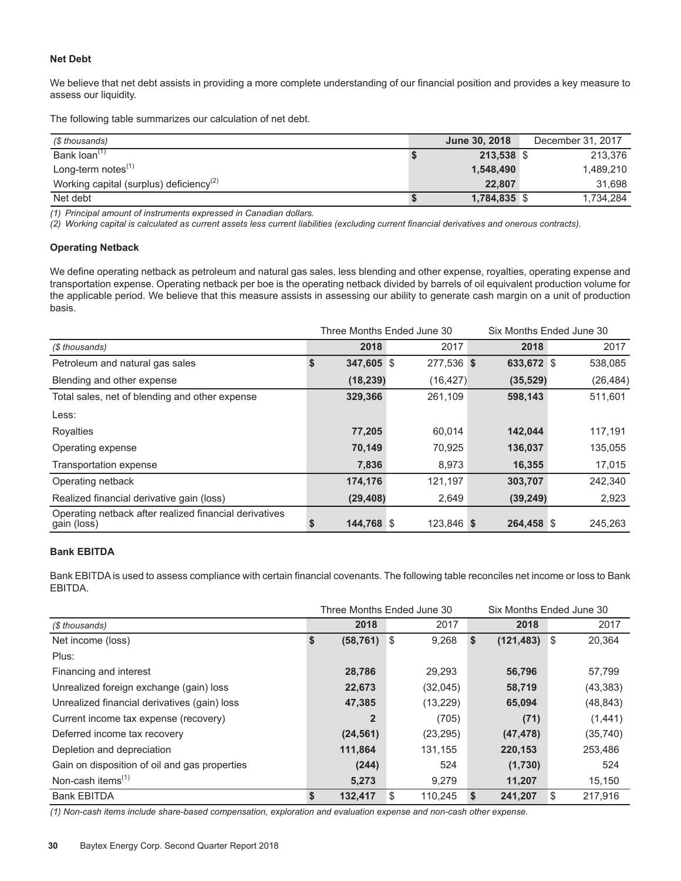**Net Debt**

We believe that net debt assists in providing a more complete understanding of our financial position and provides a key measure to assess our liquidity.

The following table summarizes our calculation of net debt.

| *($ thousands)* | June 30, 2018 | December 31, 2017 |
|---|---|---|
| Bank loan[(1)] | $ 213,538 | $ 213,376 |
| Long-term notes[(1)] | 1,548,490 | 1,489,210 |
| Working capital (surplus) deficiency[(2)] | 22,807 | 31,698 |
| Net debt | $ 1,784,835 | $ 1,734,284 |

*(1) Principal amount of instruments expressed in Canadian dollars.*
*(2) Working capital is calculated as current assets less current liabilities (excluding current financial derivatives and onerous contracts).*

**Operating Netback**

We define operating netback as petroleum and natural gas sales, less blending and other expense, royalties, operating expense and transportation expense. Operating netback per boe is the operating netback divided by barrels of oil equivalent production volume for the applicable period. We believe that this measure assists in assessing our ability to generate cash margin on a unit of production basis.

| | Three Months Ended June 30 | | Six Months Ended June 30 | |
|---|---|---|---|---|
| *($ thousands)* | 2018 | 2017 | 2018 | 2017 |
| Petroleum and natural gas sales | $ 347,605 | $ 277,536 | $ 633,672 | $ 538,085 |
| Blending and other expense | (18,239) | (16,427) | (35,529) | (26,484) |
| Total sales, net of blending and other expense | 329,366 | 261,109 | 598,143 | 511,601 |
| Less: | | | | |
| Royalties | 77,205 | 60,014 | 142,044 | 117,191 |
| Operating expense | 70,149 | 70,925 | 136,037 | 135,055 |
| Transportation expense | 7,836 | 8,973 | 16,355 | 17,015 |
| Operating netback | 174,176 | 121,197 | 303,707 | 242,340 |
| Realized financial derivative gain (loss) | (29,408) | 2,649 | (39,249) | 2,923 |
| Operating netback after realized financial derivatives gain (loss) | $ 144,768 | $ 123,846 | $ 264,458 | $ 245,263 |

**Bank EBITDA**

Bank EBITDA is used to assess compliance with certain financial covenants. The following table reconciles net income or loss to Bank EBITDA.

| | Three Months Ended June 30 | | Six Months Ended June 30 | |
|---|---|---|---|---|
| *($ thousands)* | 2018 | 2017 | 2018 | 2017 |
| Net income (loss) | $ (58,761) | $ 9,268 | $ (121,483) | $ 20,364 |
| Plus: | | | | |
| Financing and interest | 28,786 | 29,293 | 56,796 | 57,799 |
| Unrealized foreign exchange (gain) loss | 22,673 | (32,045) | 58,719 | (43,383) |
| Unrealized financial derivatives (gain) loss | 47,385 | (13,229) | 65,094 | (48,843) |
| Current income tax expense (recovery) | 2 | (705) | (71) | (1,441) |
| Deferred income tax recovery | (24,561) | (23,295) | (47,478) | (35,740) |
| Depletion and depreciation | 111,864 | 131,155 | 220,153 | 253,486 |
| Gain on disposition of oil and gas properties | (244) | 524 | (1,730) | 524 |
| Non-cash items[(1)] | 5,273 | 9,279 | 11,207 | 15,150 |
| Bank EBITDA | $ 132,417 | $ 110,245 | $ 241,207 | $ 217,916 |

*(1) Non-cash items include share-based compensation, exploration and evaluation expense and non-cash other expense.*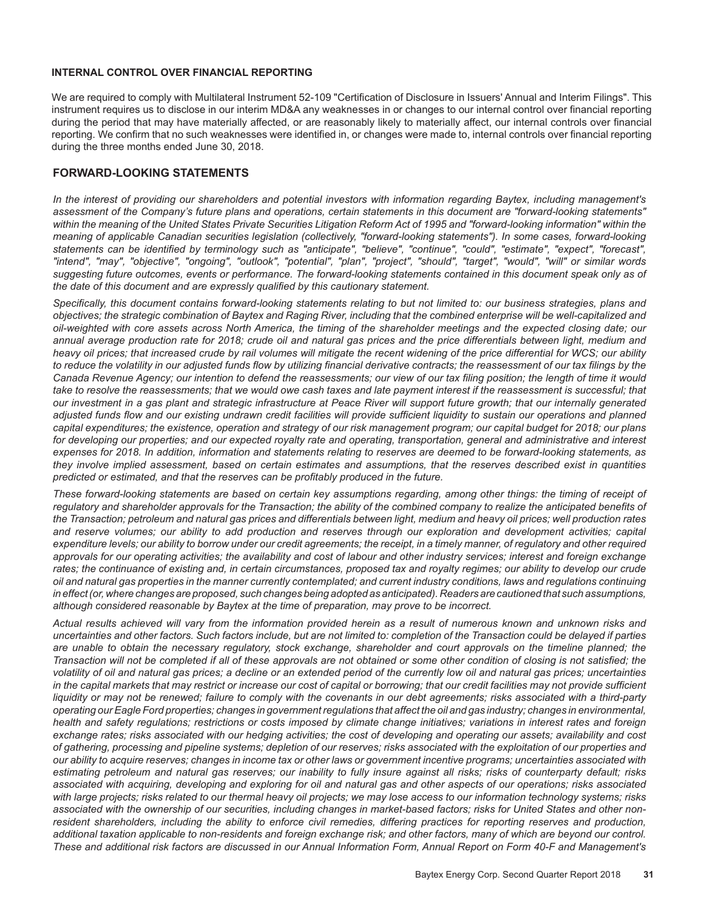**INTERNAL CONTROL OVER FINANCIAL REPORTING**

We are required to comply with Multilateral Instrument 52-109 "Certification of Disclosure in Issuers' Annual and Interim Filings". This instrument requires us to disclose in our interim MD&A any weaknesses in or changes to our internal control over financial reporting during the period that may have materially affected, or are reasonably likely to materially affect, our internal controls over financial reporting. We confirm that no such weaknesses were identified in, or changes were made to, internal controls over financial reporting during the three months ended June 30, 2018.

## FORWARD-LOOKING STATEMENTS

*In the interest of providing our shareholders and potential investors with information regarding Baytex, including management's assessment of the Company's future plans and operations, certain statements in this document are "forward-looking statements" within the meaning of the United States Private Securities Litigation Reform Act of 1995 and "forward-looking information" within the meaning of applicable Canadian securities legislation (collectively, "forward-looking statements"). In some cases, forward-looking statements can be identified by terminology such as "anticipate", "believe", "continue", "could", "estimate", "expect", "forecast", "intend", "may", "objective", "ongoing", "outlook", "potential", "plan", "project", "should", "target", "would", "will" or similar words suggesting future outcomes, events or performance. The forward-looking statements contained in this document speak only as of the date of this document and are expressly qualified by this cautionary statement.*

*Specifically, this document contains forward-looking statements relating to but not limited to: our business strategies, plans and objectives; the strategic combination of Baytex and Raging River, including that the combined enterprise will be well-capitalized and oil-weighted with core assets across North America, the timing of the shareholder meetings and the expected closing date; our annual average production rate for 2018; crude oil and natural gas prices and the price differentials between light, medium and heavy oil prices; that increased crude by rail volumes will mitigate the recent widening of the price differential for WCS; our ability to reduce the volatility in our adjusted funds flow by utilizing financial derivative contracts; the reassessment of our tax filings by the Canada Revenue Agency; our intention to defend the reassessments; our view of our tax filing position; the length of time it would take to resolve the reassessments; that we would owe cash taxes and late payment interest if the reassessment is successful; that our investment in a gas plant and strategic infrastructure at Peace River will support future growth; that our internally generated adjusted funds flow and our existing undrawn credit facilities will provide sufficient liquidity to sustain our operations and planned capital expenditures; the existence, operation and strategy of our risk management program; our capital budget for 2018; our plans for developing our properties; and our expected royalty rate and operating, transportation, general and administrative and interest expenses for 2018. In addition, information and statements relating to reserves are deemed to be forward-looking statements, as they involve implied assessment, based on certain estimates and assumptions, that the reserves described exist in quantities predicted or estimated, and that the reserves can be profitably produced in the future.*

*These forward-looking statements are based on certain key assumptions regarding, among other things: the timing of receipt of regulatory and shareholder approvals for the Transaction; the ability of the combined company to realize the anticipated benefits of the Transaction; petroleum and natural gas prices and differentials between light, medium and heavy oil prices; well production rates and reserve volumes; our ability to add production and reserves through our exploration and development activities; capital expenditure levels; our ability to borrow under our credit agreements; the receipt, in a timely manner, of regulatory and other required approvals for our operating activities; the availability and cost of labour and other industry services; interest and foreign exchange rates; the continuance of existing and, in certain circumstances, proposed tax and royalty regimes; our ability to develop our crude oil and natural gas properties in the manner currently contemplated; and current industry conditions, laws and regulations continuing in effect (or, where changes are proposed, such changes being adopted as anticipated). Readers are cautioned that such assumptions, although considered reasonable by Baytex at the time of preparation, may prove to be incorrect.*

*Actual results achieved will vary from the information provided herein as a result of numerous known and unknown risks and uncertainties and other factors. Such factors include, but are not limited to: completion of the Transaction could be delayed if parties are unable to obtain the necessary regulatory, stock exchange, shareholder and court approvals on the timeline planned; the Transaction will not be completed if all of these approvals are not obtained or some other condition of closing is not satisfied; the volatility of oil and natural gas prices; a decline or an extended period of the currently low oil and natural gas prices; uncertainties in the capital markets that may restrict or increase our cost of capital or borrowing; that our credit facilities may not provide sufficient liquidity or may not be renewed; failure to comply with the covenants in our debt agreements; risks associated with a third-party operating our Eagle Ford properties; changes in government regulations that affect the oil and gas industry; changes in environmental, health and safety regulations; restrictions or costs imposed by climate change initiatives; variations in interest rates and foreign exchange rates; risks associated with our hedging activities; the cost of developing and operating our assets; availability and cost of gathering, processing and pipeline systems; depletion of our reserves; risks associated with the exploitation of our properties and our ability to acquire reserves; changes in income tax or other laws or government incentive programs; uncertainties associated with estimating petroleum and natural gas reserves; our inability to fully insure against all risks; risks of counterparty default; risks associated with acquiring, developing and exploring for oil and natural gas and other aspects of our operations; risks associated with large projects; risks related to our thermal heavy oil projects; we may lose access to our information technology systems; risks associated with the ownership of our securities, including changes in market-based factors; risks for United States and other non-resident shareholders, including the ability to enforce civil remedies, differing practices for reporting reserves and production, additional taxation applicable to non-residents and foreign exchange risk; and other factors, many of which are beyond our control. These and additional risk factors are discussed in our Annual Information Form, Annual Report on Form 40-F and Management's*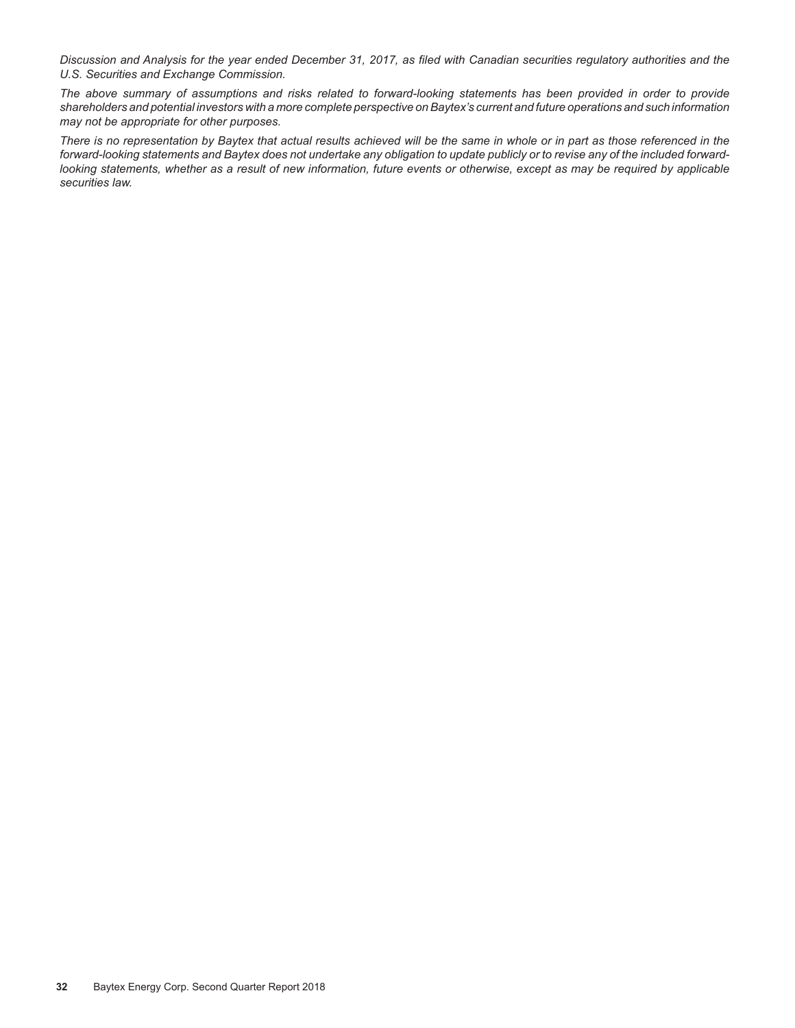*Discussion and Analysis for the year ended December 31, 2017, as filed with Canadian securities regulatory authorities and the U.S. Securities and Exchange Commission.*

*The above summary of assumptions and risks related to forward-looking statements has been provided in order to provide shareholders and potential investors with a more complete perspective on Baytex's current and future operations and such information may not be appropriate for other purposes.*

*There is no representation by Baytex that actual results achieved will be the same in whole or in part as those referenced in the forward-looking statements and Baytex does not undertake any obligation to update publicly or to revise any of the included forward-looking statements, whether as a result of new information, future events or otherwise, except as may be required by applicable securities law.*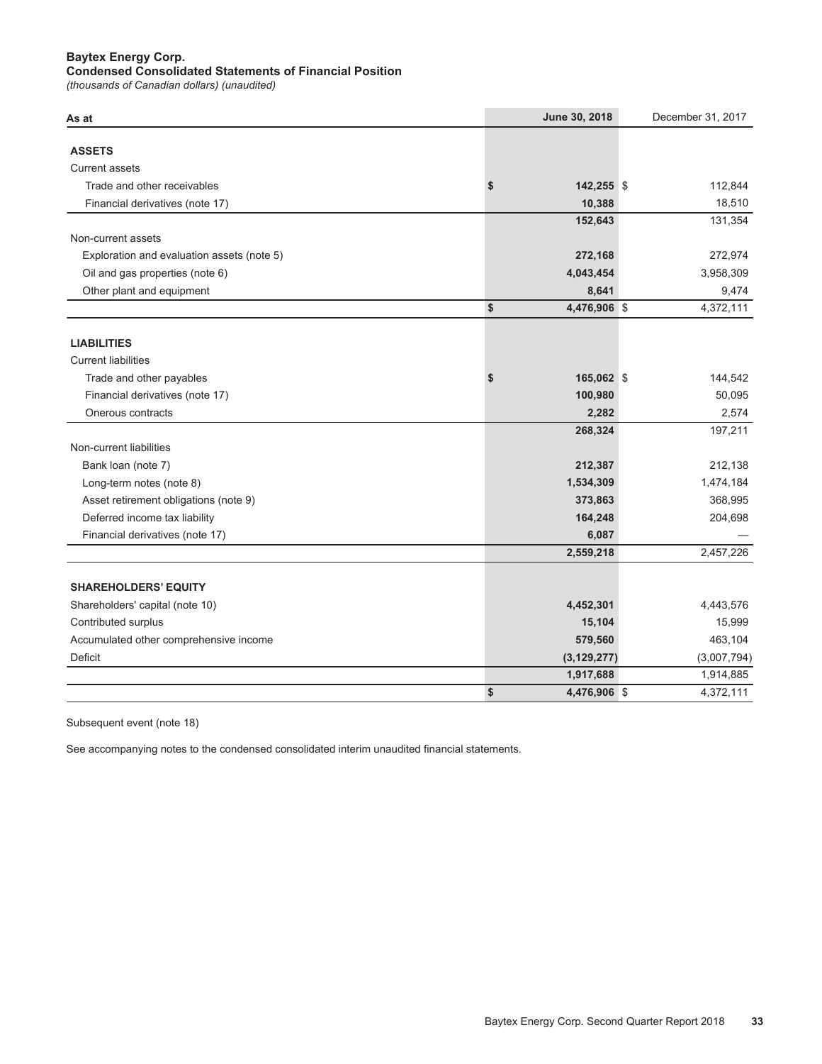**Baytex Energy Corp.**
**Condensed Consolidated Statements of Financial Position**
*(thousands of Canadian dollars) (unaudited)*

| As at | June 30, 2018 | December 31, 2017 |
|---|---|---|
| **ASSETS** | | |
| Current assets | | |
| Trade and other receivables | **$ 142,255** | $ 112,844 |
| Financial derivatives (note 17) | **10,388** | 18,510 |
| | **152,643** | 131,354 |
| Non-current assets | | |
| Exploration and evaluation assets (note 5) | **272,168** | 272,974 |
| Oil and gas properties (note 6) | **4,043,454** | 3,958,309 |
| Other plant and equipment | **8,641** | 9,474 |
| | **$ 4,476,906** | $ 4,372,111 |
| **LIABILITIES** | | |
| Current liabilities | | |
| Trade and other payables | **$ 165,062** | $ 144,542 |
| Financial derivatives (note 17) | **100,980** | 50,095 |
| Onerous contracts | **2,282** | 2,574 |
| | **268,324** | 197,211 |
| Non-current liabilities | | |
| Bank loan (note 7) | **212,387** | 212,138 |
| Long-term notes (note 8) | **1,534,309** | 1,474,184 |
| Asset retirement obligations (note 9) | **373,863** | 368,995 |
| Deferred income tax liability | **164,248** | 204,698 |
| Financial derivatives (note 17) | **6,087** | — |
| | **2,559,218** | 2,457,226 |
| **SHAREHOLDERS' EQUITY** | | |
| Shareholders' capital (note 10) | **4,452,301** | 4,443,576 |
| Contributed surplus | **15,104** | 15,999 |
| Accumulated other comprehensive income | **579,560** | 463,104 |
| Deficit | **(3,129,277)** | (3,007,794) |
| | **1,917,688** | 1,914,885 |
| | **$ 4,476,906** | $ 4,372,111 |

Subsequent event (note 18)

See accompanying notes to the condensed consolidated interim unaudited financial statements.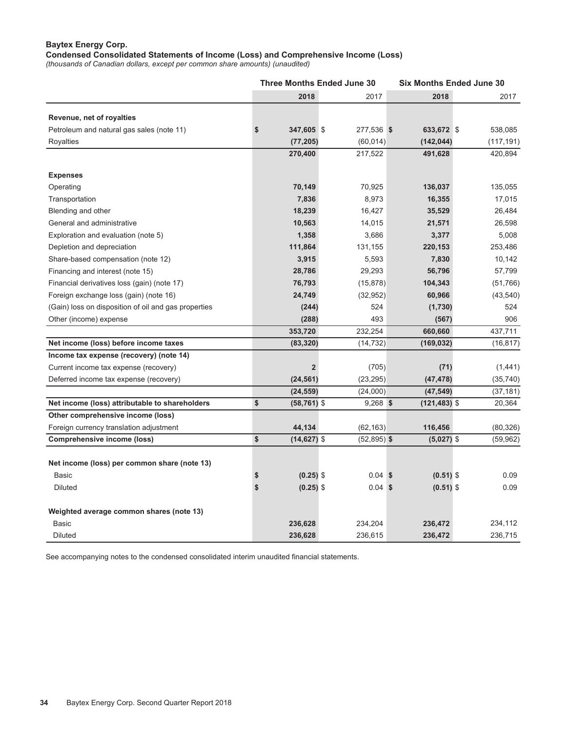**Baytex Energy Corp.**

**Condensed Consolidated Statements of Income (Loss) and Comprehensive Income (Loss)**

*(thousands of Canadian dollars, except per common share amounts) (unaudited)*

| | Three Months Ended June 30 | | Six Months Ended June 30 | |
|---|---|---|---|---|
| | **2018** | 2017 | **2018** | 2017 |
| **Revenue, net of royalties** | | | | |
| Petroleum and natural gas sales (note 11) | **$ 347,605** | $ 277,536 | **$ 633,672** | $ 538,085 |
| Royalties | **(77,205)** | (60,014) | **(142,044)** | (117,191) |
| | **270,400** | 217,522 | **491,628** | 420,894 |
| **Expenses** | | | | |
| Operating | **70,149** | 70,925 | **136,037** | 135,055 |
| Transportation | **7,836** | 8,973 | **16,355** | 17,015 |
| Blending and other | **18,239** | 16,427 | **35,529** | 26,484 |
| General and administrative | **10,563** | 14,015 | **21,571** | 26,598 |
| Exploration and evaluation (note 5) | **1,358** | 3,686 | **3,377** | 5,008 |
| Depletion and depreciation | **111,864** | 131,155 | **220,153** | 253,486 |
| Share-based compensation (note 12) | **3,915** | 5,593 | **7,830** | 10,142 |
| Financing and interest (note 15) | **28,786** | 29,293 | **56,796** | 57,799 |
| Financial derivatives loss (gain) (note 17) | **76,793** | (15,878) | **104,343** | (51,766) |
| Foreign exchange loss (gain) (note 16) | **24,749** | (32,952) | **60,966** | (43,540) |
| (Gain) loss on disposition of oil and gas properties | **(244)** | 524 | **(1,730)** | 524 |
| Other (income) expense | **(288)** | 493 | **(567)** | 906 |
| | **353,720** | 232,254 | **660,660** | 437,711 |
| **Net income (loss) before income taxes** | **(83,320)** | (14,732) | **(169,032)** | (16,817) |
| **Income tax expense (recovery) (note 14)** | | | | |
| Current income tax expense (recovery) | **2** | (705) | **(71)** | (1,441) |
| Deferred income tax expense (recovery) | **(24,561)** | (23,295) | **(47,478)** | (35,740) |
| | **(24,559)** | (24,000) | **(47,549)** | (37,181) |
| **Net income (loss) attributable to shareholders** | **$ (58,761)** | $ 9,268 | **$ (121,483)** | $ 20,364 |
| **Other comprehensive income (loss)** | | | | |
| Foreign currency translation adjustment | **44,134** | (62,163) | **116,456** | (80,326) |
| **Comprehensive income (loss)** | **$ (14,627)** | $ (52,895) | **$ (5,027)** | $ (59,962) |
| **Net income (loss) per common share (note 13)** | | | | |
| Basic | **$ (0.25)** | $ 0.04 | **$ (0.51)** | $ 0.09 |
| Diluted | **$ (0.25)** | $ 0.04 | **$ (0.51)** | $ 0.09 |
| **Weighted average common shares (note 13)** | | | | |
| Basic | **236,628** | 234,204 | **236,472** | 234,112 |
| Diluted | **236,628** | 236,615 | **236,472** | 236,715 |

See accompanying notes to the condensed consolidated interim unaudited financial statements.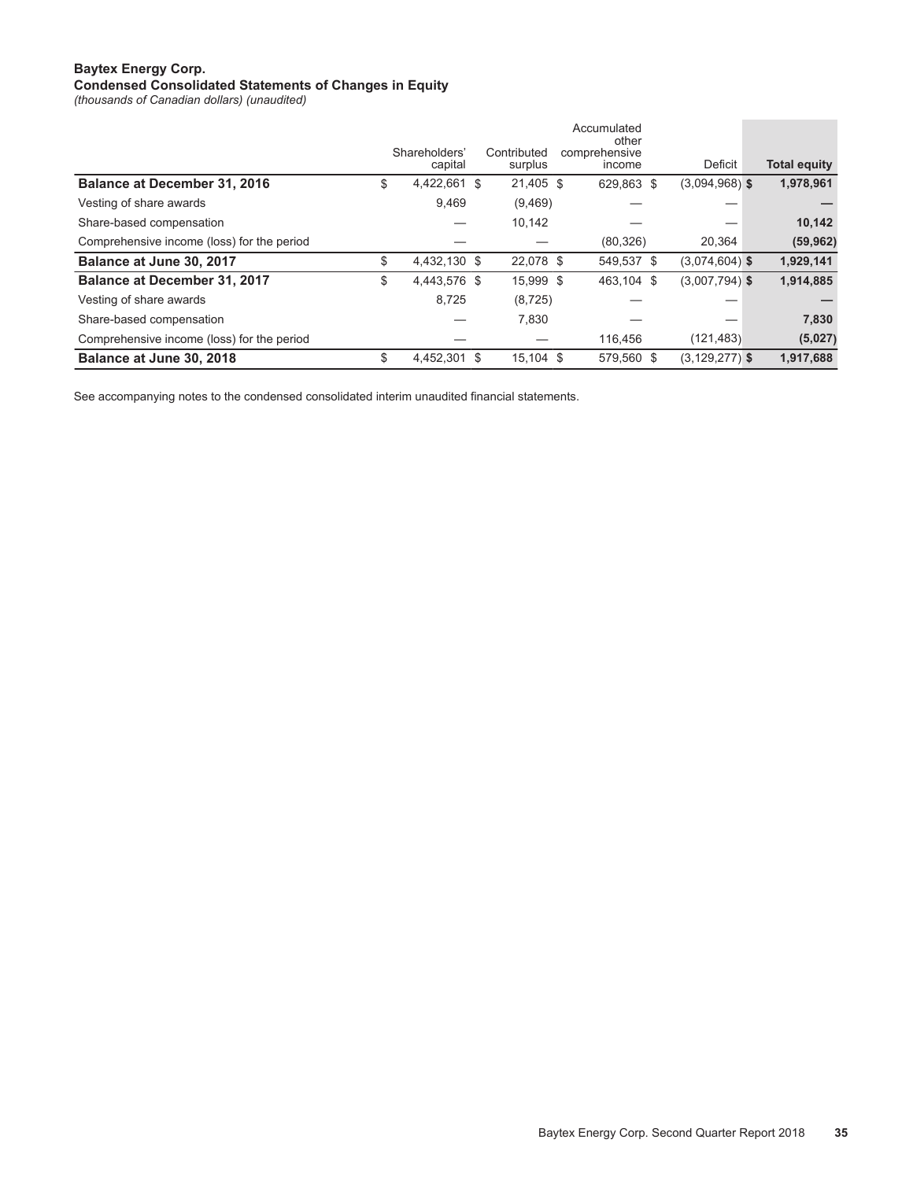**Baytex Energy Corp.**
**Condensed Consolidated Statements of Changes in Equity**
*(thousands of Canadian dollars) (unaudited)*

| | Shareholders' capital | Contributed surplus | Accumulated other comprehensive income | Deficit | Total equity |
|---|---|---|---|---|---|
| **Balance at December 31, 2016** | $ 4,422,661 | $ 21,405 | $ 629,863 | $ (3,094,968) | $ **1,978,961** |
| Vesting of share awards | 9,469 | (9,469) | — | — | **—** |
| Share-based compensation | — | 10,142 | — | — | **10,142** |
| Comprehensive income (loss) for the period | — | — | (80,326) | 20,364 | **(59,962)** |
| **Balance at June 30, 2017** | $ 4,432,130 | $ 22,078 | $ 549,537 | $ (3,074,604) | $ **1,929,141** |
| **Balance at December 31, 2017** | $ 4,443,576 | $ 15,999 | $ 463,104 | $ (3,007,794) | $ **1,914,885** |
| Vesting of share awards | 8,725 | (8,725) | — | — | **—** |
| Share-based compensation | — | 7,830 | — | — | **7,830** |
| Comprehensive income (loss) for the period | — | — | 116,456 | (121,483) | **(5,027)** |
| **Balance at June 30, 2018** | $ 4,452,301 | $ 15,104 | $ 579,560 | $ (3,129,277) | $ **1,917,688** |

See accompanying notes to the condensed consolidated interim unaudited financial statements.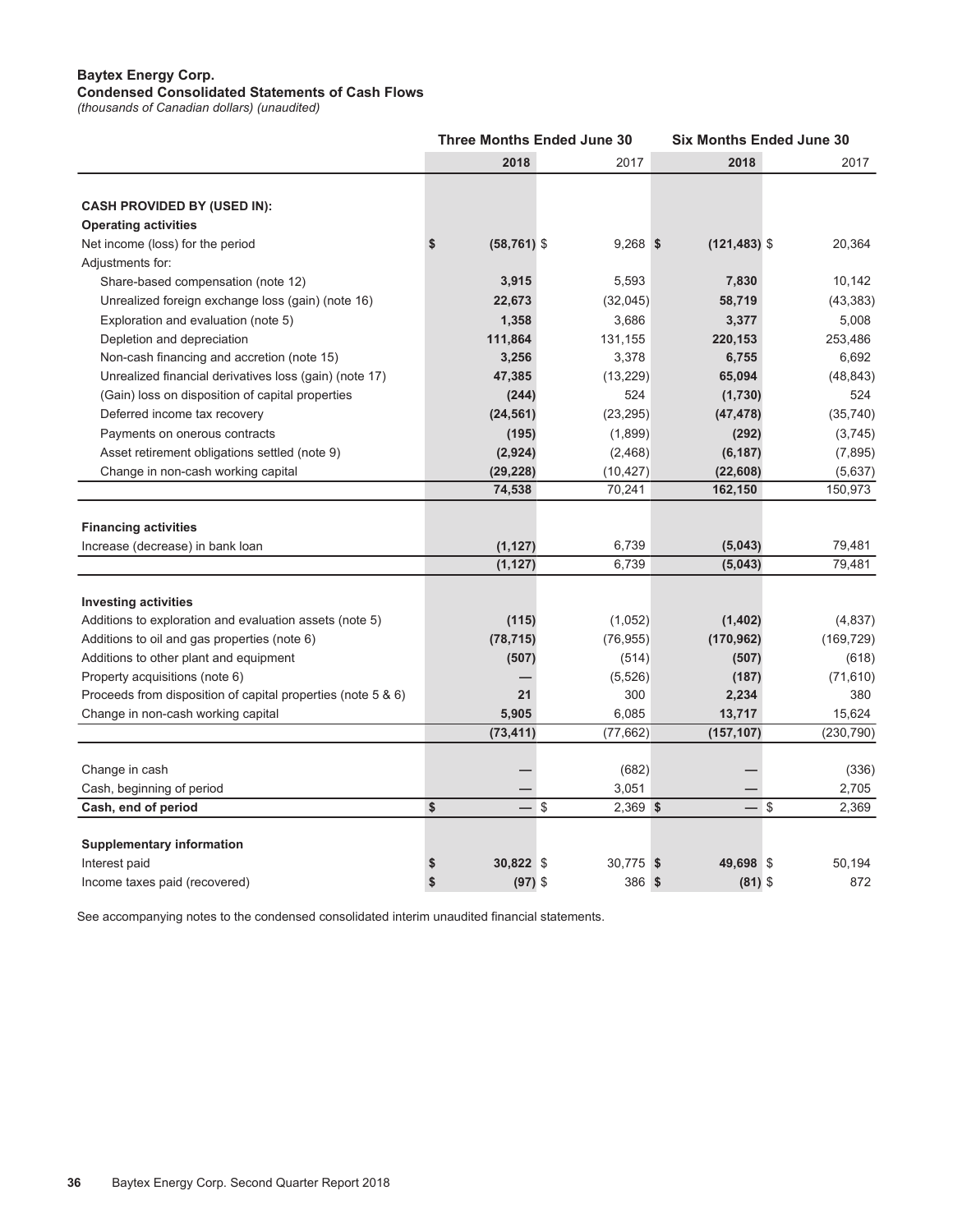**Baytex Energy Corp.**
**Condensed Consolidated Statements of Cash Flows**
*(thousands of Canadian dollars) (unaudited)*

| | Three Months Ended June 30 | | Six Months Ended June 30 | |
|---|---|---|---|---|
| | **2018** | 2017 | **2018** | 2017 |
| **CASH PROVIDED BY (USED IN):** | | | | |
| **Operating activities** | | | | |
| Net income (loss) for the period | **$ (58,761)** | $ 9,268 | **$ (121,483)** | $ 20,364 |
| Adjustments for: | | | | |
| Share-based compensation (note 12) | **3,915** | 5,593 | **7,830** | 10,142 |
| Unrealized foreign exchange loss (gain) (note 16) | **22,673** | (32,045) | **58,719** | (43,383) |
| Exploration and evaluation (note 5) | **1,358** | 3,686 | **3,377** | 5,008 |
| Depletion and depreciation | **111,864** | 131,155 | **220,153** | 253,486 |
| Non-cash financing and accretion (note 15) | **3,256** | 3,378 | **6,755** | 6,692 |
| Unrealized financial derivatives loss (gain) (note 17) | **47,385** | (13,229) | **65,094** | (48,843) |
| (Gain) loss on disposition of capital properties | **(244)** | 524 | **(1,730)** | 524 |
| Deferred income tax recovery | **(24,561)** | (23,295) | **(47,478)** | (35,740) |
| Payments on onerous contracts | **(195)** | (1,899) | **(292)** | (3,745) |
| Asset retirement obligations settled (note 9) | **(2,924)** | (2,468) | **(6,187)** | (7,895) |
| Change in non-cash working capital | **(29,228)** | (10,427) | **(22,608)** | (5,637) |
| | **74,538** | 70,241 | **162,150** | 150,973 |
| **Financing activities** | | | | |
| Increase (decrease) in bank loan | **(1,127)** | 6,739 | **(5,043)** | 79,481 |
| | **(1,127)** | 6,739 | **(5,043)** | 79,481 |
| **Investing activities** | | | | |
| Additions to exploration and evaluation assets (note 5) | **(115)** | (1,052) | **(1,402)** | (4,837) |
| Additions to oil and gas properties (note 6) | **(78,715)** | (76,955) | **(170,962)** | (169,729) |
| Additions to other plant and equipment | **(507)** | (514) | **(507)** | (618) |
| Property acquisitions (note 6) | **—** | (5,526) | **(187)** | (71,610) |
| Proceeds from disposition of capital properties (note 5 & 6) | **21** | 300 | **2,234** | 380 |
| Change in non-cash working capital | **5,905** | 6,085 | **13,717** | 15,624 |
| | **(73,411)** | (77,662) | **(157,107)** | (230,790) |
| Change in cash | **—** | (682) | **—** | (336) |
| Cash, beginning of period | **—** | 3,051 | **—** | 2,705 |
| **Cash, end of period** | **$ —** | $ 2,369 | **$ —** | $ 2,369 |
| **Supplementary information** | | | | |
| Interest paid | **$ 30,822** | $ 30,775 | **$ 49,698** | $ 50,194 |
| Income taxes paid (recovered) | **$ (97)** | $ 386 | **$ (81)** | $ 872 |

See accompanying notes to the condensed consolidated interim unaudited financial statements.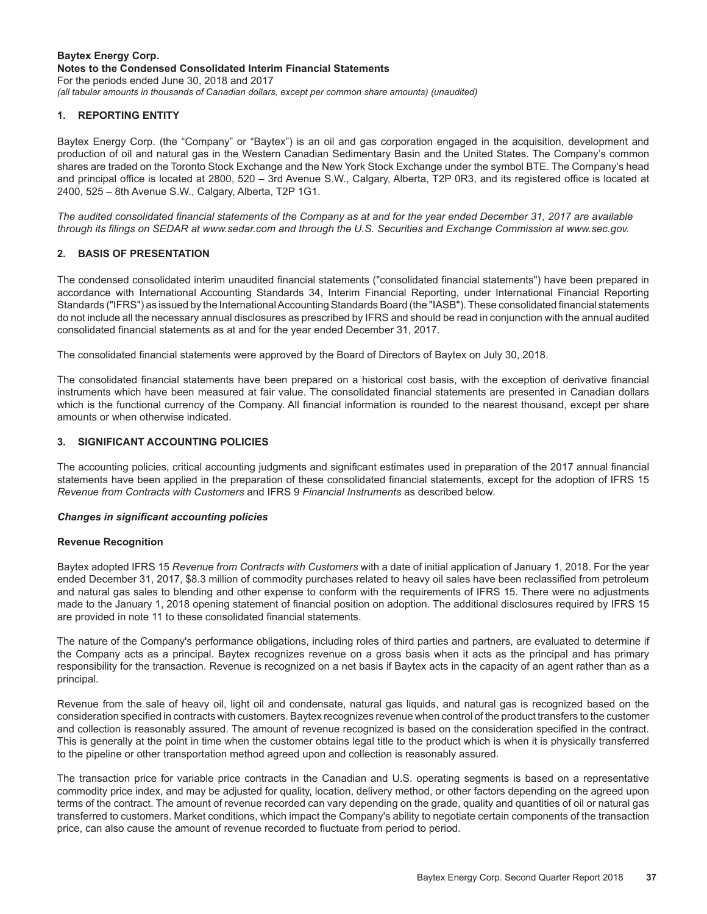**Baytex Energy Corp.**
**Notes to the Condensed Consolidated Interim Financial Statements**
For the periods ended June 30, 2018 and 2017
*(all tabular amounts in thousands of Canadian dollars, except per common share amounts) (unaudited)*

## 1. REPORTING ENTITY

Baytex Energy Corp. (the "Company" or "Baytex") is an oil and gas corporation engaged in the acquisition, development and production of oil and natural gas in the Western Canadian Sedimentary Basin and the United States. The Company's common shares are traded on the Toronto Stock Exchange and the New York Stock Exchange under the symbol BTE. The Company's head and principal office is located at 2800, 520 – 3rd Avenue S.W., Calgary, Alberta, T2P 0R3, and its registered office is located at 2400, 525 – 8th Avenue S.W., Calgary, Alberta, T2P 1G1.

*The audited consolidated financial statements of the Company as at and for the year ended December 31, 2017 are available through its filings on SEDAR at www.sedar.com and through the U.S. Securities and Exchange Commission at www.sec.gov.*

## 2. BASIS OF PRESENTATION

The condensed consolidated interim unaudited financial statements ("consolidated financial statements") have been prepared in accordance with International Accounting Standards 34, Interim Financial Reporting, under International Financial Reporting Standards ("IFRS") as issued by the International Accounting Standards Board (the "IASB"). These consolidated financial statements do not include all the necessary annual disclosures as prescribed by IFRS and should be read in conjunction with the annual audited consolidated financial statements as at and for the year ended December 31, 2017.

The consolidated financial statements were approved by the Board of Directors of Baytex on July 30, 2018.

The consolidated financial statements have been prepared on a historical cost basis, with the exception of derivative financial instruments which have been measured at fair value. The consolidated financial statements are presented in Canadian dollars which is the functional currency of the Company. All financial information is rounded to the nearest thousand, except per share amounts or when otherwise indicated.

## 3. SIGNIFICANT ACCOUNTING POLICIES

The accounting policies, critical accounting judgments and significant estimates used in preparation of the 2017 annual financial statements have been applied in the preparation of these consolidated financial statements, except for the adoption of IFRS 15 *Revenue from Contracts with Customers* and IFRS 9 *Financial Instruments* as described below.

***Changes in significant accounting policies***

**Revenue Recognition**

Baytex adopted IFRS 15 *Revenue from Contracts with Customers* with a date of initial application of January 1, 2018. For the year ended December 31, 2017, $8.3 million of commodity purchases related to heavy oil sales have been reclassified from petroleum and natural gas sales to blending and other expense to conform with the requirements of IFRS 15. There were no adjustments made to the January 1, 2018 opening statement of financial position on adoption. The additional disclosures required by IFRS 15 are provided in note 11 to these consolidated financial statements.

The nature of the Company's performance obligations, including roles of third parties and partners, are evaluated to determine if the Company acts as a principal. Baytex recognizes revenue on a gross basis when it acts as the principal and has primary responsibility for the transaction. Revenue is recognized on a net basis if Baytex acts in the capacity of an agent rather than as a principal.

Revenue from the sale of heavy oil, light oil and condensate, natural gas liquids, and natural gas is recognized based on the consideration specified in contracts with customers. Baytex recognizes revenue when control of the product transfers to the customer and collection is reasonably assured. The amount of revenue recognized is based on the consideration specified in the contract. This is generally at the point in time when the customer obtains legal title to the product which is when it is physically transferred to the pipeline or other transportation method agreed upon and collection is reasonably assured.

The transaction price for variable price contracts in the Canadian and U.S. operating segments is based on a representative commodity price index, and may be adjusted for quality, location, delivery method, or other factors depending on the agreed upon terms of the contract. The amount of revenue recorded can vary depending on the grade, quality and quantities of oil or natural gas transferred to customers. Market conditions, which impact the Company's ability to negotiate certain components of the transaction price, can also cause the amount of revenue recorded to fluctuate from period to period.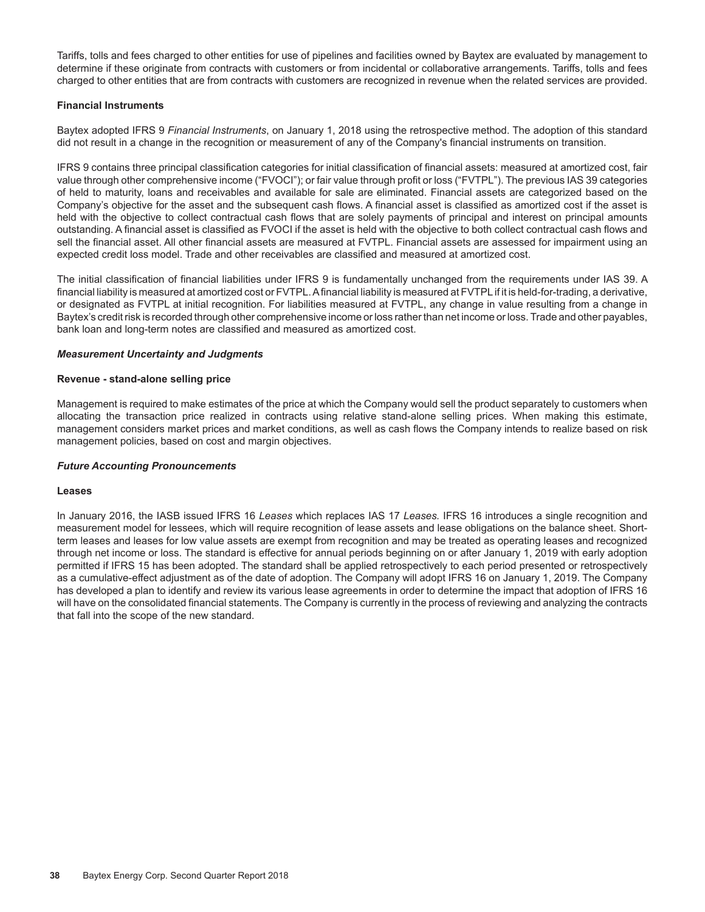Tariffs, tolls and fees charged to other entities for use of pipelines and facilities owned by Baytex are evaluated by management to determine if these originate from contracts with customers or from incidental or collaborative arrangements. Tariffs, tolls and fees charged to other entities that are from contracts with customers are recognized in revenue when the related services are provided.

**Financial Instruments**

Baytex adopted IFRS 9 *Financial Instruments*, on January 1, 2018 using the retrospective method. The adoption of this standard did not result in a change in the recognition or measurement of any of the Company's financial instruments on transition.

IFRS 9 contains three principal classification categories for initial classification of financial assets: measured at amortized cost, fair value through other comprehensive income ("FVOCI"); or fair value through profit or loss ("FVTPL"). The previous IAS 39 categories of held to maturity, loans and receivables and available for sale are eliminated. Financial assets are categorized based on the Company's objective for the asset and the subsequent cash flows. A financial asset is classified as amortized cost if the asset is held with the objective to collect contractual cash flows that are solely payments of principal and interest on principal amounts outstanding. A financial asset is classified as FVOCI if the asset is held with the objective to both collect contractual cash flows and sell the financial asset. All other financial assets are measured at FVTPL. Financial assets are assessed for impairment using an expected credit loss model. Trade and other receivables are classified and measured at amortized cost.

The initial classification of financial liabilities under IFRS 9 is fundamentally unchanged from the requirements under IAS 39. A financial liability is measured at amortized cost or FVTPL. A financial liability is measured at FVTPL if it is held-for-trading, a derivative, or designated as FVTPL at initial recognition. For liabilities measured at FVTPL, any change in value resulting from a change in Baytex's credit risk is recorded through other comprehensive income or loss rather than net income or loss. Trade and other payables, bank loan and long-term notes are classified and measured as amortized cost.

***Measurement Uncertainty and Judgments***

**Revenue - stand-alone selling price**

Management is required to make estimates of the price at which the Company would sell the product separately to customers when allocating the transaction price realized in contracts using relative stand-alone selling prices. When making this estimate, management considers market prices and market conditions, as well as cash flows the Company intends to realize based on risk management policies, based on cost and margin objectives.

***Future Accounting Pronouncements***

**Leases**

In January 2016, the IASB issued IFRS 16 *Leases* which replaces IAS 17 *Leases.* IFRS 16 introduces a single recognition and measurement model for lessees, which will require recognition of lease assets and lease obligations on the balance sheet. Short-term leases and leases for low value assets are exempt from recognition and may be treated as operating leases and recognized through net income or loss. The standard is effective for annual periods beginning on or after January 1, 2019 with early adoption permitted if IFRS 15 has been adopted. The standard shall be applied retrospectively to each period presented or retrospectively as a cumulative-effect adjustment as of the date of adoption. The Company will adopt IFRS 16 on January 1, 2019. The Company has developed a plan to identify and review its various lease agreements in order to determine the impact that adoption of IFRS 16 will have on the consolidated financial statements. The Company is currently in the process of reviewing and analyzing the contracts that fall into the scope of the new standard.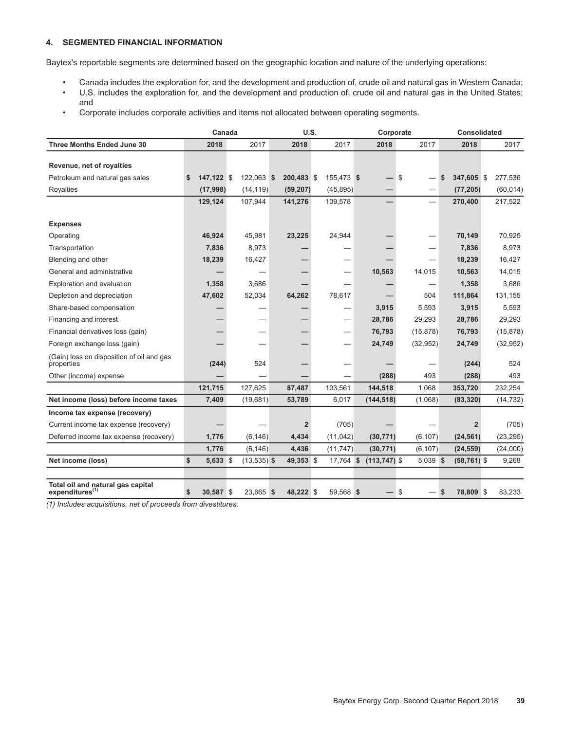## 4. SEGMENTED FINANCIAL INFORMATION

Baytex's reportable segments are determined based on the geographic location and nature of the underlying operations:

- Canada includes the exploration for, and the development and production of, crude oil and natural gas in Western Canada;
- U.S. includes the exploration for, and the development and production of, crude oil and natural gas in the United States; and
- Corporate includes corporate activities and items not allocated between operating segments.

| | Canada | | U.S. | | Corporate | | Consolidated | |
|---|---|---|---|---|---|---|---|---|
| **Three Months Ended June 30** | **2018** | 2017 | **2018** | 2017 | **2018** | 2017 | **2018** | 2017 |
| **Revenue, net of royalties** | | | | | | | | |
| Petroleum and natural gas sales | **$ 147,122** | $ 122,063 | **$ 200,483** | $ 155,473 | **$ —** | $ — | **$ 347,605** | $ 277,536 |
| Royalties | **(17,998)** | (14,119) | **(59,207)** | (45,895) | **—** | — | **(77,205)** | (60,014) |
| | **129,124** | 107,944 | **141,276** | 109,578 | **—** | — | **270,400** | 217,522 |
| **Expenses** | | | | | | | | |
| Operating | **46,924** | 45,981 | **23,225** | 24,944 | **—** | — | **70,149** | 70,925 |
| Transportation | **7,836** | 8,973 | **—** | — | **—** | — | **7,836** | 8,973 |
| Blending and other | **18,239** | 16,427 | **—** | — | **—** | — | **18,239** | 16,427 |
| General and administrative | **—** | — | **—** | — | **10,563** | 14,015 | **10,563** | 14,015 |
| Exploration and evaluation | **1,358** | 3,686 | **—** | — | **—** | — | **1,358** | 3,686 |
| Depletion and depreciation | **47,602** | 52,034 | **64,262** | 78,617 | **—** | 504 | **111,864** | 131,155 |
| Share-based compensation | **—** | — | **—** | — | **3,915** | 5,593 | **3,915** | 5,593 |
| Financing and interest | **—** | — | **—** | — | **28,786** | 29,293 | **28,786** | 29,293 |
| Financial derivatives loss (gain) | **—** | — | **—** | — | **76,793** | (15,878) | **76,793** | (15,878) |
| Foreign exchange loss (gain) | **—** | — | **—** | — | **24,749** | (32,952) | **24,749** | (32,952) |
| (Gain) loss on disposition of oil and gas properties | **(244)** | 524 | **—** | — | **—** | — | **(244)** | 524 |
| Other (income) expense | **—** | — | **—** | — | **(288)** | 493 | **(288)** | 493 |
| | **121,715** | 127,625 | **87,487** | 103,561 | **144,518** | 1,068 | **353,720** | 232,254 |
| **Net income (loss) before income taxes** | **7,409** | (19,681) | **53,789** | 6,017 | **(144,518)** | (1,068) | **(83,320)** | (14,732) |
| **Income tax expense (recovery)** | | | | | | | | |
| Current income tax expense (recovery) | **—** | — | **2** | (705) | **—** | — | **2** | (705) |
| Deferred income tax expense (recovery) | **1,776** | (6,146) | **4,434** | (11,042) | **(30,771)** | (6,107) | **(24,561)** | (23,295) |
| | **1,776** | (6,146) | **4,436** | (11,747) | **(30,771)** | (6,107) | **(24,559)** | (24,000) |
| **Net income (loss)** | **$ 5,633** | $ (13,535) | **$ 49,353** | $ 17,764 | **$ (113,747)** | $ 5,039 | **$ (58,761)** | $ 9,268 |
| **Total oil and natural gas capital expenditures[(1)]** | **$ 30,587** | $ 23,665 | **$ 48,222** | $ 59,568 | **$ —** | $ — | **$ 78,809** | $ 83,233 |

*(1) Includes acquisitions, net of proceeds from divestitures.*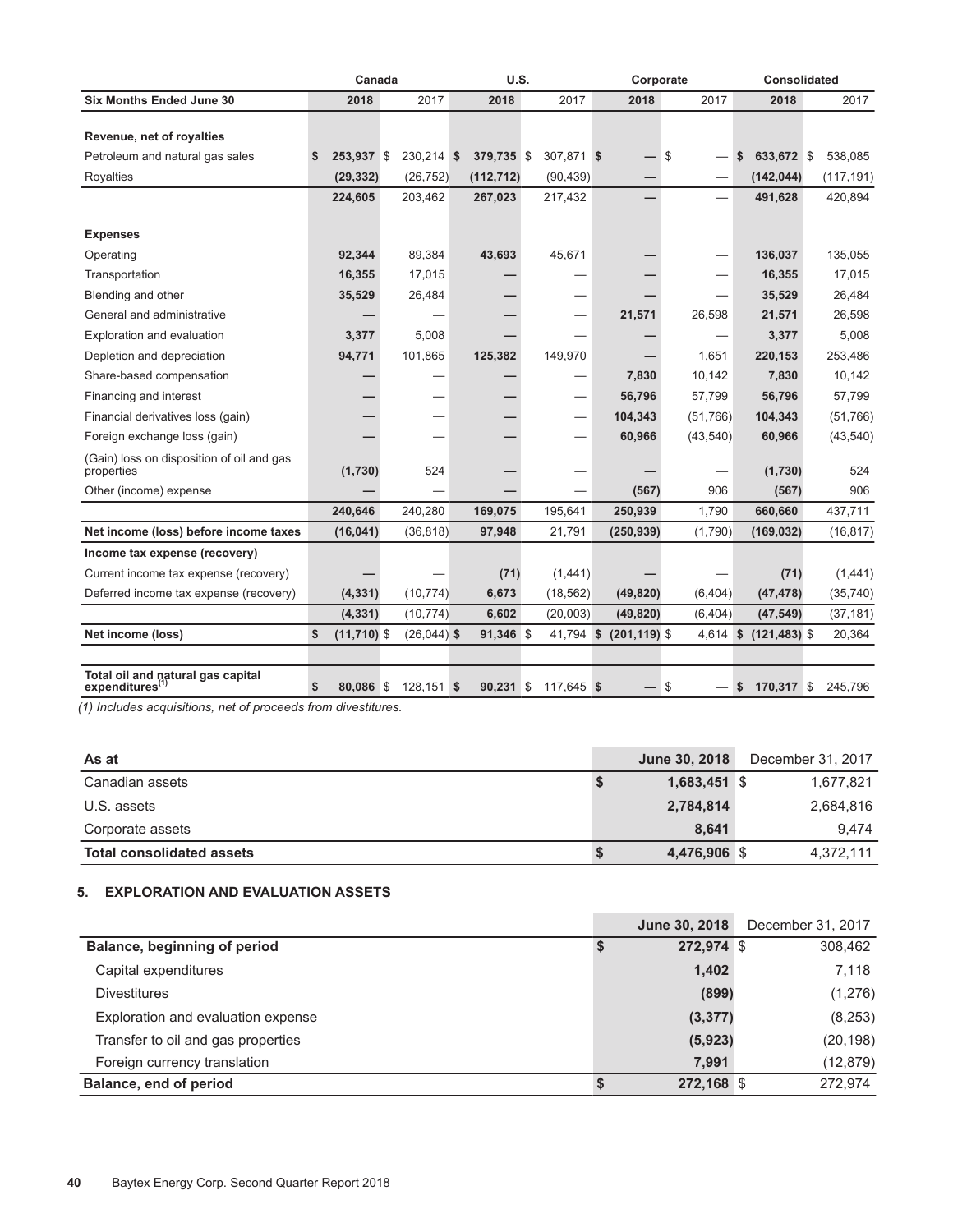| | Canada | | U.S. | | Corporate | | Consolidated | |
|---|---|---|---|---|---|---|---|---|
| **Six Months Ended June 30** | **2018** | 2017 | **2018** | 2017 | **2018** | 2017 | **2018** | 2017 |
| **Revenue, net of royalties** | | | | | | | | |
| Petroleum and natural gas sales | **$ 253,937** | $ 230,214 | **$ 379,735** | $ 307,871 | **$ —** | $ — | **$ 633,672** | $ 538,085 |
| Royalties | **(29,332)** | (26,752) | **(112,712)** | (90,439) | **—** | — | **(142,044)** | (117,191) |
| | **224,605** | 203,462 | **267,023** | 217,432 | **—** | — | **491,628** | 420,894 |
| **Expenses** | | | | | | | | |
| Operating | **92,344** | 89,384 | **43,693** | 45,671 | **—** | — | **136,037** | 135,055 |
| Transportation | **16,355** | 17,015 | **—** | — | **—** | — | **16,355** | 17,015 |
| Blending and other | **35,529** | 26,484 | **—** | — | **—** | — | **35,529** | 26,484 |
| General and administrative | **—** | — | **—** | — | **21,571** | 26,598 | **21,571** | 26,598 |
| Exploration and evaluation | **3,377** | 5,008 | **—** | — | **—** | — | **3,377** | 5,008 |
| Depletion and depreciation | **94,771** | 101,865 | **125,382** | 149,970 | **—** | 1,651 | **220,153** | 253,486 |
| Share-based compensation | **—** | — | **—** | — | **7,830** | 10,142 | **7,830** | 10,142 |
| Financing and interest | **—** | — | **—** | — | **56,796** | 57,799 | **56,796** | 57,799 |
| Financial derivatives loss (gain) | **—** | — | **—** | — | **104,343** | (51,766) | **104,343** | (51,766) |
| Foreign exchange loss (gain) | **—** | — | **—** | — | **60,966** | (43,540) | **60,966** | (43,540) |
| (Gain) loss on disposition of oil and gas properties | **(1,730)** | 524 | **—** | — | **—** | — | **(1,730)** | 524 |
| Other (income) expense | **—** | — | **—** | — | **(567)** | 906 | **(567)** | 906 |
| | **240,646** | 240,280 | **169,075** | 195,641 | **250,939** | 1,790 | **660,660** | 437,711 |
| **Net income (loss) before income taxes** | **(16,041)** | (36,818) | **97,948** | 21,791 | **(250,939)** | (1,790) | **(169,032)** | (16,817) |
| **Income tax expense (recovery)** | | | | | | | | |
| Current income tax expense (recovery) | **—** | — | **(71)** | (1,441) | **—** | — | **(71)** | (1,441) |
| Deferred income tax expense (recovery) | **(4,331)** | (10,774) | **6,673** | (18,562) | **(49,820)** | (6,404) | **(47,478)** | (35,740) |
| | **(4,331)** | (10,774) | **6,602** | (20,003) | **(49,820)** | (6,404) | **(47,549)** | (37,181) |
| **Net income (loss)** | **$ (11,710)** | $ (26,044) | **$ 91,346** | $ 41,794 | **$ (201,119)** | $ 4,614 | **$ (121,483)** | $ 20,364 |
| **Total oil and natural gas capital expenditures**[1] | **$ 80,086** | $ 128,151 | **$ 90,231** | $ 117,645 | **$ —** | $ — | **$ 170,317** | $ 245,796 |

*(1) Includes acquisitions, net of proceeds from divestitures.*

| As at | June 30, 2018 | December 31, 2017 |
|---|---|---|
| Canadian assets | **$ 1,683,451** | $ 1,677,821 |
| U.S. assets | **2,784,814** | 2,684,816 |
| Corporate assets | **8,641** | 9,474 |
| **Total consolidated assets** | **$ 4,476,906** | $ 4,372,111 |

## 5. EXPLORATION AND EVALUATION ASSETS

| | June 30, 2018 | December 31, 2017 |
|---|---|---|
| **Balance, beginning of period** | **$ 272,974** | $ 308,462 |
| Capital expenditures | **1,402** | 7,118 |
| Divestitures | **(899)** | (1,276) |
| Exploration and evaluation expense | **(3,377)** | (8,253) |
| Transfer to oil and gas properties | **(5,923)** | (20,198) |
| Foreign currency translation | **7,991** | (12,879) |
| **Balance, end of period** | **$ 272,168** | $ 272,974 |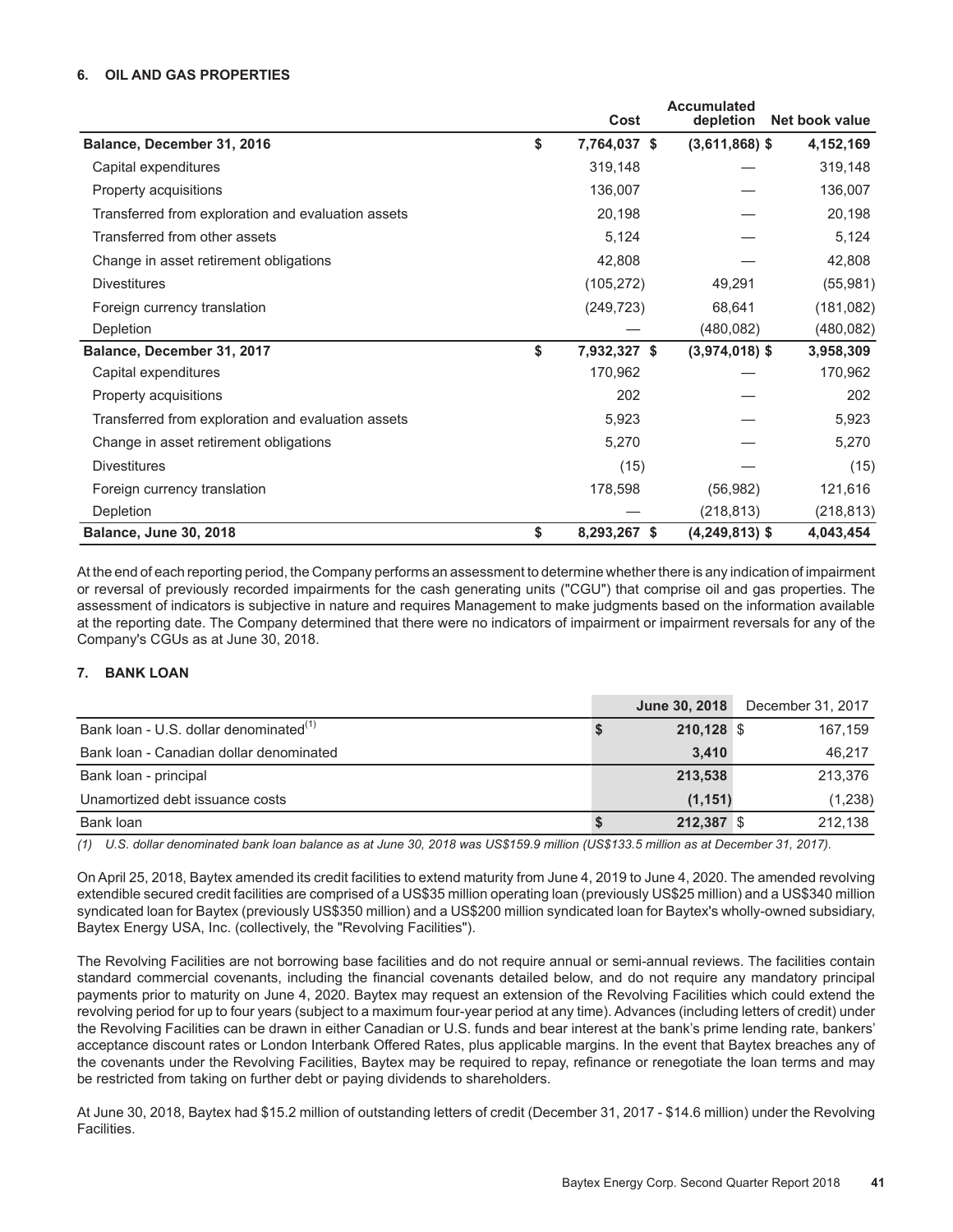### 6. OIL AND GAS PROPERTIES

| | Cost | Accumulated depletion | Net book value |
|---|---|---|---|
| **Balance, December 31, 2016** | **$ 7,764,037** | **$ (3,611,868)** | **$ 4,152,169** |
| Capital expenditures | 319,148 | — | 319,148 |
| Property acquisitions | 136,007 | — | 136,007 |
| Transferred from exploration and evaluation assets | 20,198 | — | 20,198 |
| Transferred from other assets | 5,124 | — | 5,124 |
| Change in asset retirement obligations | 42,808 | — | 42,808 |
| Divestitures | (105,272) | 49,291 | (55,981) |
| Foreign currency translation | (249,723) | 68,641 | (181,082) |
| Depletion | — | (480,082) | (480,082) |
| **Balance, December 31, 2017** | **$ 7,932,327** | **$ (3,974,018)** | **$ 3,958,309** |
| Capital expenditures | 170,962 | — | 170,962 |
| Property acquisitions | 202 | — | 202 |
| Transferred from exploration and evaluation assets | 5,923 | — | 5,923 |
| Change in asset retirement obligations | 5,270 | — | 5,270 |
| Divestitures | (15) | — | (15) |
| Foreign currency translation | 178,598 | (56,982) | 121,616 |
| Depletion | — | (218,813) | (218,813) |
| **Balance, June 30, 2018** | **$ 8,293,267** | **$ (4,249,813)** | **$ 4,043,454** |

At the end of each reporting period, the Company performs an assessment to determine whether there is any indication of impairment or reversal of previously recorded impairments for the cash generating units ("CGU") that comprise oil and gas properties. The assessment of indicators is subjective in nature and requires Management to make judgments based on the information available at the reporting date. The Company determined that there were no indicators of impairment or impairment reversals for any of the Company's CGUs as at June 30, 2018.

### 7. BANK LOAN

| | June 30, 2018 | December 31, 2017 |
|---|---|---|
| Bank loan - U.S. dollar denominated[(1)] | **$ 210,128** | $ 167,159 |
| Bank loan - Canadian dollar denominated | **3,410** | 46,217 |
| Bank loan - principal | **213,538** | 213,376 |
| Unamortized debt issuance costs | **(1,151)** | (1,238) |
| Bank loan | **$ 212,387** | $ 212,138 |

*(1) U.S. dollar denominated bank loan balance as at June 30, 2018 was US$159.9 million (US$133.5 million as at December 31, 2017).*

On April 25, 2018, Baytex amended its credit facilities to extend maturity from June 4, 2019 to June 4, 2020. The amended revolving extendible secured credit facilities are comprised of a US$35 million operating loan (previously US$25 million) and a US$340 million syndicated loan for Baytex (previously US$350 million) and a US$200 million syndicated loan for Baytex's wholly-owned subsidiary, Baytex Energy USA, Inc. (collectively, the "Revolving Facilities").

The Revolving Facilities are not borrowing base facilities and do not require annual or semi-annual reviews. The facilities contain standard commercial covenants, including the financial covenants detailed below, and do not require any mandatory principal payments prior to maturity on June 4, 2020. Baytex may request an extension of the Revolving Facilities which could extend the revolving period for up to four years (subject to a maximum four-year period at any time). Advances (including letters of credit) under the Revolving Facilities can be drawn in either Canadian or U.S. funds and bear interest at the bank's prime lending rate, bankers' acceptance discount rates or London Interbank Offered Rates, plus applicable margins. In the event that Baytex breaches any of the covenants under the Revolving Facilities, Baytex may be required to repay, refinance or renegotiate the loan terms and may be restricted from taking on further debt or paying dividends to shareholders.

At June 30, 2018, Baytex had $15.2 million of outstanding letters of credit (December 31, 2017 - $14.6 million) under the Revolving Facilities.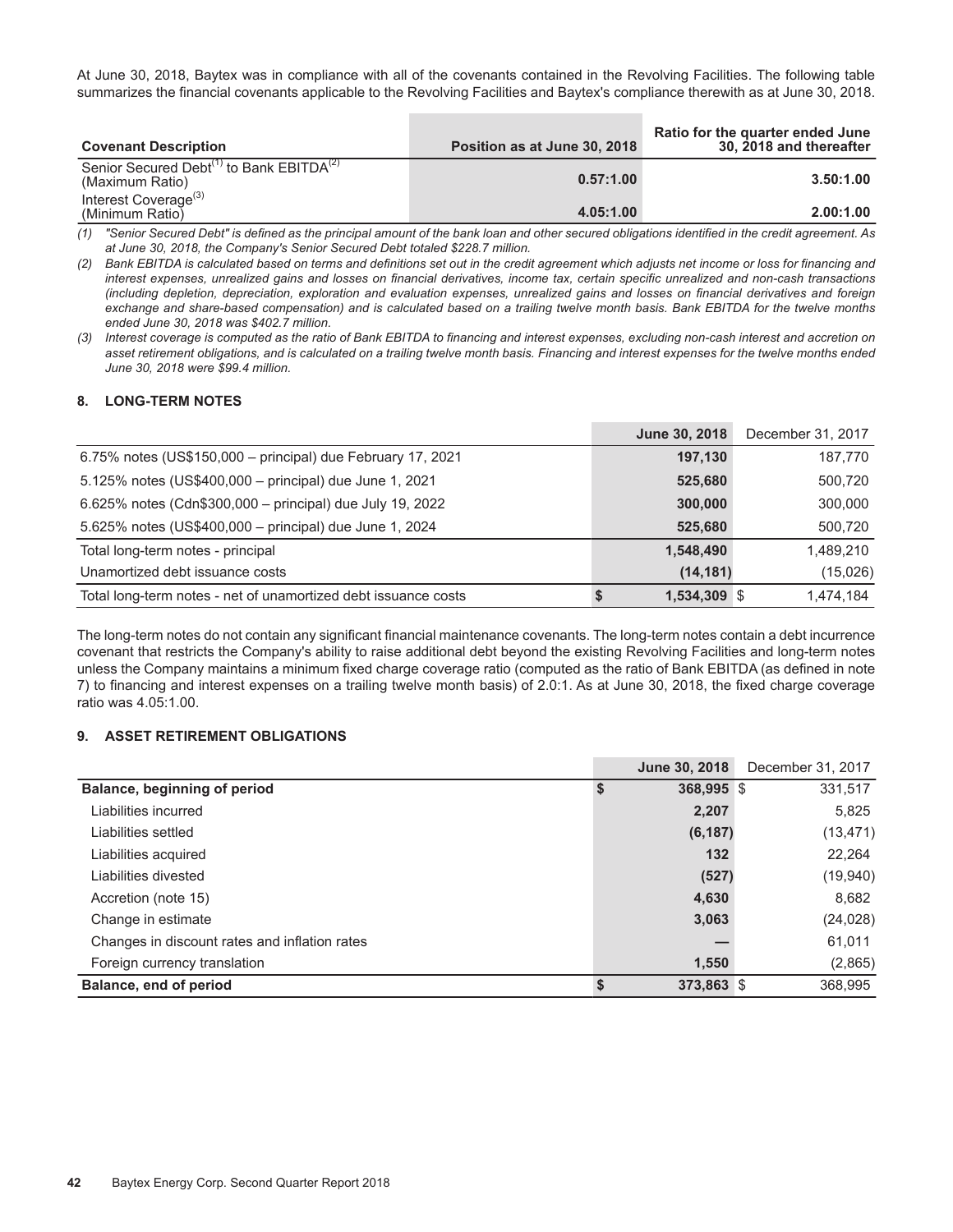At June 30, 2018, Baytex was in compliance with all of the covenants contained in the Revolving Facilities. The following table summarizes the financial covenants applicable to the Revolving Facilities and Baytex's compliance therewith as at June 30, 2018.

| Covenant Description | Position as at June 30, 2018 | Ratio for the quarter ended June 30, 2018 and thereafter |
|---|---|---|
| Senior Secured Debt[(1)] to Bank EBITDA[(2)] (Maximum Ratio) | **0.57:1.00** | **3.50:1.00** |
| Interest Coverage[(3)] (Minimum Ratio) | **4.05:1.00** | **2.00:1.00** |

*(1) "Senior Secured Debt" is defined as the principal amount of the bank loan and other secured obligations identified in the credit agreement. As at June 30, 2018, the Company's Senior Secured Debt totaled $228.7 million.*

*(2) Bank EBITDA is calculated based on terms and definitions set out in the credit agreement which adjusts net income or loss for financing and interest expenses, unrealized gains and losses on financial derivatives, income tax, certain specific unrealized and non-cash transactions (including depletion, depreciation, exploration and evaluation expenses, unrealized gains and losses on financial derivatives and foreign exchange and share-based compensation) and is calculated based on a trailing twelve month basis. Bank EBITDA for the twelve months ended June 30, 2018 was $402.7 million.*

*(3) Interest coverage is computed as the ratio of Bank EBITDA to financing and interest expenses, excluding non-cash interest and accretion on asset retirement obligations, and is calculated on a trailing twelve month basis. Financing and interest expenses for the twelve months ended June 30, 2018 were $99.4 million.*

## 8. LONG-TERM NOTES

| | June 30, 2018 | December 31, 2017 |
|---|---|---|
| 6.75% notes (US$150,000 – principal) due February 17, 2021 | **197,130** | 187,770 |
| 5.125% notes (US$400,000 – principal) due June 1, 2021 | **525,680** | 500,720 |
| 6.625% notes (Cdn$300,000 – principal) due July 19, 2022 | **300,000** | 300,000 |
| 5.625% notes (US$400,000 – principal) due June 1, 2024 | **525,680** | 500,720 |
| Total long-term notes - principal | **1,548,490** | 1,489,210 |
| Unamortized debt issuance costs | **(14,181)** | (15,026) |
| Total long-term notes - net of unamortized debt issuance costs | **$ 1,534,309** | $ 1,474,184 |

The long-term notes do not contain any significant financial maintenance covenants. The long-term notes contain a debt incurrence covenant that restricts the Company's ability to raise additional debt beyond the existing Revolving Facilities and long-term notes unless the Company maintains a minimum fixed charge coverage ratio (computed as the ratio of Bank EBITDA (as defined in note 7) to financing and interest expenses on a trailing twelve month basis) of 2.0:1. As at June 30, 2018, the fixed charge coverage ratio was 4.05:1.00.

## 9. ASSET RETIREMENT OBLIGATIONS

| | June 30, 2018 | December 31, 2017 |
|---|---|---|
| **Balance, beginning of period** | **$ 368,995** | $ 331,517 |
| Liabilities incurred | **2,207** | 5,825 |
| Liabilities settled | **(6,187)** | (13,471) |
| Liabilities acquired | **132** | 22,264 |
| Liabilities divested | **(527)** | (19,940) |
| Accretion (note 15) | **4,630** | 8,682 |
| Change in estimate | **3,063** | (24,028) |
| Changes in discount rates and inflation rates | **—** | 61,011 |
| Foreign currency translation | **1,550** | (2,865) |
| **Balance, end of period** | **$ 373,863** | $ 368,995 |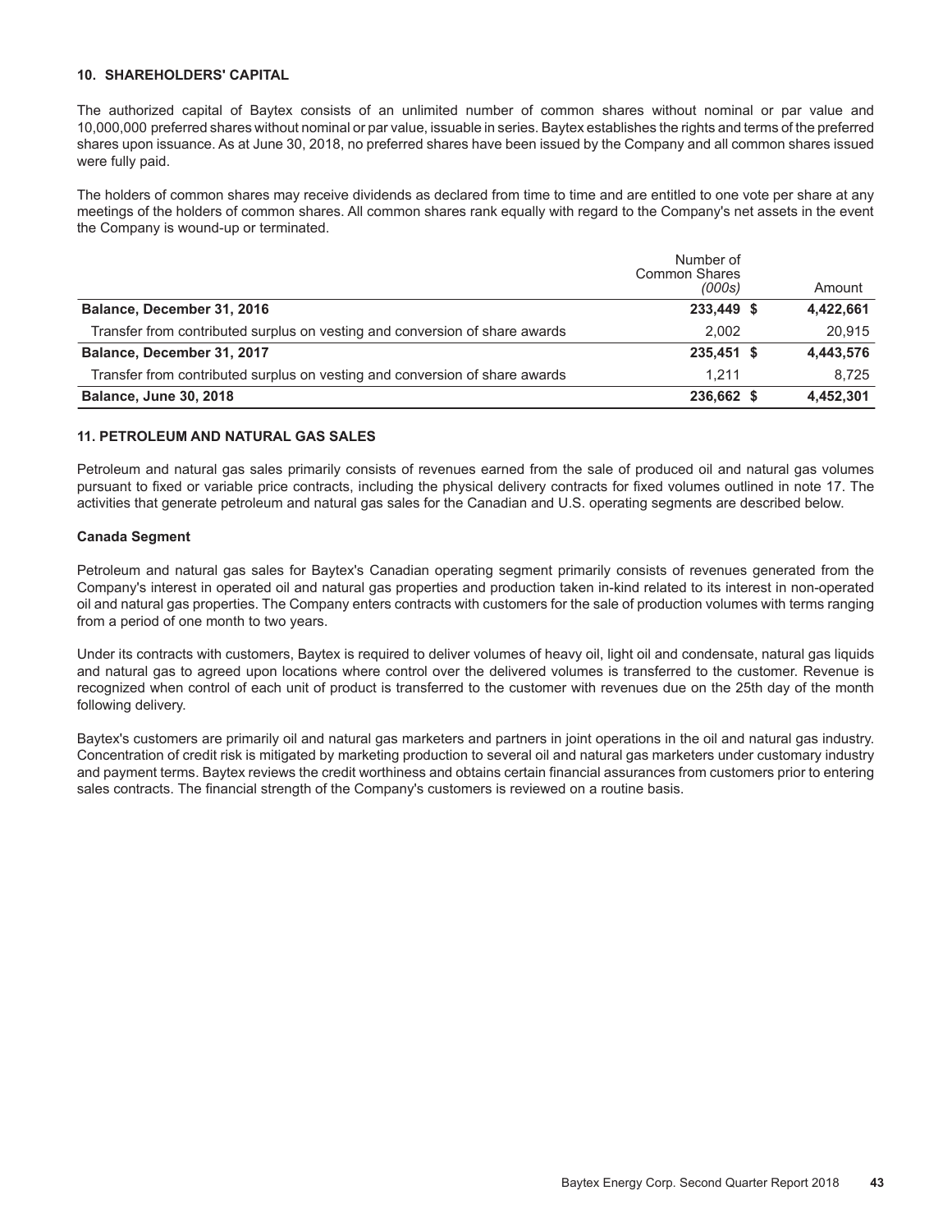### 10. SHAREHOLDERS' CAPITAL

The authorized capital of Baytex consists of an unlimited number of common shares without nominal or par value and 10,000,000 preferred shares without nominal or par value, issuable in series. Baytex establishes the rights and terms of the preferred shares upon issuance. As at June 30, 2018, no preferred shares have been issued by the Company and all common shares issued were fully paid.

The holders of common shares may receive dividends as declared from time to time and are entitled to one vote per share at any meetings of the holders of common shares. All common shares rank equally with regard to the Company's net assets in the event the Company is wound-up or terminated.

| | Number of Common Shares *(000s)* | Amount |
|---|---|---|
| **Balance, December 31, 2016** | **233,449** | **$ 4,422,661** |
| Transfer from contributed surplus on vesting and conversion of share awards | 2,002 | 20,915 |
| **Balance, December 31, 2017** | **235,451** | **$ 4,443,576** |
| Transfer from contributed surplus on vesting and conversion of share awards | 1,211 | 8,725 |
| **Balance, June 30, 2018** | **236,662** | **$ 4,452,301** |

### 11. PETROLEUM AND NATURAL GAS SALES

Petroleum and natural gas sales primarily consists of revenues earned from the sale of produced oil and natural gas volumes pursuant to fixed or variable price contracts, including the physical delivery contracts for fixed volumes outlined in note 17. The activities that generate petroleum and natural gas sales for the Canadian and U.S. operating segments are described below.

**Canada Segment**

Petroleum and natural gas sales for Baytex's Canadian operating segment primarily consists of revenues generated from the Company's interest in operated oil and natural gas properties and production taken in-kind related to its interest in non-operated oil and natural gas properties. The Company enters contracts with customers for the sale of production volumes with terms ranging from a period of one month to two years.

Under its contracts with customers, Baytex is required to deliver volumes of heavy oil, light oil and condensate, natural gas liquids and natural gas to agreed upon locations where control over the delivered volumes is transferred to the customer. Revenue is recognized when control of each unit of product is transferred to the customer with revenues due on the 25th day of the month following delivery.

Baytex's customers are primarily oil and natural gas marketers and partners in joint operations in the oil and natural gas industry. Concentration of credit risk is mitigated by marketing production to several oil and natural gas marketers under customary industry and payment terms. Baytex reviews the credit worthiness and obtains certain financial assurances from customers prior to entering sales contracts. The financial strength of the Company's customers is reviewed on a routine basis.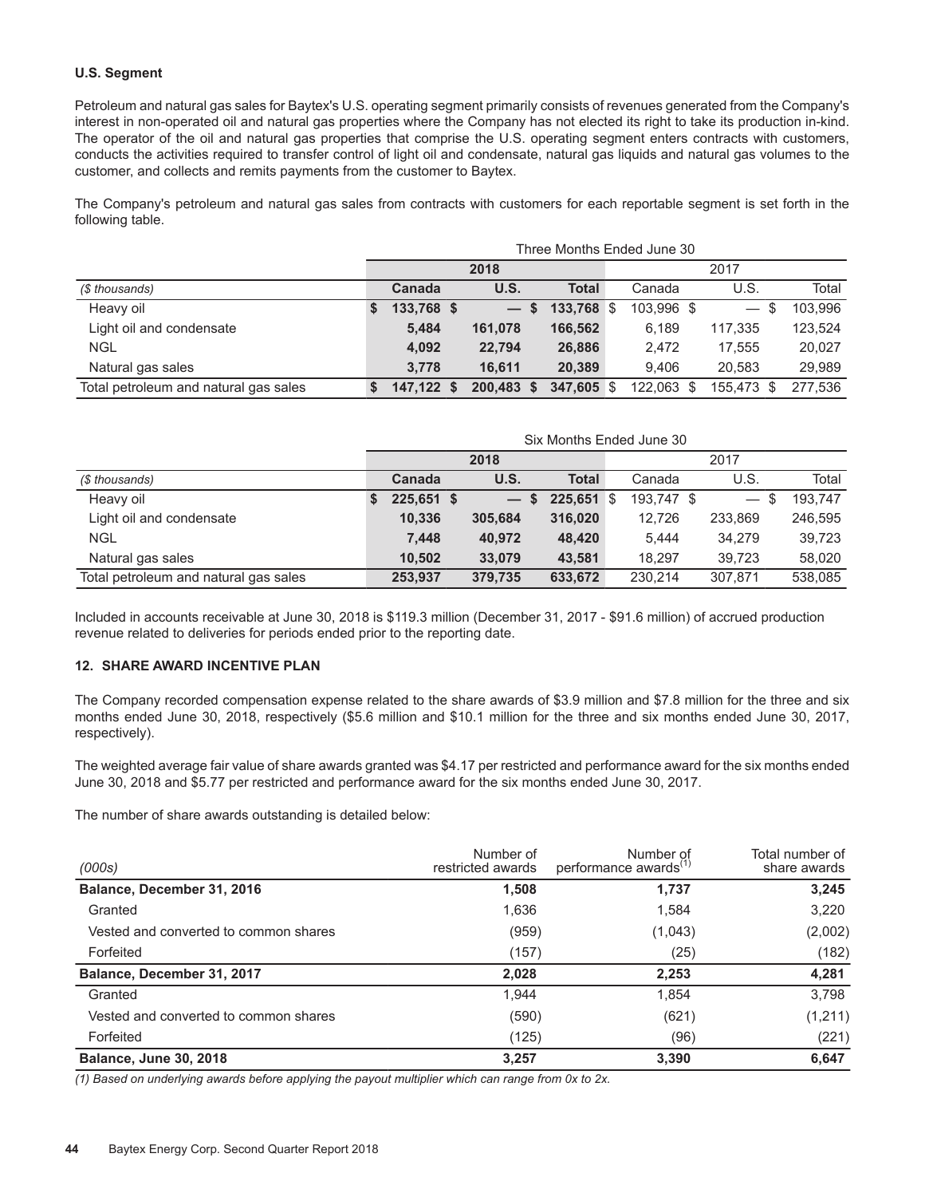**U.S. Segment**

Petroleum and natural gas sales for Baytex's U.S. operating segment primarily consists of revenues generated from the Company's interest in non-operated oil and natural gas properties where the Company has not elected its right to take its production in-kind. The operator of the oil and natural gas properties that comprise the U.S. operating segment enters contracts with customers, conducts the activities required to transfer control of light oil and condensate, natural gas liquids and natural gas volumes to the customer, and collects and remits payments from the customer to Baytex.

The Company's petroleum and natural gas sales from contracts with customers for each reportable segment is set forth in the following table.

| | Three Months Ended June 30 | | | | | |
|---|---|---|---|---|---|---|
| | 2018 | | | 2017 | | |
| *($ thousands)* | **Canada** | **U.S.** | **Total** | Canada | U.S. | Total |
| Heavy oil | **$ 133,768** | **$ —** | **$ 133,768** | $ 103,996 | $ — | $ 103,996 |
| Light oil and condensate | **5,484** | **161,078** | **166,562** | 6,189 | 117,335 | 123,524 |
| NGL | **4,092** | **22,794** | **26,886** | 2,472 | 17,555 | 20,027 |
| Natural gas sales | **3,778** | **16,611** | **20,389** | 9,406 | 20,583 | 29,989 |
| Total petroleum and natural gas sales | **$ 147,122** | **$ 200,483** | **$ 347,605** | $ 122,063 | $ 155,473 | $ 277,536 |

| | Six Months Ended June 30 | | | | | |
|---|---|---|---|---|---|---|
| | 2018 | | | 2017 | | |
| *($ thousands)* | **Canada** | **U.S.** | **Total** | Canada | U.S. | Total |
| Heavy oil | **$ 225,651** | **$ —** | **$ 225,651** | $ 193,747 | $ — | $ 193,747 |
| Light oil and condensate | **10,336** | **305,684** | **316,020** | 12,726 | 233,869 | 246,595 |
| NGL | **7,448** | **40,972** | **48,420** | 5,444 | 34,279 | 39,723 |
| Natural gas sales | **10,502** | **33,079** | **43,581** | 18,297 | 39,723 | 58,020 |
| Total petroleum and natural gas sales | **253,937** | **379,735** | **633,672** | 230,214 | 307,871 | 538,085 |

Included in accounts receivable at June 30, 2018 is $119.3 million (December 31, 2017 - $91.6 million) of accrued production revenue related to deliveries for periods ended prior to the reporting date.

### 12. SHARE AWARD INCENTIVE PLAN

The Company recorded compensation expense related to the share awards of $3.9 million and $7.8 million for the three and six months ended June 30, 2018, respectively ($5.6 million and $10.1 million for the three and six months ended June 30, 2017, respectively).

The weighted average fair value of share awards granted was $4.17 per restricted and performance award for the six months ended June 30, 2018 and $5.77 per restricted and performance award for the six months ended June 30, 2017.

The number of share awards outstanding is detailed below:

| *(000s)* | Number of restricted awards | Number of performance awards[(1)] | Total number of share awards |
|---|---|---|---|
| **Balance, December 31, 2016** | **1,508** | **1,737** | **3,245** |
| Granted | 1,636 | 1,584 | 3,220 |
| Vested and converted to common shares | (959) | (1,043) | (2,002) |
| Forfeited | (157) | (25) | (182) |
| **Balance, December 31, 2017** | **2,028** | **2,253** | **4,281** |
| Granted | 1,944 | 1,854 | 3,798 |
| Vested and converted to common shares | (590) | (621) | (1,211) |
| Forfeited | (125) | (96) | (221) |
| **Balance, June 30, 2018** | **3,257** | **3,390** | **6,647** |

*(1) Based on underlying awards before applying the payout multiplier which can range from 0x to 2x.*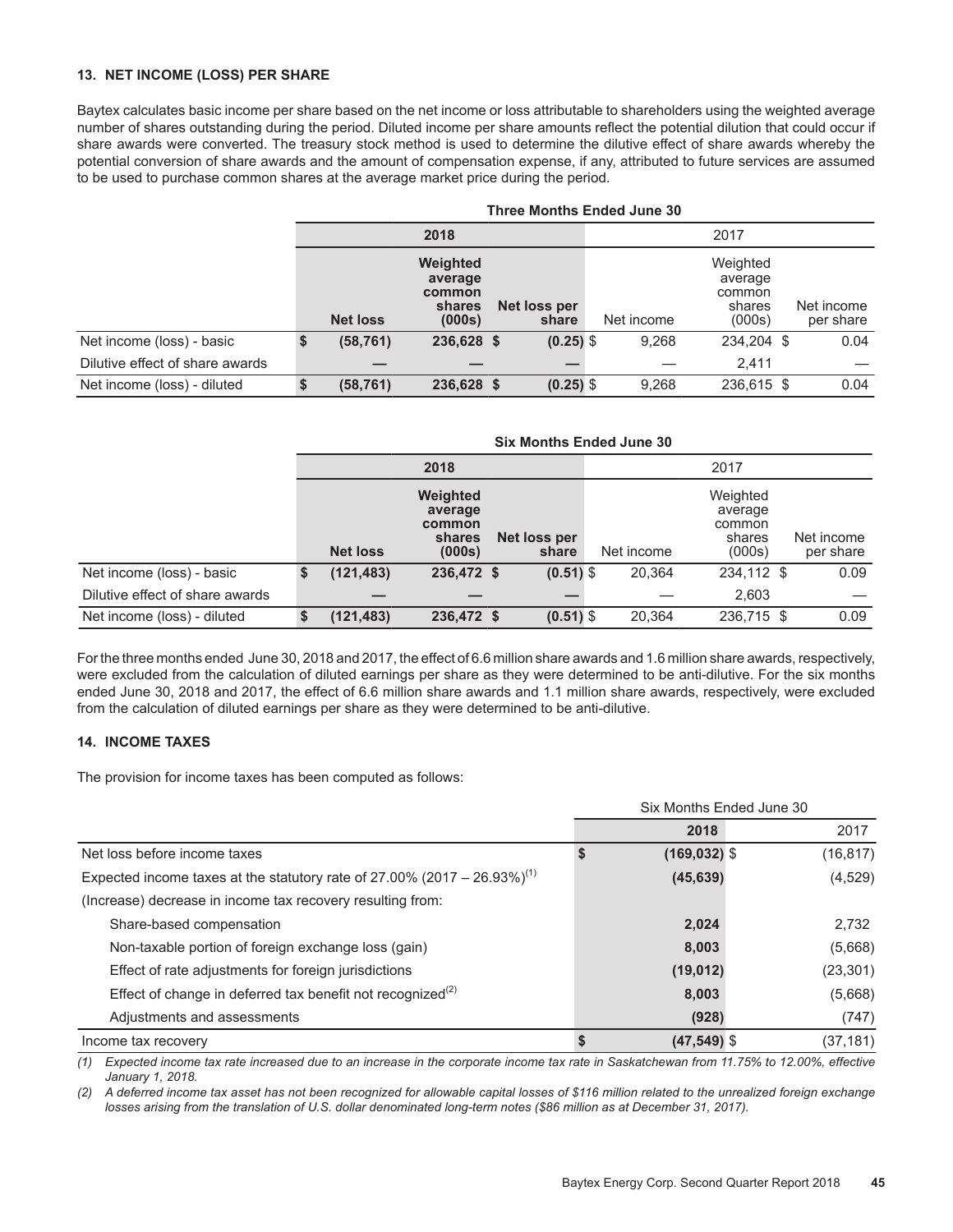### 13. NET INCOME (LOSS) PER SHARE

Baytex calculates basic income per share based on the net income or loss attributable to shareholders using the weighted average number of shares outstanding during the period. Diluted income per share amounts reflect the potential dilution that could occur if share awards were converted. The treasury stock method is used to determine the dilutive effect of share awards whereby the potential conversion of share awards and the amount of compensation expense, if any, attributed to future services are assumed to be used to purchase common shares at the average market price during the period.

| | Three Months Ended June 30 | | | | | |
|---|---|---|---|---|---|---|
| | 2018 | | | 2017 | | |
| | **Net loss** | **Weighted average common shares (000s)** | **Net loss per share** | Net income | Weighted average common shares (000s) | Net income per share |
| Net income (loss) - basic | **$ (58,761)** | **236,628** | **$ (0.25)** | $ 9,268 | 234,204 | $ 0.04 |
| Dilutive effect of share awards | **—** | **—** | **—** | — | 2,411 | — |
| Net income (loss) - diluted | **$ (58,761)** | **236,628** | **$ (0.25)** | $ 9,268 | 236,615 | $ 0.04 |

| | Six Months Ended June 30 | | | | | |
|---|---|---|---|---|---|---|
| | 2018 | | | 2017 | | |
| | **Net loss** | **Weighted average common shares (000s)** | **Net loss per share** | Net income | Weighted average common shares (000s) | Net income per share |
| Net income (loss) - basic | **$ (121,483)** | **236,472** | **$ (0.51)** | $ 20,364 | 234,112 | $ 0.09 |
| Dilutive effect of share awards | **—** | **—** | **—** | — | 2,603 | — |
| Net income (loss) - diluted | **$ (121,483)** | **236,472** | **$ (0.51)** | $ 20,364 | 236,715 | $ 0.09 |

For the three months ended June 30, 2018 and 2017, the effect of 6.6 million share awards and 1.6 million share awards, respectively, were excluded from the calculation of diluted earnings per share as they were determined to be anti-dilutive. For the six months ended June 30, 2018 and 2017, the effect of 6.6 million share awards and 1.1 million share awards, respectively, were excluded from the calculation of diluted earnings per share as they were determined to be anti-dilutive.

### 14. INCOME TAXES

The provision for income taxes has been computed as follows:

| | Six Months Ended June 30 | |
|---|---|---|
| | **2018** | 2017 |
| Net loss before income taxes | **$ (169,032)** | $ (16,817) |
| Expected income taxes at the statutory rate of 27.00% (2017 – 26.93%)[1] | **(45,639)** | (4,529) |
| (Increase) decrease in income tax recovery resulting from: | | |
| Share-based compensation | **2,024** | 2,732 |
| Non-taxable portion of foreign exchange loss (gain) | **8,003** | (5,668) |
| Effect of rate adjustments for foreign jurisdictions | **(19,012)** | (23,301) |
| Effect of change in deferred tax benefit not recognized[2] | **8,003** | (5,668) |
| Adjustments and assessments | **(928)** | (747) |
| Income tax recovery | **$ (47,549)** | $ (37,181) |

*(1) Expected income tax rate increased due to an increase in the corporate income tax rate in Saskatchewan from 11.75% to 12.00%, effective January 1, 2018.*

*(2) A deferred income tax asset has not been recognized for allowable capital losses of $116 million related to the unrealized foreign exchange losses arising from the translation of U.S. dollar denominated long-term notes ($86 million as at December 31, 2017).*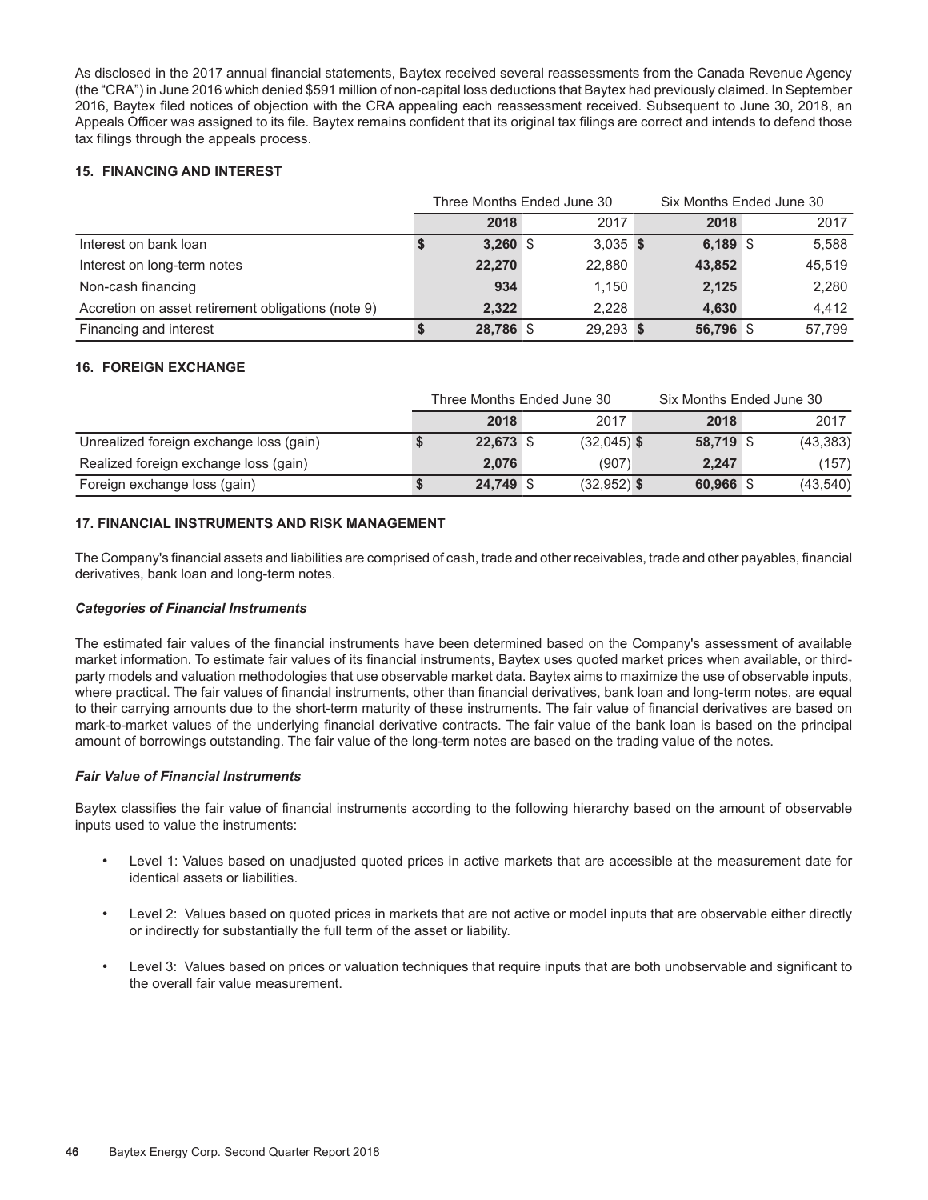As disclosed in the 2017 annual financial statements, Baytex received several reassessments from the Canada Revenue Agency (the "CRA") in June 2016 which denied $591 million of non-capital loss deductions that Baytex had previously claimed. In September 2016, Baytex filed notices of objection with the CRA appealing each reassessment received. Subsequent to June 30, 2018, an Appeals Officer was assigned to its file. Baytex remains confident that its original tax filings are correct and intends to defend those tax filings through the appeals process.

### 15. FINANCING AND INTEREST

| | Three Months Ended June 30 | | Six Months Ended June 30 | |
|---|---|---|---|---|
| | **2018** | 2017 | **2018** | 2017 |
| Interest on bank loan | **$ 3,260** | $ 3,035 | **$ 6,189** | $ 5,588 |
| Interest on long-term notes | **22,270** | 22,880 | **43,852** | 45,519 |
| Non-cash financing | **934** | 1,150 | **2,125** | 2,280 |
| Accretion on asset retirement obligations (note 9) | **2,322** | 2,228 | **4,630** | 4,412 |
| Financing and interest | **$ 28,786** | $ 29,293 | **$ 56,796** | $ 57,799 |

### 16. FOREIGN EXCHANGE

| | Three Months Ended June 30 | | Six Months Ended June 30 | |
|---|---|---|---|---|
| | **2018** | 2017 | **2018** | 2017 |
| Unrealized foreign exchange loss (gain) | **$ 22,673** | $ (32,045) | **$ 58,719** | $ (43,383) |
| Realized foreign exchange loss (gain) | **2,076** | (907) | **2,247** | (157) |
| Foreign exchange loss (gain) | **$ 24,749** | $ (32,952) | **$ 60,966** | $ (43,540) |

### 17. FINANCIAL INSTRUMENTS AND RISK MANAGEMENT

The Company's financial assets and liabilities are comprised of cash, trade and other receivables, trade and other payables, financial derivatives, bank loan and long-term notes.

***Categories of Financial Instruments***

The estimated fair values of the financial instruments have been determined based on the Company's assessment of available market information. To estimate fair values of its financial instruments, Baytex uses quoted market prices when available, or third-party models and valuation methodologies that use observable market data. Baytex aims to maximize the use of observable inputs, where practical. The fair values of financial instruments, other than financial derivatives, bank loan and long-term notes, are equal to their carrying amounts due to the short-term maturity of these instruments. The fair value of financial derivatives are based on mark-to-market values of the underlying financial derivative contracts. The fair value of the bank loan is based on the principal amount of borrowings outstanding. The fair value of the long-term notes are based on the trading value of the notes.

***Fair Value of Financial Instruments***

Baytex classifies the fair value of financial instruments according to the following hierarchy based on the amount of observable inputs used to value the instruments:

- Level 1: Values based on unadjusted quoted prices in active markets that are accessible at the measurement date for identical assets or liabilities.
- Level 2: Values based on quoted prices in markets that are not active or model inputs that are observable either directly or indirectly for substantially the full term of the asset or liability.
- Level 3: Values based on prices or valuation techniques that require inputs that are both unobservable and significant to the overall fair value measurement.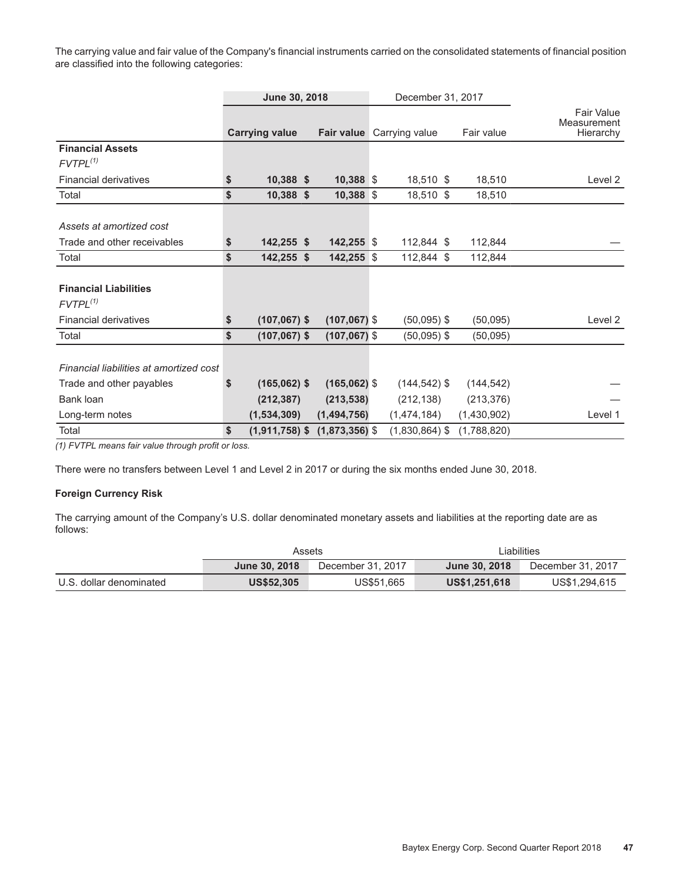The carrying value and fair value of the Company's financial instruments carried on the consolidated statements of financial position are classified into the following categories:

| | June 30, 2018 | | December 31, 2017 | | |
|---|---|---|---|---|---|
| | **Carrying value** | **Fair value** | Carrying value | Fair value | Fair Value Measurement Hierarchy |
| **Financial Assets** | | | | | |
| *FVTPL*[(1)] | | | | | |
| Financial derivatives | **$ 10,388** | **$ 10,388** | $ 18,510 | $ 18,510 | Level 2 |
| Total | **$ 10,388** | **$ 10,388** | $ 18,510 | $ 18,510 | |
| | | | | | |
| *Assets at amortized cost* | | | | | |
| Trade and other receivables | **$ 142,255** | **$ 142,255** | $ 112,844 | $ 112,844 | — |
| Total | **$ 142,255** | **$ 142,255** | $ 112,844 | $ 112,844 | |
| | | | | | |
| **Financial Liabilities** | | | | | |
| *FVTPL*[(1)] | | | | | |
| Financial derivatives | **$ (107,067)** | **$ (107,067)** | $ (50,095) | $ (50,095) | Level 2 |
| Total | **$ (107,067)** | **$ (107,067)** | $ (50,095) | $ (50,095) | |
| | | | | | |
| *Financial liabilities at amortized cost* | | | | | |
| Trade and other payables | **$ (165,062)** | **$ (165,062)** | $ (144,542) | $ (144,542) | — |
| Bank loan | **(212,387)** | **(213,538)** | (212,138) | (213,376) | — |
| Long-term notes | **(1,534,309)** | **(1,494,756)** | (1,474,184) | (1,430,902) | Level 1 |
| Total | **$ (1,911,758)** | **$ (1,873,356)** | $ (1,830,864) | $ (1,788,820) | |

*(1) FVTPL means fair value through profit or loss.*

There were no transfers between Level 1 and Level 2 in 2017 or during the six months ended June 30, 2018.

**Foreign Currency Risk**

The carrying amount of the Company's U.S. dollar denominated monetary assets and liabilities at the reporting date are as follows:

| | Assets | | Liabilities | |
|---|---|---|---|---|
| | **June 30, 2018** | December 31, 2017 | **June 30, 2018** | December 31, 2017 |
| U.S. dollar denominated | **US$52,305** | US$51,665 | **US$1,251,618** | US$1,294,615 |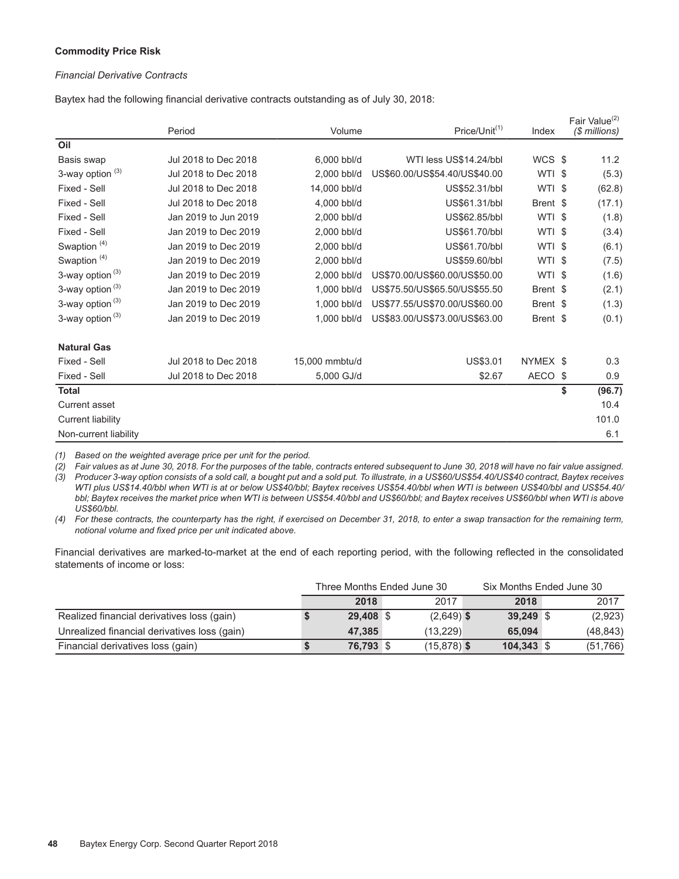**Commodity Price Risk**

*Financial Derivative Contracts*

Baytex had the following financial derivative contracts outstanding as of July 30, 2018:

| | Period | Volume | Price/Unit[(1)] | Index | Fair Value[(2)] *($ millions)* |
|---|---|---|---|---|---|
| **Oil** | | | | | |
| Basis swap | Jul 2018 to Dec 2018 | 6,000 bbl/d | WTI less US$14.24/bbl | WCS | $ 11.2 |
| 3-way option [(3)] | Jul 2018 to Dec 2018 | 2,000 bbl/d | US$60.00/US$54.40/US$40.00 | WTI | $ (5.3) |
| Fixed - Sell | Jul 2018 to Dec 2018 | 14,000 bbl/d | US$52.31/bbl | WTI | $ (62.8) |
| Fixed - Sell | Jul 2018 to Dec 2018 | 4,000 bbl/d | US$61.31/bbl | Brent | $ (17.1) |
| Fixed - Sell | Jan 2019 to Jun 2019 | 2,000 bbl/d | US$62.85/bbl | WTI | $ (1.8) |
| Fixed - Sell | Jan 2019 to Dec 2019 | 2,000 bbl/d | US$61.70/bbl | WTI | $ (3.4) |
| Swaption [(4)] | Jan 2019 to Dec 2019 | 2,000 bbl/d | US$61.70/bbl | WTI | $ (6.1) |
| Swaption [(4)] | Jan 2019 to Dec 2019 | 2,000 bbl/d | US$59.60/bbl | WTI | $ (7.5) |
| 3-way option [(3)] | Jan 2019 to Dec 2019 | 2,000 bbl/d | US$70.00/US$60.00/US$50.00 | WTI | $ (1.6) |
| 3-way option [(3)] | Jan 2019 to Dec 2019 | 1,000 bbl/d | US$75.50/US$65.50/US$55.50 | Brent | $ (2.1) |
| 3-way option [(3)] | Jan 2019 to Dec 2019 | 1,000 bbl/d | US$77.55/US$70.00/US$60.00 | Brent | $ (1.3) |
| 3-way option [(3)] | Jan 2019 to Dec 2019 | 1,000 bbl/d | US$83.00/US$73.00/US$63.00 | Brent | $ (0.1) |
| **Natural Gas** | | | | | |
| Fixed - Sell | Jul 2018 to Dec 2018 | 15,000 mmbtu/d | US$3.01 | NYMEX | $ 0.3 |
| Fixed - Sell | Jul 2018 to Dec 2018 | 5,000 GJ/d | $2.67 | AECO | $ 0.9 |
| **Total** | | | | | **$ (96.7)** |
| Current asset | | | | | 10.4 |
| Current liability | | | | | 101.0 |
| Non-current liability | | | | | 6.1 |

*(1) Based on the weighted average price per unit for the period.*
*(2) Fair values as at June 30, 2018. For the purposes of the table, contracts entered subsequent to June 30, 2018 will have no fair value assigned.*
*(3) Producer 3-way option consists of a sold call, a bought put and a sold put. To illustrate, in a US$60/US$54.40/US$40 contract, Baytex receives WTI plus US$14.40/bbl when WTI is at or below US$40/bbl; Baytex receives US$54.40/bbl when WTI is between US$40/bbl and US$54.40/bbl; Baytex receives the market price when WTI is between US$54.40/bbl and US$60/bbl; and Baytex receives US$60/bbl when WTI is above US$60/bbl.*
*(4) For these contracts, the counterparty has the right, if exercised on December 31, 2018, to enter a swap transaction for the remaining term, notional volume and fixed price per unit indicated above.*

Financial derivatives are marked-to-market at the end of each reporting period, with the following reflected in the consolidated statements of income or loss:

| | Three Months Ended June 30 | | Six Months Ended June 30 | |
|---|---|---|---|---|
| | **2018** | 2017 | **2018** | 2017 |
| Realized financial derivatives loss (gain) | **$ 29,408** | $ (2,649) | **$ 39,249** | $ (2,923) |
| Unrealized financial derivatives loss (gain) | **47,385** | (13,229) | **65,094** | (48,843) |
| Financial derivatives loss (gain) | **$ 76,793** | $ (15,878) | **$ 104,343** | $ (51,766) |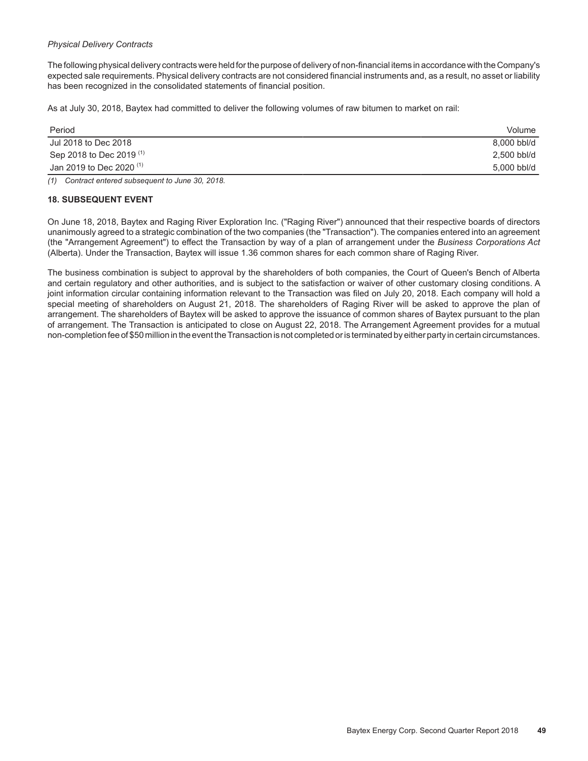*Physical Delivery Contracts*

The following physical delivery contracts were held for the purpose of delivery of non-financial items in accordance with the Company's expected sale requirements. Physical delivery contracts are not considered financial instruments and, as a result, no asset or liability has been recognized in the consolidated statements of financial position.

As at July 30, 2018, Baytex had committed to deliver the following volumes of raw bitumen to market on rail:

| Period | Volume |
|---|---|
| Jul 2018 to Dec 2018 | 8,000 bbl/d |
| Sep 2018 to Dec 2019 [1] | 2,500 bbl/d |
| Jan 2019 to Dec 2020 [1] | 5,000 bbl/d |

*(1) Contract entered subsequent to June 30, 2018.*

**18. SUBSEQUENT EVENT**

On June 18, 2018, Baytex and Raging River Exploration Inc. ("Raging River") announced that their respective boards of directors unanimously agreed to a strategic combination of the two companies (the "Transaction"). The companies entered into an agreement (the "Arrangement Agreement") to effect the Transaction by way of a plan of arrangement under the *Business Corporations Act* (Alberta). Under the Transaction, Baytex will issue 1.36 common shares for each common share of Raging River.

The business combination is subject to approval by the shareholders of both companies, the Court of Queen's Bench of Alberta and certain regulatory and other authorities, and is subject to the satisfaction or waiver of other customary closing conditions. A joint information circular containing information relevant to the Transaction was filed on July 20, 2018. Each company will hold a special meeting of shareholders on August 21, 2018. The shareholders of Raging River will be asked to approve the plan of arrangement. The shareholders of Baytex will be asked to approve the issuance of common shares of Baytex pursuant to the plan of arrangement. The Transaction is anticipated to close on August 22, 2018. The Arrangement Agreement provides for a mutual non-completion fee of $50 million in the event the Transaction is not completed or is terminated by either party in certain circumstances.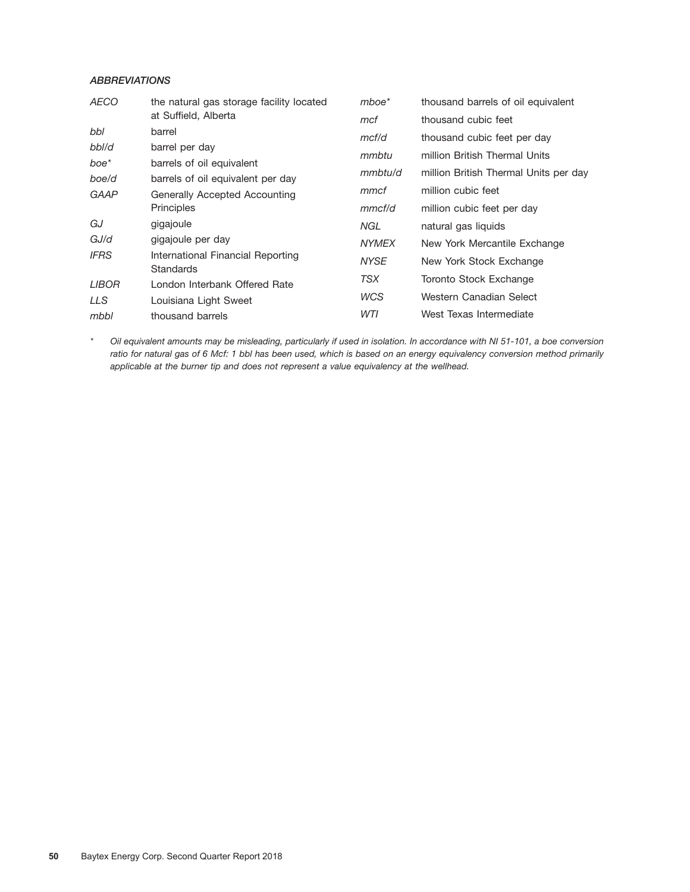### *ABBREVIATIONS*

| | |
|---|---|
| *AECO* | the natural gas storage facility located at Suffield, Alberta |
| *bbl* | barrel |
| *bbl/d* | barrel per day |
| *boe** | barrels of oil equivalent |
| *boe/d* | barrels of oil equivalent per day |
| *GAAP* | Generally Accepted Accounting Principles |
| *GJ* | gigajoule |
| *GJ/d* | gigajoule per day |
| *IFRS* | International Financial Reporting Standards |
| *LIBOR* | London Interbank Offered Rate |
| *LLS* | Louisiana Light Sweet |
| *mbbl* | thousand barrels |
| *mboe** | thousand barrels of oil equivalent |
| *mcf* | thousand cubic feet |
| *mcf/d* | thousand cubic feet per day |
| *mmbtu* | million British Thermal Units |
| *mmbtu/d* | million British Thermal Units per day |
| *mmcf* | million cubic feet |
| *mmcf/d* | million cubic feet per day |
| *NGL* | natural gas liquids |
| *NYMEX* | New York Mercantile Exchange |
| *NYSE* | New York Stock Exchange |
| *TSX* | Toronto Stock Exchange |
| *WCS* | Western Canadian Select |
| *WTI* | West Texas Intermediate |

\* *Oil equivalent amounts may be misleading, particularly if used in isolation. In accordance with NI 51-101, a boe conversion ratio for natural gas of 6 Mcf: 1 bbl has been used, which is based on an energy equivalency conversion method primarily applicable at the burner tip and does not represent a value equivalency at the wellhead.*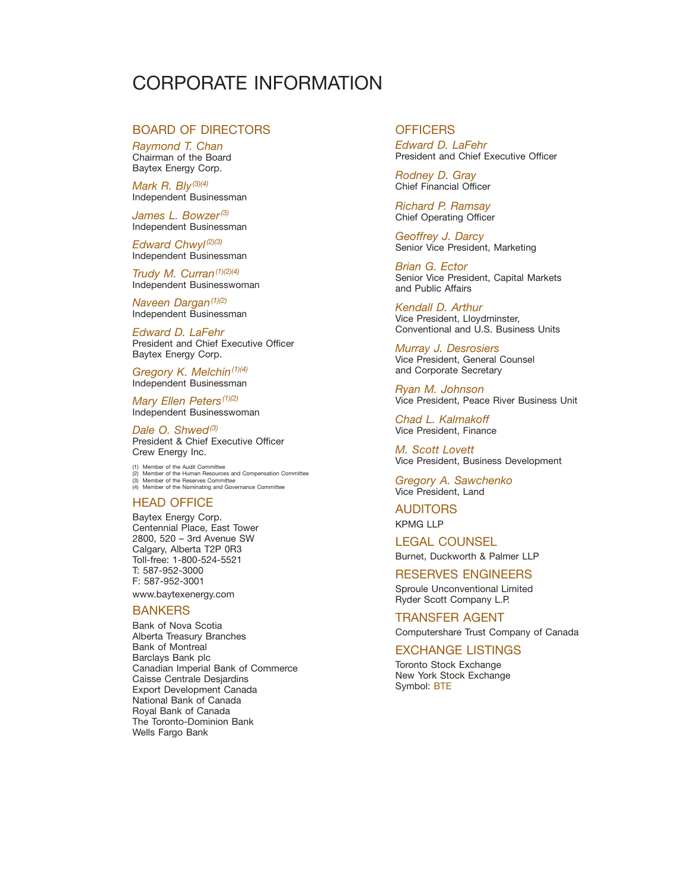# CORPORATE INFORMATION

## BOARD OF DIRECTORS

*Raymond T. Chan*
Chairman of the Board
Baytex Energy Corp.

*Mark R. Bly*[(3)(4)]
Independent Businessman

*James L. Bowzer*[(3)]
Independent Businessman

*Edward Chwyl*[(2)(3)]
Independent Businessman

*Trudy M. Curran*[(1)(2)(4)]
Independent Businesswoman

*Naveen Dargan*[(1)(2)]
Independent Businessman

*Edward D. LaFehr*
President and Chief Executive Officer
Baytex Energy Corp.

*Gregory K. Melchin*[(1)(4)]
Independent Businessman

*Mary Ellen Peters*[(1)(2)]
Independent Businesswoman

*Dale O. Shwed*[(3)]
President & Chief Executive Officer
Crew Energy Inc.

(1) Member of the Audit Committee
(2) Member of the Human Resources and Compensation Committee
(3) Member of the Reserves Committee
(4) Member of the Nominating and Governance Committee

## HEAD OFFICE

Baytex Energy Corp.
Centennial Place, East Tower
2800, 520 – 3rd Avenue SW
Calgary, Alberta T2P 0R3
Toll-free: 1-800-524-5521
T: 587-952-3000
F: 587-952-3001
www.baytexenergy.com

## BANKERS

Bank of Nova Scotia
Alberta Treasury Branches
Bank of Montreal
Barclays Bank plc
Canadian Imperial Bank of Commerce
Caisse Centrale Desjardins
Export Development Canada
National Bank of Canada
Royal Bank of Canada
The Toronto-Dominion Bank
Wells Fargo Bank

## OFFICERS

*Edward D. LaFehr*
President and Chief Executive Officer

*Rodney D. Gray*
Chief Financial Officer

*Richard P. Ramsay*
Chief Operating Officer

*Geoffrey J. Darcy*
Senior Vice President, Marketing

*Brian G. Ector*
Senior Vice President, Capital Markets and Public Affairs

*Kendall D. Arthur*
Vice President, Lloydminster, Conventional and U.S. Business Units

*Murray J. Desrosiers*
Vice President, General Counsel and Corporate Secretary

*Ryan M. Johnson*
Vice President, Peace River Business Unit

*Chad L. Kalmakoff*
Vice President, Finance

*M. Scott Lovett*
Vice President, Business Development

*Gregory A. Sawchenko*
Vice President, Land

## AUDITORS

KPMG LLP

## LEGAL COUNSEL

Burnet, Duckworth & Palmer LLP

## RESERVES ENGINEERS

Sproule Unconventional Limited
Ryder Scott Company L.P.

## TRANSFER AGENT

Computershare Trust Company of Canada

## EXCHANGE LISTINGS

Toronto Stock Exchange
New York Stock Exchange
Symbol: BTE